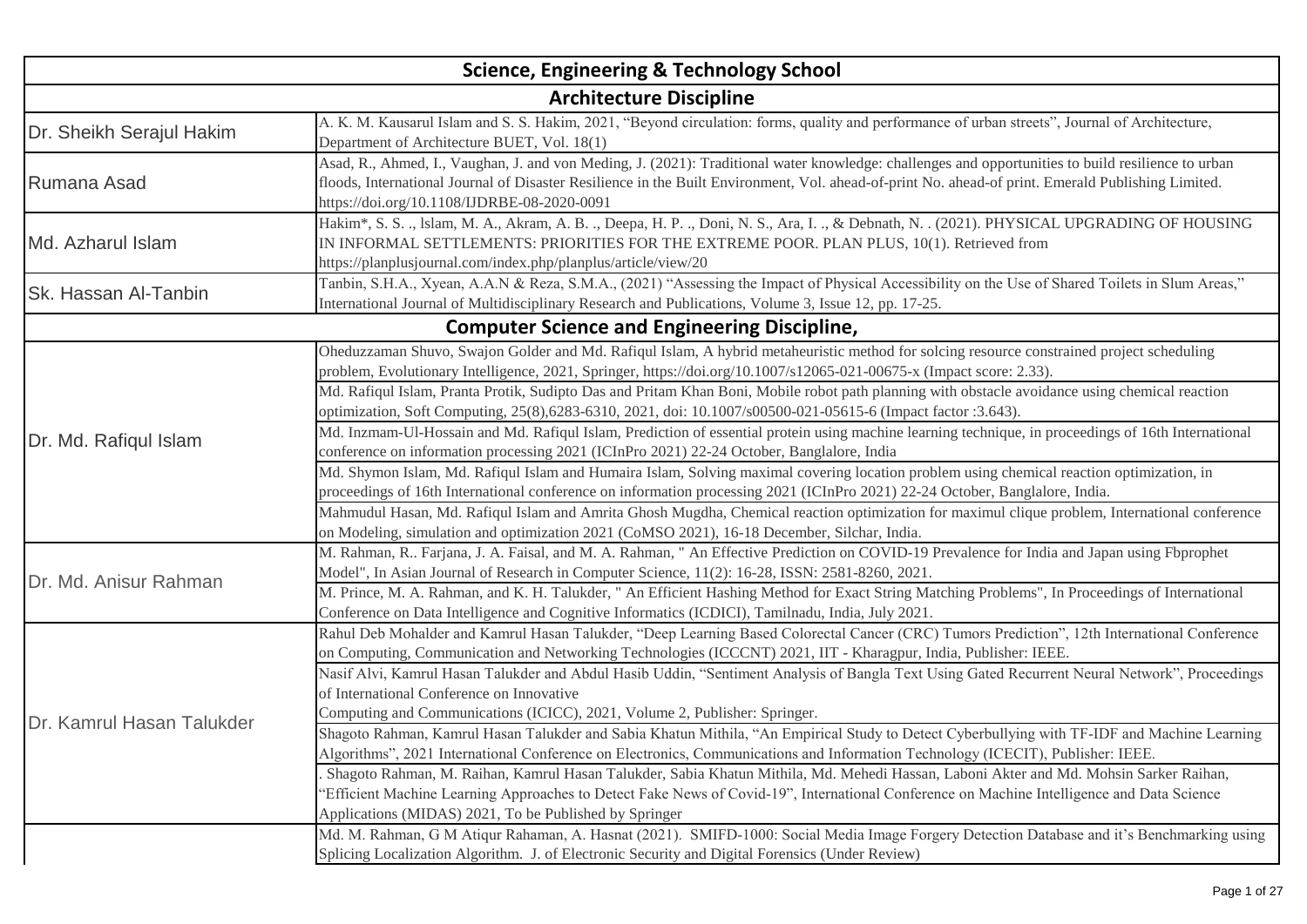| Science, Engineering & Technology School | |
|---|---|
| **Architecture Discipline** | |
| Dr. Sheikh Serajul Hakim | A. K. M. Kausarul Islam and S. S. Hakim, 2021, "Beyond circulation: forms, quality and performance of urban streets", Journal of Architecture, Department of Architecture BUET, Vol. 18(1) |
| Rumana Asad | Asad, R., Ahmed, I., Vaughan, J. and von Meding, J. (2021): Traditional water knowledge: challenges and opportunities to build resilience to urban floods, International Journal of Disaster Resilience in the Built Environment, Vol. ahead-of-print No. ahead-of print. Emerald Publishing Limited. https://doi.org/10.1108/IJDRBE-08-2020-0091 |
| Md. Azharul Islam | Hakim*, S. S. ., lslam, M. A., Akram, A. B. ., Deepa, H. P. ., Doni, N. S., Ara, I. ., & Debnath, N. . (2021). PHYSICAL UPGRADING OF HOUSING IN INFORMAL SETTLEMENTS: PRIORITIES FOR THE EXTREME POOR. PLAN PLUS, 10(1). Retrieved from https://planplusjournal.com/index.php/planplus/article/view/20 |
| Sk. Hassan Al-Tanbin | Tanbin, S.H.A., Xyean, A.A.N & Reza, S.M.A., (2021) "Assessing the Impact of Physical Accessibility on the Use of Shared Toilets in Slum Areas," International Journal of Multidisciplinary Research and Publications, Volume 3, Issue 12, pp. 17-25. |
| **Computer Science and Engineering Discipline,** | |
| Dr. Md. Rafiqul Islam | Oheduzzaman Shuvo, Swajon Golder and Md. Rafiqul Islam, A hybrid metaheuristic method for solcing resource constrained project scheduling problem, Evolutionary Intelligence, 2021, Springer, https://doi.org/10.1007/s12065-021-00675-x (Impact score: 2.33). |
| | Md. Rafiqul Islam, Pranta Protik, Sudipto Das and Pritam Khan Boni, Mobile robot path planning with obstacle avoidance using chemical reaction optimization, Soft Computing, 25(8),6283-6310, 2021, doi: 10.1007/s00500-021-05615-6 (Impact factor :3.643). |
| | Md. Inzmam-Ul-Hossain and Md. Rafiqul Islam, Prediction of essential protein using machine learning technique, in proceedings of 16th International conference on information processing 2021 (ICInPro 2021) 22-24 October, Banglalore, India |
| | Md. Shymon Islam, Md. Rafiqul Islam and Humaira Islam, Solving maximal covering location problem using chemical reaction optimization, in proceedings of 16th International conference on information processing 2021 (ICInPro 2021) 22-24 October, Banglalore, India. |
| | Mahmudul Hasan, Md. Rafiqul Islam and Amrita Ghosh Mugdha, Chemical reaction optimization for maximul clique problem, International conference on Modeling, simulation and optimization 2021 (CoMSO 2021), 16-18 December, Silchar, India. |
| Dr. Md. Anisur Rahman | M. Rahman, R.. Farjana, J. A. Faisal, and M. A. Rahman, " An Effective Prediction on COVID-19 Prevalence for India and Japan using Fbprophet Model", In Asian Journal of Research in Computer Science, 11(2): 16-28, ISSN: 2581-8260, 2021. |
| | M. Prince, M. A. Rahman, and K. H. Talukder, " An Efficient Hashing Method for Exact String Matching Problems", In Proceedings of International Conference on Data Intelligence and Cognitive Informatics (ICDICI), Tamilnadu, India, July 2021. |
| Dr. Kamrul Hasan Talukder | Rahul Deb Mohalder and Kamrul Hasan Talukder, "Deep Learning Based Colorectal Cancer (CRC) Tumors Prediction", 12th International Conference on Computing, Communication and Networking Technologies (ICCCNT) 2021, IIT - Kharagpur, India, Publisher: IEEE. |
| | Nasif Alvi, Kamrul Hasan Talukder and Abdul Hasib Uddin, "Sentiment Analysis of Bangla Text Using Gated Recurrent Neural Network", Proceedings of International Conference on Innovative Computing and Communications (ICICC), 2021, Volume 2, Publisher: Springer. |
| | Shagoto Rahman, Kamrul Hasan Talukder and Sabia Khatun Mithila, "An Empirical Study to Detect Cyberbullying with TF-IDF and Machine Learning Algorithms", 2021 International Conference on Electronics, Communications and Information Technology (ICECIT), Publisher: IEEE. |
| | . Shagoto Rahman, M. Raihan, Kamrul Hasan Talukder, Sabia Khatun Mithila, Md. Mehedi Hassan, Laboni Akter and Md. Mohsin Sarker Raihan, "Efficient Machine Learning Approaches to Detect Fake News of Covid-19", International Conference on Machine Intelligence and Data Science Applications (MIDAS) 2021, To be Published by Springer |
| | Md. M. Rahman, G M Atiqur Rahaman, A. Hasnat (2021). SMIFD-1000: Social Media Image Forgery Detection Database and it's Benchmarking using Splicing Localization Algorithm. J. of Electronic Security and Digital Forensics (Under Review) |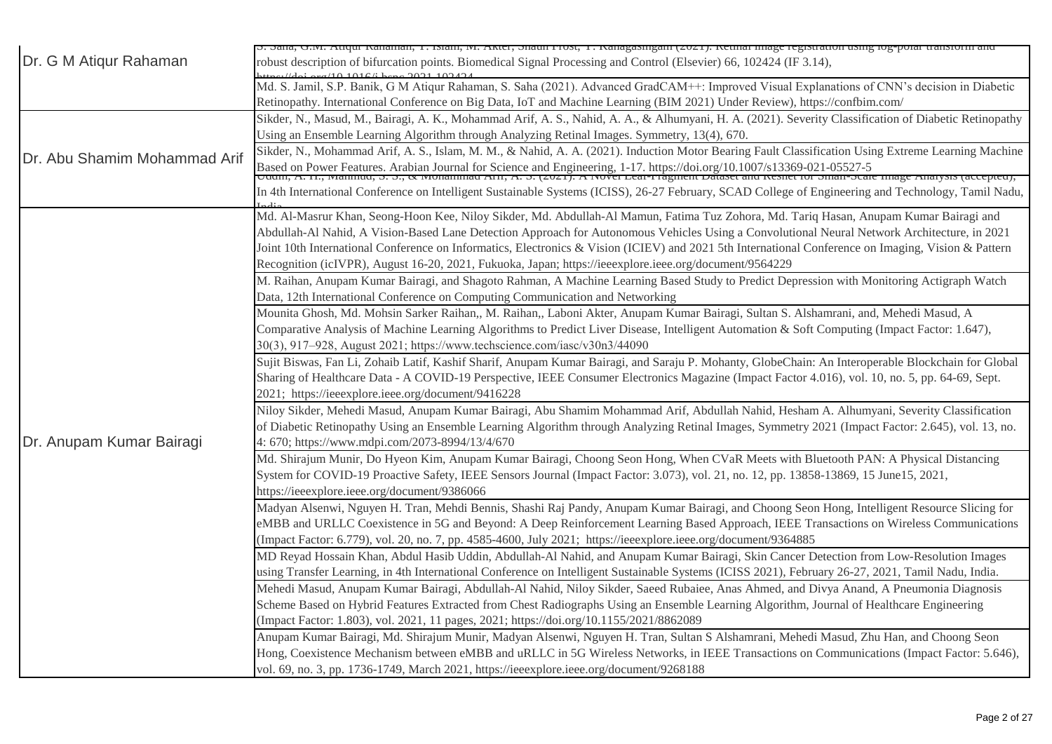| | |
|---|---|
| Dr. G M Atiqur Rahaman | S. Saha, G.M. Atiqur Rahaman, T. Islam, M. Akter, Shaun Frost, Y. Kanagasingam (2021). Retinal image registration using log-polar transform and robust description of bifurcation points. Biomedical Signal Processing and Control (Elsevier) 66, 102424 (IF 3.14), https://doi.org/10.1016/j.bspc.2021.102424 |
| | Md. S. Jamil, S.P. Banik, G M Atiqur Rahaman, S. Saha (2021). Advanced GradCAM++: Improved Visual Explanations of CNN's decision in Diabetic Retinopathy. International Conference on Big Data, IoT and Machine Learning (BIM 2021) Under Review), https://confbim.com/ |
| Dr. Abu Shamim Mohammad Arif | Sikder, N., Masud, M., Bairagi, A. K., Mohammad Arif, A. S., Nahid, A. A., & Alhumyani, H. A. (2021). Severity Classification of Diabetic Retinopathy Using an Ensemble Learning Algorithm through Analyzing Retinal Images. Symmetry, 13(4), 670. |
| | Sikder, N., Mohammad Arif, A. S., Islam, M. M., & Nahid, A. A. (2021). Induction Motor Bearing Fault Classification Using Extreme Learning Machine Based on Power Features. Arabian Journal for Science and Engineering, 1-17. https://doi.org/10.1007/s13369-021-05527-5 |
| | Uddin, A. H., Mahmud, S. S., & Mohammad Arif, A. S. (2021). A Novel Leaf-Fragment Dataset and ResNet for Small-Scale Image Analysis (accepted), In 4th International Conference on Intelligent Sustainable Systems (ICISS), 26-27 February, SCAD College of Engineering and Technology, Tamil Nadu, India. |
| Dr. Anupam Kumar Bairagi | Md. Al-Masrur Khan, Seong-Hoon Kee, Niloy Sikder, Md. Abdullah-Al Mamun, Fatima Tuz Zohora, Md. Tariq Hasan, Anupam Kumar Bairagi and Abdullah-Al Nahid, A Vision-Based Lane Detection Approach for Autonomous Vehicles Using a Convolutional Neural Network Architecture, in 2021 Joint 10th International Conference on Informatics, Electronics & Vision (ICIEV) and 2021 5th International Conference on Imaging, Vision & Pattern Recognition (icIVPR), August 16-20, 2021, Fukuoka, Japan; https://ieeexplore.ieee.org/document/9564229 |
| | M. Raihan, Anupam Kumar Bairagi, and Shagoto Rahman, A Machine Learning Based Study to Predict Depression with Monitoring Actigraph Watch Data, 12th International Conference on Computing Communication and Networking |
| | Mounita Ghosh, Md. Mohsin Sarker Raihan,, M. Raihan,, Laboni Akter, Anupam Kumar Bairagi, Sultan S. Alshamrani, and, Mehedi Masud, A Comparative Analysis of Machine Learning Algorithms to Predict Liver Disease, Intelligent Automation & Soft Computing (Impact Factor: 1.647), 30(3), 917–928, August 2021; https://www.techscience.com/iasc/v30n3/44090 |
| | Sujit Biswas, Fan Li, Zohaib Latif, Kashif Sharif, Anupam Kumar Bairagi, and Saraju P. Mohanty, GlobeChain: An Interoperable Blockchain for Global Sharing of Healthcare Data - A COVID-19 Perspective, IEEE Consumer Electronics Magazine (Impact Factor 4.016), vol. 10, no. 5, pp. 64-69, Sept. 2021; https://ieeexplore.ieee.org/document/9416228 |
| | Niloy Sikder, Mehedi Masud, Anupam Kumar Bairagi, Abu Shamim Mohammad Arif, Abdullah Nahid, Hesham A. Alhumyani, Severity Classification of Diabetic Retinopathy Using an Ensemble Learning Algorithm through Analyzing Retinal Images, Symmetry 2021 (Impact Factor: 2.645), vol. 13, no. 4: 670; https://www.mdpi.com/2073-8994/13/4/670 |
| | Md. Shirajum Munir, Do Hyeon Kim, Anupam Kumar Bairagi, Choong Seon Hong, When CVaR Meets with Bluetooth PAN: A Physical Distancing System for COVID-19 Proactive Safety, IEEE Sensors Journal (Impact Factor: 3.073), vol. 21, no. 12, pp. 13858-13869, 15 June15, 2021, https://ieeexplore.ieee.org/document/9386066 |
| | Madyan Alsenwi, Nguyen H. Tran, Mehdi Bennis, Shashi Raj Pandy, Anupam Kumar Bairagi, and Choong Seon Hong, Intelligent Resource Slicing for eMBB and URLLC Coexistence in 5G and Beyond: A Deep Reinforcement Learning Based Approach, IEEE Transactions on Wireless Communications (Impact Factor: 6.779), vol. 20, no. 7, pp. 4585-4600, July 2021; https://ieeexplore.ieee.org/document/9364885 |
| | MD Reyad Hossain Khan, Abdul Hasib Uddin, Abdullah-Al Nahid, and Anupam Kumar Bairagi, Skin Cancer Detection from Low-Resolution Images using Transfer Learning, in 4th International Conference on Intelligent Sustainable Systems (ICISS 2021), February 26-27, 2021, Tamil Nadu, India. |
| | Mehedi Masud, Anupam Kumar Bairagi, Abdullah-Al Nahid, Niloy Sikder, Saeed Rubaiee, Anas Ahmed, and Divya Anand, A Pneumonia Diagnosis Scheme Based on Hybrid Features Extracted from Chest Radiographs Using an Ensemble Learning Algorithm, Journal of Healthcare Engineering (Impact Factor: 1.803), vol. 2021, 11 pages, 2021; https://doi.org/10.1155/2021/8862089 |
| | Anupam Kumar Bairagi, Md. Shirajum Munir, Madyan Alsenwi, Nguyen H. Tran, Sultan S Alshamrani, Mehedi Masud, Zhu Han, and Choong Seon Hong, Coexistence Mechanism between eMBB and uRLLC in 5G Wireless Networks, in IEEE Transactions on Communications (Impact Factor: 5.646), vol. 69, no. 3, pp. 1736-1749, March 2021, https://ieeexplore.ieee.org/document/9268188 |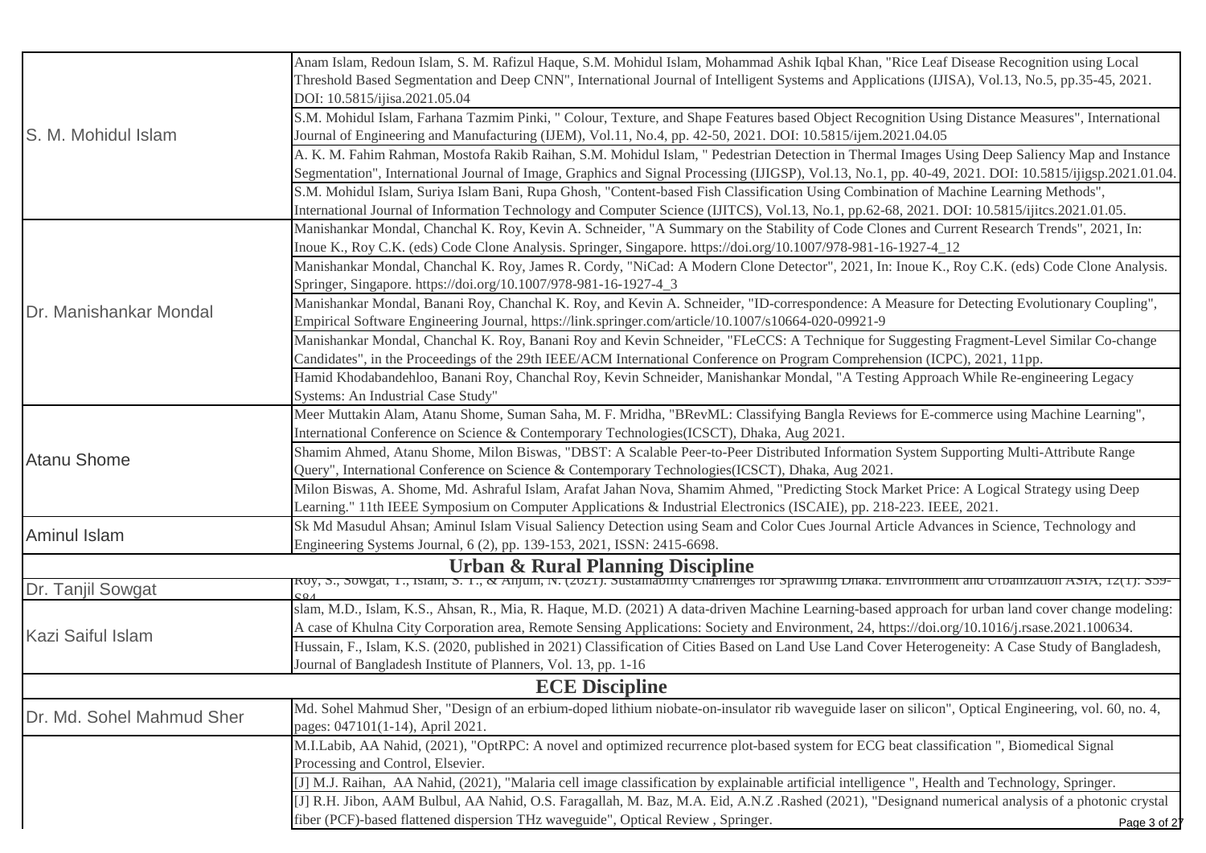| | |
|---|---|
| S. M. Mohidul Islam | Anam Islam, Redoun Islam, S. M. Rafizul Haque, S.M. Mohidul Islam, Mohammad Ashik Iqbal Khan, "Rice Leaf Disease Recognition using Local Threshold Based Segmentation and Deep CNN", International Journal of Intelligent Systems and Applications (IJISA), Vol.13, No.5, pp.35-45, 2021. DOI: 10.5815/ijisa.2021.05.04 |
| | S.M. Mohidul Islam, Farhana Tazmim Pinki, " Colour, Texture, and Shape Features based Object Recognition Using Distance Measures", International Journal of Engineering and Manufacturing (IJEM), Vol.11, No.4, pp. 42-50, 2021. DOI: 10.5815/ijem.2021.04.05 |
| | A. K. M. Fahim Rahman, Mostofa Rakib Raihan, S.M. Mohidul Islam, " Pedestrian Detection in Thermal Images Using Deep Saliency Map and Instance Segmentation", International Journal of Image, Graphics and Signal Processing (IJIGSP), Vol.13, No.1, pp. 40-49, 2021. DOI: 10.5815/ijigsp.2021.01.04. |
| | S.M. Mohidul Islam, Suriya Islam Bani, Rupa Ghosh, "Content-based Fish Classification Using Combination of Machine Learning Methods", International Journal of Information Technology and Computer Science (IJITCS), Vol.13, No.1, pp.62-68, 2021. DOI: 10.5815/ijitcs.2021.01.05. |
| Dr. Manishankar Mondal | Manishankar Mondal, Chanchal K. Roy, Kevin A. Schneider, "A Summary on the Stability of Code Clones and Current Research Trends", 2021, In: Inoue K., Roy C.K. (eds) Code Clone Analysis. Springer, Singapore. https://doi.org/10.1007/978-981-16-1927-4_12 |
| | Manishankar Mondal, Chanchal K. Roy, James R. Cordy, "NiCad: A Modern Clone Detector", 2021, In: Inoue K., Roy C.K. (eds) Code Clone Analysis. Springer, Singapore. https://doi.org/10.1007/978-981-16-1927-4_3 |
| | Manishankar Mondal, Banani Roy, Chanchal K. Roy, and Kevin A. Schneider, "ID-correspondence: A Measure for Detecting Evolutionary Coupling", Empirical Software Engineering Journal, https://link.springer.com/article/10.1007/s10664-020-09921-9 |
| | Manishankar Mondal, Chanchal K. Roy, Banani Roy and Kevin Schneider, "FLeCCS: A Technique for Suggesting Fragment-Level Similar Co-change Candidates", in the Proceedings of the 29th IEEE/ACM International Conference on Program Comprehension (ICPC), 2021, 11pp. |
| | Hamid Khodabandehloo, Banani Roy, Chanchal Roy, Kevin Schneider, Manishankar Mondal, "A Testing Approach While Re-engineering Legacy Systems: An Industrial Case Study" |
| Atanu Shome | Meer Muttakin Alam, Atanu Shome, Suman Saha, M. F. Mridha, "BRevML: Classifying Bangla Reviews for E-commerce using Machine Learning", International Conference on Science & Contemporary Technologies(ICSCT), Dhaka, Aug 2021. |
| | Shamim Ahmed, Atanu Shome, Milon Biswas, "DBST: A Scalable Peer-to-Peer Distributed Information System Supporting Multi-Attribute Range Query", International Conference on Science & Contemporary Technologies(ICSCT), Dhaka, Aug 2021. |
| | Milon Biswas, A. Shome, Md. Ashraful Islam, Arafat Jahan Nova, Shamim Ahmed, "Predicting Stock Market Price: A Logical Strategy using Deep Learning." 11th IEEE Symposium on Computer Applications & Industrial Electronics (ISCAIE), pp. 218-223. IEEE, 2021. |
| Aminul Islam | Sk Md Masudul Ahsan; Aminul Islam Visual Saliency Detection using Seam and Color Cues Journal Article Advances in Science, Technology and Engineering Systems Journal, 6 (2), pp. 139-153, 2021, ISSN: 2415-6698. |
| **Urban & Rural Planning Discipline** | |
| Dr. Tanjil Sowgat | Roy, S., Sowgat, T., Islam, S. T., & Anjum, N. (2021). Sustainability Challenges for Sprawling Dhaka. Environment and Urbanization ASIA, 12(1): S59-S84 |
| Kazi Saiful Islam | slam, M.D., Islam, K.S., Ahsan, R., Mia, R. Haque, M.D. (2021) A data-driven Machine Learning-based approach for urban land cover change modeling: A case of Khulna City Corporation area, Remote Sensing Applications: Society and Environment, 24, https://doi.org/10.1016/j.rsase.2021.100634. |
| | Hussain, F., Islam, K.S. (2020, published in 2021) Classification of Cities Based on Land Use Land Cover Heterogeneity: A Case Study of Bangladesh, Journal of Bangladesh Institute of Planners, Vol. 13, pp. 1-16 |
| **ECE Discipline** | |
| Dr. Md. Sohel Mahmud Sher | Md. Sohel Mahmud Sher, "Design of an erbium-doped lithium niobate-on-insulator rib waveguide laser on silicon", Optical Engineering, vol. 60, no. 4, pages: 047101(1-14), April 2021. |
| | M.I.Labib, AA Nahid, (2021), "OptRPC: A novel and optimized recurrence plot-based system for ECG beat classification ", Biomedical Signal Processing and Control, Elsevier. |
| | [J] M.J. Raihan, AA Nahid, (2021), "Malaria cell image classification by explainable artificial intelligence ", Health and Technology, Springer. |
| | [J] R.H. Jibon, AAM Bulbul, AA Nahid, O.S. Faragallah, M. Baz, M.A. Eid, A.N.Z .Rashed (2021), "Designand numerical analysis of a photonic crystal fiber (PCF)-based flattened dispersion THz waveguide", Optical Review , Springer. |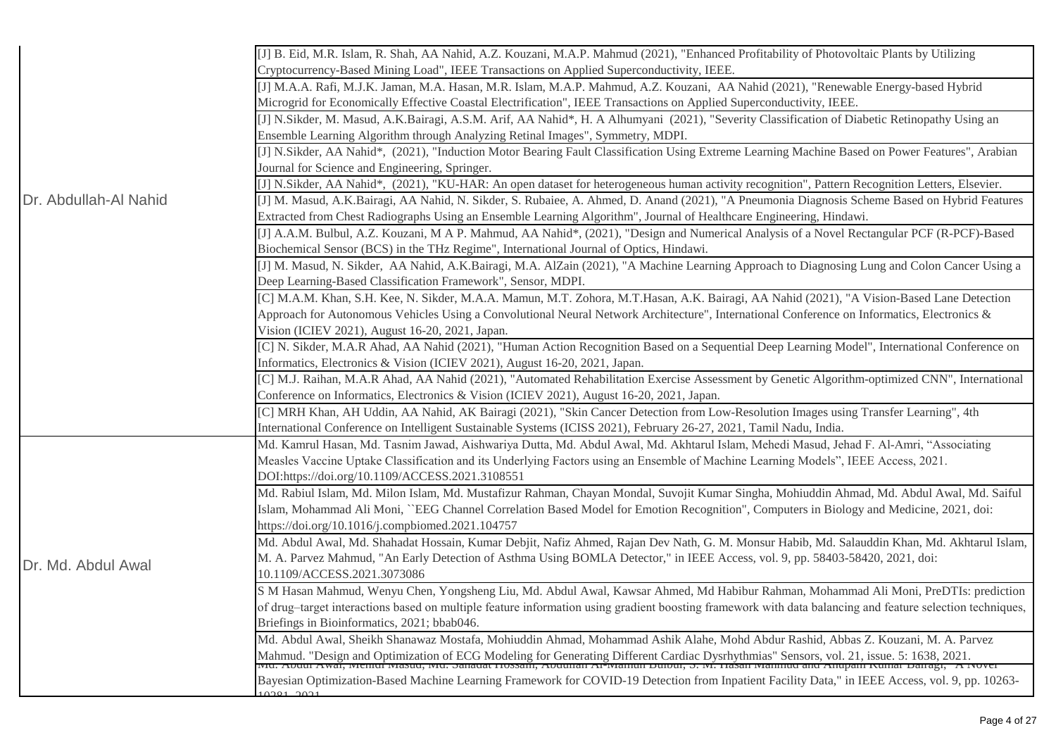| | |
|---|---|
| Dr. Abdullah-Al Nahid | [J] B. Eid, M.R. Islam, R. Shah, AA Nahid, A.Z. Kouzani, M.A.P. Mahmud (2021), "Enhanced Profitability of Photovoltaic Plants by Utilizing Cryptocurrency-Based Mining Load", IEEE Transactions on Applied Superconductivity, IEEE. |
| | [J] M.A.A. Rafi, M.J.K. Jaman, M.A. Hasan, M.R. Islam, M.A.P. Mahmud, A.Z. Kouzani, AA Nahid (2021), "Renewable Energy-based Hybrid Microgrid for Economically Effective Coastal Electrification", IEEE Transactions on Applied Superconductivity, IEEE. |
| | [J] N.Sikder, M. Masud, A.K.Bairagi, A.S.M. Arif, AA Nahid*, H. A Alhumyani (2021), "Severity Classification of Diabetic Retinopathy Using an Ensemble Learning Algorithm through Analyzing Retinal Images", Symmetry, MDPI. |
| | [J] N.Sikder, AA Nahid*, (2021), "Induction Motor Bearing Fault Classification Using Extreme Learning Machine Based on Power Features", Arabian Journal for Science and Engineering, Springer. |
| | [J] N.Sikder, AA Nahid*, (2021), "KU-HAR: An open dataset for heterogeneous human activity recognition", Pattern Recognition Letters, Elsevier. |
| | [J] M. Masud, A.K.Bairagi, AA Nahid, N. Sikder, S. Rubaiee, A. Ahmed, D. Anand (2021), "A Pneumonia Diagnosis Scheme Based on Hybrid Features Extracted from Chest Radiographs Using an Ensemble Learning Algorithm", Journal of Healthcare Engineering, Hindawi. |
| | [J] A.A.M. Bulbul, A.Z. Kouzani, M A P. Mahmud, AA Nahid*, (2021), "Design and Numerical Analysis of a Novel Rectangular PCF (R-PCF)-Based Biochemical Sensor (BCS) in the THz Regime", International Journal of Optics, Hindawi. |
| | [J] M. Masud, N. Sikder, AA Nahid, A.K.Bairagi, M.A. AlZain (2021), "A Machine Learning Approach to Diagnosing Lung and Colon Cancer Using a Deep Learning-Based Classification Framework", Sensor, MDPI. |
| | [C] M.A.M. Khan, S.H. Kee, N. Sikder, M.A.A. Mamun, M.T. Zohora, M.T.Hasan, A.K. Bairagi, AA Nahid (2021), "A Vision-Based Lane Detection Approach for Autonomous Vehicles Using a Convolutional Neural Network Architecture", International Conference on Informatics, Electronics & Vision (ICIEV 2021), August 16-20, 2021, Japan. |
| | [C] N. Sikder, M.A.R Ahad, AA Nahid (2021), "Human Action Recognition Based on a Sequential Deep Learning Model", International Conference on Informatics, Electronics & Vision (ICIEV 2021), August 16-20, 2021, Japan. |
| | [C] M.J. Raihan, M.A.R Ahad, AA Nahid (2021), "Automated Rehabilitation Exercise Assessment by Genetic Algorithm-optimized CNN", International Conference on Informatics, Electronics & Vision (ICIEV 2021), August 16-20, 2021, Japan. |
| | [C] MRH Khan, AH Uddin, AA Nahid, AK Bairagi (2021), "Skin Cancer Detection from Low-Resolution Images using Transfer Learning", 4th International Conference on Intelligent Sustainable Systems (ICISS 2021), February 26-27, 2021, Tamil Nadu, India. |
| Dr. Md. Abdul Awal | Md. Kamrul Hasan, Md. Tasnim Jawad, Aishwariya Dutta, Md. Abdul Awal, Md. Akhtarul Islam, Mehedi Masud, Jehad F. Al-Amri, "Associating Measles Vaccine Uptake Classification and its Underlying Factors using an Ensemble of Machine Learning Models", IEEE Access, 2021. DOI:https://doi.org/10.1109/ACCESS.2021.3108551 |
| | Md. Rabiul Islam, Md. Milon Islam, Md. Mustafizur Rahman, Chayan Mondal, Suvojit Kumar Singha, Mohiuddin Ahmad, Md. Abdul Awal, Md. Saiful Islam, Mohammad Ali Moni, ``EEG Channel Correlation Based Model for Emotion Recognition", Computers in Biology and Medicine, 2021, doi: https://doi.org/10.1016/j.compbiomed.2021.104757 |
| | Md. Abdul Awal, Md. Shahadat Hossain, Kumar Debjit, Nafiz Ahmed, Rajan Dev Nath, G. M. Monsur Habib, Md. Salauddin Khan, Md. Akhtarul Islam, M. A. Parvez Mahmud, "An Early Detection of Asthma Using BOMLA Detector," in IEEE Access, vol. 9, pp. 58403-58420, 2021, doi: 10.1109/ACCESS.2021.3073086 |
| | S M Hasan Mahmud, Wenyu Chen, Yongsheng Liu, Md. Abdul Awal, Kawsar Ahmed, Md Habibur Rahman, Mohammad Ali Moni, PreDTIs: prediction of drug–target interactions based on multiple feature information using gradient boosting framework with data balancing and feature selection techniques, Briefings in Bioinformatics, 2021; bbab046. |
| | Md. Abdul Awal, Sheikh Shanawaz Mostafa, Mohiuddin Ahmad, Mohammad Ashik Alahe, Mohd Abdur Rashid, Abbas Z. Kouzani, M. A. Parvez Mahmud. "Design and Optimization of ECG Modeling for Generating Different Cardiac Dysrhythmias" Sensors, vol. 21, issue. 5: 1638, 2021. |
| | Md. Abdul Awal, Mehedi Masud, Md. Shahadat Hossain, Abdullah Al-Mamun Bulbul, S. M. Hasan Mahmud and Anupam Kumar Bairagi, "A Novel Bayesian Optimization-Based Machine Learning Framework for COVID-19 Detection from Inpatient Facility Data," in IEEE Access, vol. 9, pp. 10263-10281, 2021. |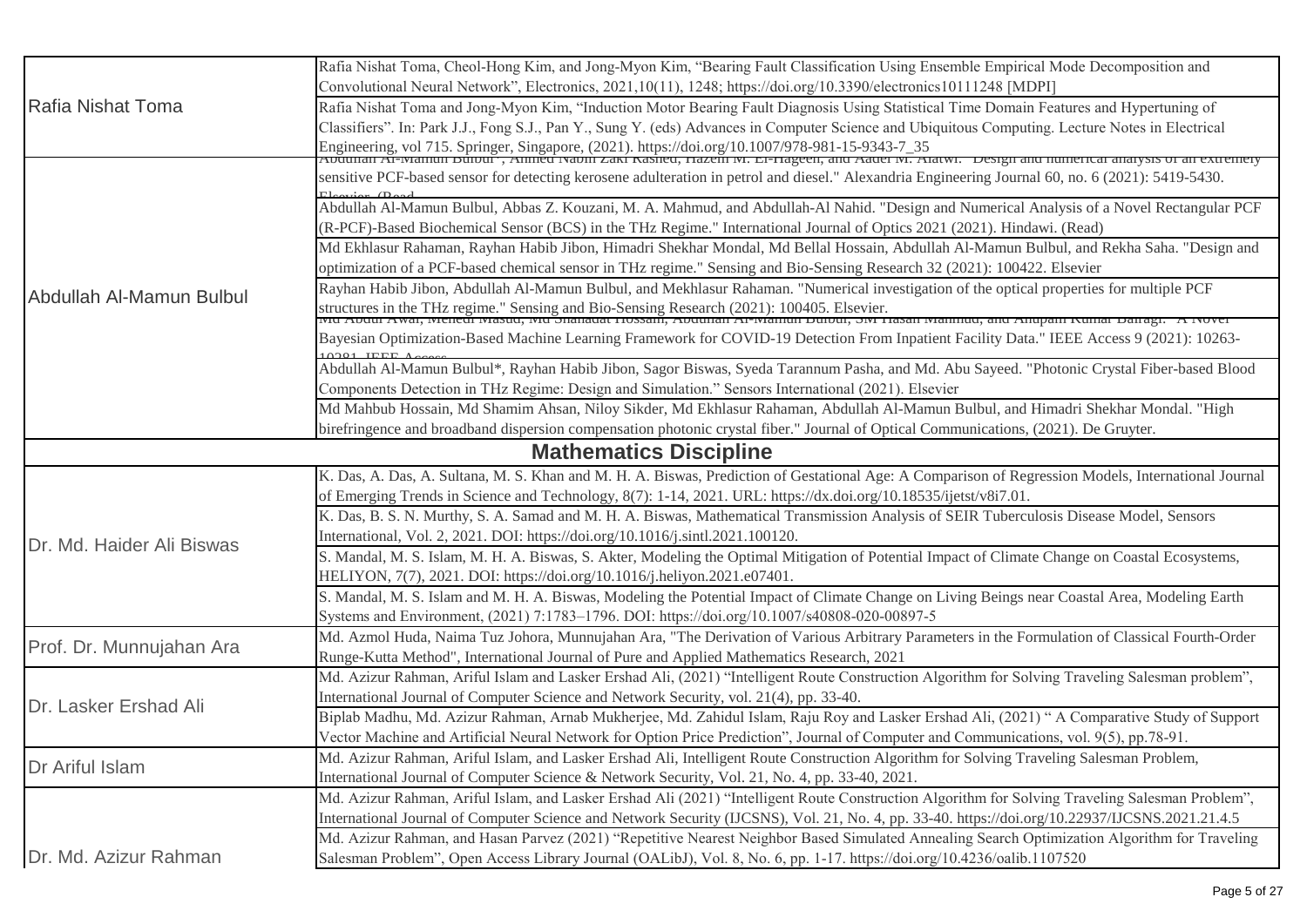| | |
|---|---|
| Rafia Nishat Toma | Rafia Nishat Toma, Cheol-Hong Kim, and Jong-Myon Kim, "Bearing Fault Classification Using Ensemble Empirical Mode Decomposition and Convolutional Neural Network", Electronics, 2021,10(11), 1248; https://doi.org/10.3390/electronics10111248 [MDPI] |
| | Rafia Nishat Toma and Jong-Myon Kim, "Induction Motor Bearing Fault Diagnosis Using Statistical Time Domain Features and Hypertuning of Classifiers". In: Park J.J., Fong S.J., Pan Y., Sung Y. (eds) Advances in Computer Science and Ubiquitous Computing. Lecture Notes in Electrical Engineering, vol 715. Springer, Singapore, (2021). https://doi.org/10.1007/978-981-15-9343-7_35 |
| Abdullah Al-Mamun Bulbul | Abdullah Al-Mamun Bulbul*, Ahmed Nabih Zaki Rashed, Hazem M. El-Hageen, and Aadel M. Alatwi. "Design and numerical analysis of an extremely sensitive PCF-based sensor for detecting kerosene adulteration in petrol and diesel." Alexandria Engineering Journal 60, no. 6 (2021): 5419-5430. Elsevier. (Read |
| | Abdullah Al-Mamun Bulbul, Abbas Z. Kouzani, M. A. Mahmud, and Abdullah-Al Nahid. "Design and Numerical Analysis of a Novel Rectangular PCF (R-PCF)-Based Biochemical Sensor (BCS) in the THz Regime." International Journal of Optics 2021 (2021). Hindawi. (Read) |
| | Md Ekhlasur Rahaman, Rayhan Habib Jibon, Himadri Shekhar Mondal, Md Bellal Hossain, Abdullah Al-Mamun Bulbul, and Rekha Saha. "Design and optimization of a PCF-based chemical sensor in THz regime." Sensing and Bio-Sensing Research 32 (2021): 100422. Elsevier |
| | Rayhan Habib Jibon, Abdullah Al-Mamun Bulbul, and Mekhlasur Rahaman. "Numerical investigation of the optical properties for multiple PCF structures in the THz regime." Sensing and Bio-Sensing Research (2021): 100405. Elsevier. |
| | Md Abdul Awal, Mehedi Masud, Md Shahadat Hossain, Abdullah Al-Mamun Bulbul, SM Hasan Mahmud, and Anupam Kumar Bairagi. "A Novel Bayesian Optimization-Based Machine Learning Framework for COVID-19 Detection From Inpatient Facility Data." IEEE Access 9 (2021): 10263-10281. IEEE Access |
| | Abdullah Al-Mamun Bulbul*, Rayhan Habib Jibon, Sagor Biswas, Syeda Tarannum Pasha, and Md. Abu Sayeed. "Photonic Crystal Fiber-based Blood Components Detection in THz Regime: Design and Simulation." Sensors International (2021). Elsevier |
| | Md Mahbub Hossain, Md Shamim Ahsan, Niloy Sikder, Md Ekhlasur Rahaman, Abdullah Al-Mamun Bulbul, and Himadri Shekhar Mondal. "High birefringence and broadband dispersion compensation photonic crystal fiber." Journal of Optical Communications, (2021). De Gruyter. |
| **Mathematics Discipline** | |
| Dr. Md. Haider Ali Biswas | K. Das, A. Das, A. Sultana, M. S. Khan and M. H. A. Biswas, Prediction of Gestational Age: A Comparison of Regression Models, International Journal of Emerging Trends in Science and Technology, 8(7): 1-14, 2021. URL: https://dx.doi.org/10.18535/ijetst/v8i7.01. |
| | K. Das, B. S. N. Murthy, S. A. Samad and M. H. A. Biswas, Mathematical Transmission Analysis of SEIR Tuberculosis Disease Model, Sensors International, Vol. 2, 2021. DOI: https://doi.org/10.1016/j.sintl.2021.100120. |
| | S. Mandal, M. S. Islam, M. H. A. Biswas, S. Akter, Modeling the Optimal Mitigation of Potential Impact of Climate Change on Coastal Ecosystems, HELIYON, 7(7), 2021. DOI: https://doi.org/10.1016/j.heliyon.2021.e07401. |
| | S. Mandal, M. S. Islam and M. H. A. Biswas, Modeling the Potential Impact of Climate Change on Living Beings near Coastal Area, Modeling Earth Systems and Environment, (2021) 7:1783–1796. DOI: https://doi.org/10.1007/s40808-020-00897-5 |
| Prof. Dr. Munnujahan Ara | Md. Azmol Huda, Naima Tuz Johora, Munnujahan Ara, "The Derivation of Various Arbitrary Parameters in the Formulation of Classical Fourth-Order Runge-Kutta Method", International Journal of Pure and Applied Mathematics Research, 2021 |
| Dr. Lasker Ershad Ali | Md. Azizur Rahman, Ariful Islam and Lasker Ershad Ali, (2021) "Intelligent Route Construction Algorithm for Solving Traveling Salesman problem", International Journal of Computer Science and Network Security, vol. 21(4), pp. 33-40. |
| | Biplab Madhu, Md. Azizur Rahman, Arnab Mukherjee, Md. Zahidul Islam, Raju Roy and Lasker Ershad Ali, (2021) " A Comparative Study of Support Vector Machine and Artificial Neural Network for Option Price Prediction", Journal of Computer and Communications, vol. 9(5), pp.78-91. |
| Dr Ariful Islam | Md. Azizur Rahman, Ariful Islam, and Lasker Ershad Ali, Intelligent Route Construction Algorithm for Solving Traveling Salesman Problem, International Journal of Computer Science & Network Security, Vol. 21, No. 4, pp. 33-40, 2021. |
| Dr. Md. Azizur Rahman | Md. Azizur Rahman, Ariful Islam, and Lasker Ershad Ali (2021) "Intelligent Route Construction Algorithm for Solving Traveling Salesman Problem", International Journal of Computer Science and Network Security (IJCSNS), Vol. 21, No. 4, pp. 33-40. https://doi.org/10.22937/IJCSNS.2021.21.4.5 |
| | Md. Azizur Rahman, and Hasan Parvez (2021) "Repetitive Nearest Neighbor Based Simulated Annealing Search Optimization Algorithm for Traveling Salesman Problem", Open Access Library Journal (OALibJ), Vol. 8, No. 6, pp. 1-17. https://doi.org/10.4236/oalib.1107520 |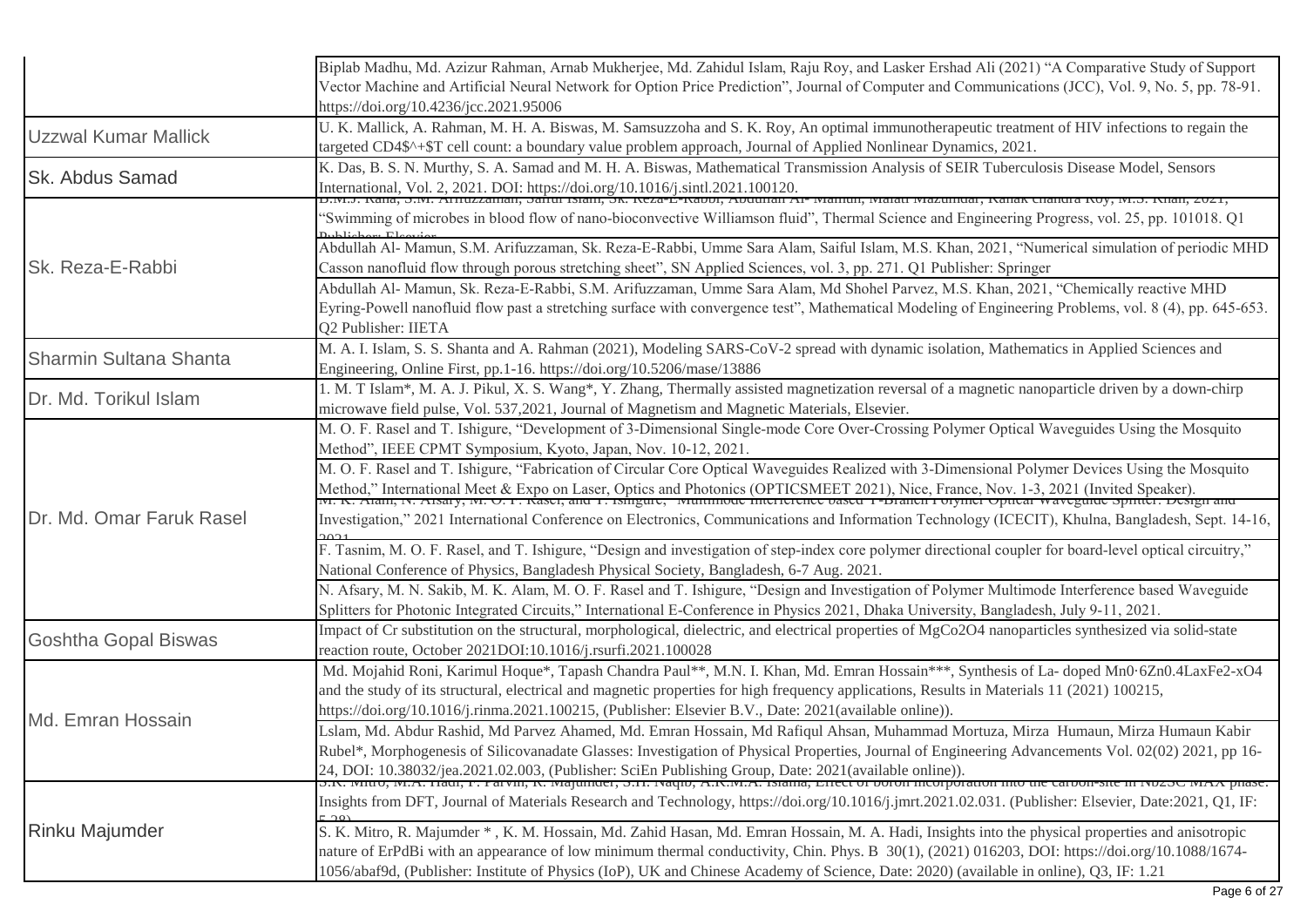| | |
|---|---|
| | Biplab Madhu, Md. Azizur Rahman, Arnab Mukherjee, Md. Zahidul Islam, Raju Roy, and Lasker Ershad Ali (2021) "A Comparative Study of Support Vector Machine and Artificial Neural Network for Option Price Prediction", Journal of Computer and Communications (JCC), Vol. 9, No. 5, pp. 78-91. https://doi.org/10.4236/jcc.2021.95006 |
| Uzzwal Kumar Mallick | U. K. Mallick, A. Rahman, M. H. A. Biswas, M. Samsuzzoha and S. K. Roy, An optimal immunotherapeutic treatment of HIV infections to regain the targeted CD4$^+$T cell count: a boundary value problem approach, Journal of Applied Nonlinear Dynamics, 2021. |
| Sk. Abdus Samad | K. Das, B. S. N. Murthy, S. A. Samad and M. H. A. Biswas, Mathematical Transmission Analysis of SEIR Tuberculosis Disease Model, Sensors International, Vol. 2, 2021. DOI: https://doi.org/10.1016/j.sintl.2021.100120. |
| Sk. Reza-E-Rabbi | B.M.J. Rana, S.M. Arifuzzaman, Saiful Islam, Sk. Reza-E-Rabbi, Abdullah Al- Mamun, Malati Mazumdar, Kanak chandra Roy, M.S. Khan, 2021, "Swimming of microbes in blood flow of nano-bioconvective Williamson fluid", Thermal Science and Engineering Progress, vol. 25, pp. 101018. Q1 Publisher: Elsevier |
| | Abdullah Al- Mamun, S.M. Arifuzzaman, Sk. Reza-E-Rabbi, Umme Sara Alam, Saiful Islam, M.S. Khan, 2021, "Numerical simulation of periodic MHD Casson nanofluid flow through porous stretching sheet", SN Applied Sciences, vol. 3, pp. 271. Q1 Publisher: Springer |
| | Abdullah Al- Mamun, Sk. Reza-E-Rabbi, S.M. Arifuzzaman, Umme Sara Alam, Md Shohel Parvez, M.S. Khan, 2021, "Chemically reactive MHD Eyring-Powell nanofluid flow past a stretching surface with convergence test", Mathematical Modeling of Engineering Problems, vol. 8 (4), pp. 645-653. Q2 Publisher: IIETA |
| Sharmin Sultana Shanta | M. A. I. Islam, S. S. Shanta and A. Rahman (2021), Modeling SARS-CoV-2 spread with dynamic isolation, Mathematics in Applied Sciences and Engineering, Online First, pp.1-16. https://doi.org/10.5206/mase/13886 |
| Dr. Md. Torikul Islam | 1. M. T Islam*, M. A. J. Pikul, X. S. Wang*, Y. Zhang, Thermally assisted magnetization reversal of a magnetic nanoparticle driven by a down-chirp microwave field pulse, Vol. 537,2021, Journal of Magnetism and Magnetic Materials, Elsevier. |
| Dr. Md. Omar Faruk Rasel | M. O. F. Rasel and T. Ishigure, "Development of 3-Dimensional Single-mode Core Over-Crossing Polymer Optical Waveguides Using the Mosquito Method", IEEE CPMT Symposium, Kyoto, Japan, Nov. 10-12, 2021. |
| | M. O. F. Rasel and T. Ishigure, "Fabrication of Circular Core Optical Waveguides Realized with 3-Dimensional Polymer Devices Using the Mosquito Method," International Meet & Expo on Laser, Optics and Photonics (OPTICSMEET 2021), Nice, France, Nov. 1-3, 2021 (Invited Speaker). |
| | M. K. Alam, N. Afsary, M. O. F. Rasel, and T. Ishigure, "Multimode Interference based Y-Branch Polymer Optical Waveguide Splitter: Design and Investigation," 2021 International Conference on Electronics, Communications and Information Technology (ICECIT), Khulna, Bangladesh, Sept. 14-16, 2021 |
| | F. Tasnim, M. O. F. Rasel, and T. Ishigure, "Design and investigation of step-index core polymer directional coupler for board-level optical circuitry," National Conference of Physics, Bangladesh Physical Society, Bangladesh, 6-7 Aug. 2021. |
| | N. Afsary, M. N. Sakib, M. K. Alam, M. O. F. Rasel and T. Ishigure, "Design and Investigation of Polymer Multimode Interference based Waveguide Splitters for Photonic Integrated Circuits," International E-Conference in Physics 2021, Dhaka University, Bangladesh, July 9-11, 2021. |
| Goshtha Gopal Biswas | Impact of Cr substitution on the structural, morphological, dielectric, and electrical properties of $MgCo_2O_4$ nanoparticles synthesized via solid-state reaction route, October 2021DOI:10.1016/j.rsurfi.2021.100028 |
| Md. Emran Hossain | Md. Mojahid Roni, Karimul Hoque*, Tapash Chandra Paul**, M.N. I. Khan, Md. Emran Hossain***, Synthesis of La- doped $Mn_{0\cdot6}Zn_{0.4}La_xFe_{2-x}O_4$ and the study of its structural, electrical and magnetic properties for high frequency applications, Results in Materials 11 (2021) 100215, https://doi.org/10.1016/j.rinma.2021.100215, (Publisher: Elsevier B.V., Date: 2021(available online)). |
| | Lslam, Md. Abdur Rashid, Md Parvez Ahamed, Md. Emran Hossain, Md Rafiqul Ahsan, Muhammad Mortuza, Mirza Humaun, Mirza Humaun Kabir Rubel*, Morphogenesis of Silicovanadate Glasses: Investigation of Physical Properties, Journal of Engineering Advancements Vol. 02(02) 2021, pp 16-24, DOI: 10.38032/jea.2021.02.003, (Publisher: SciEn Publishing Group, Date: 2021(available online)). |
| Rinku Majumder | S.K. Mitro, M.A. Hadi, F. Parvin, R. Majumder, S.H. Naqib, A.K.M.A. Islama, Effect of boron incorporation into the carbon-site in $Nb_2SC$ MAX phase: Insights from DFT, Journal of Materials Research and Technology, https://doi.org/10.1016/j.jmrt.2021.02.031. (Publisher: Elsevier, Date:2021, Q1, IF: 5.28) |
| | S. K. Mitro, R. Majumder *, K. M. Hossain, Md. Zahid Hasan, Md. Emran Hossain, M. A. Hadi, Insights into the physical properties and anisotropic nature of ErPdBi with an appearance of low minimum thermal conductivity, Chin. Phys. B 30(1), (2021) 016203, DOI: https://doi.org/10.1088/1674-1056/abaf9d, (Publisher: Institute of Physics (IoP), UK and Chinese Academy of Science, Date: 2020) (available in online), Q3, IF: 1.21 |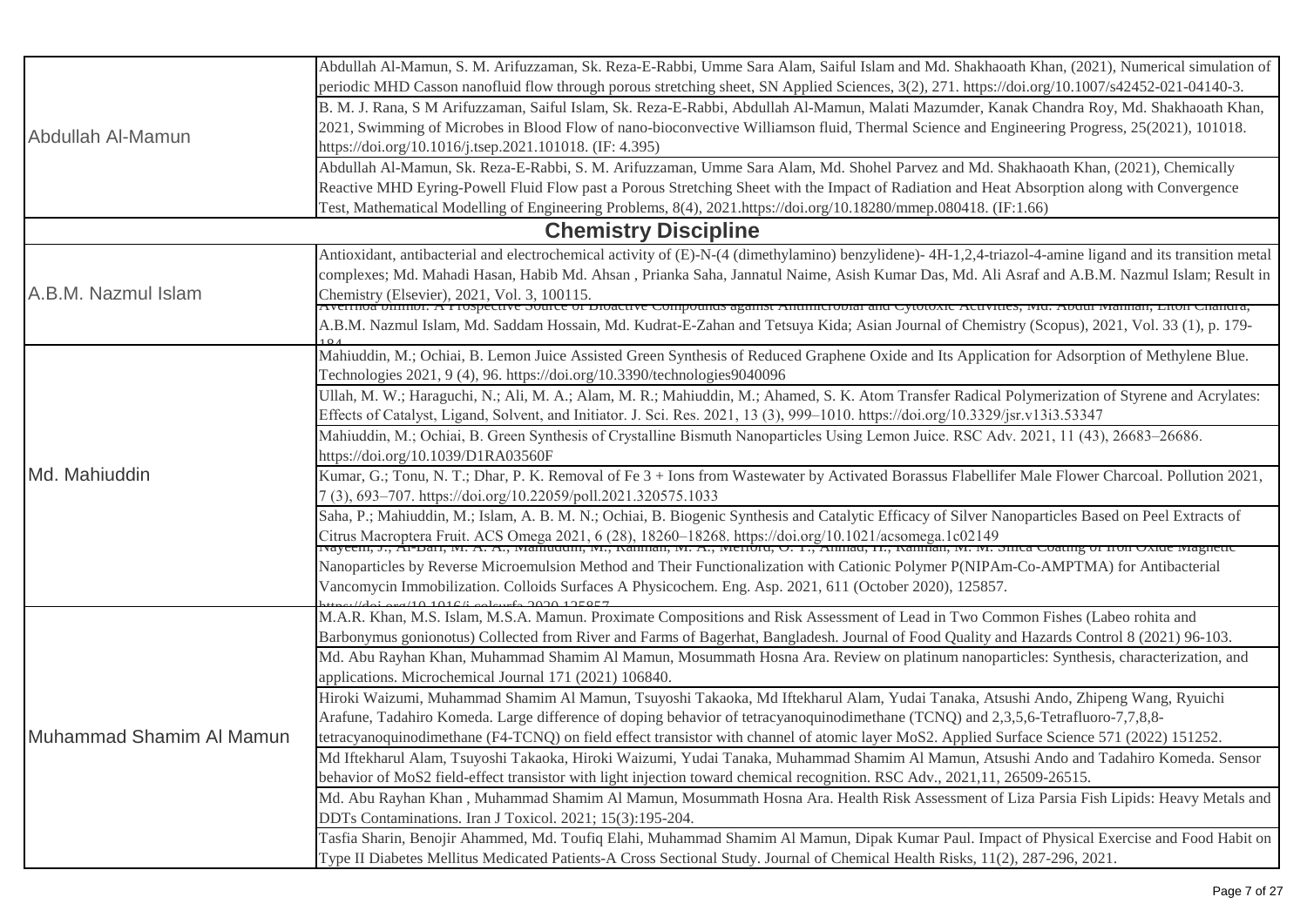| | |
|---|---|
| Abdullah Al-Mamun | Abdullah Al-Mamun, S. M. Arifuzzaman, Sk. Reza-E-Rabbi, Umme Sara Alam, Saiful Islam and Md. Shakhaoath Khan, (2021), Numerical simulation of periodic MHD Casson nanofluid flow through porous stretching sheet, SN Applied Sciences, 3(2), 271. https://doi.org/10.1007/s42452-021-04140-3. |
| | B. M. J. Rana, S M Arifuzzaman, Saiful Islam, Sk. Reza-E-Rabbi, Abdullah Al-Mamun, Malati Mazumder, Kanak Chandra Roy, Md. Shakhaoath Khan, 2021, Swimming of Microbes in Blood Flow of nano-bioconvective Williamson fluid, Thermal Science and Engineering Progress, 25(2021), 101018. https://doi.org/10.1016/j.tsep.2021.101018. (IF: 4.395) |
| | Abdullah Al-Mamun, Sk. Reza-E-Rabbi, S. M. Arifuzzaman, Umme Sara Alam, Md. Shohel Parvez and Md. Shakhaoath Khan, (2021), Chemically Reactive MHD Eyring-Powell Fluid Flow past a Porous Stretching Sheet with the Impact of Radiation and Heat Absorption along with Convergence Test, Mathematical Modelling of Engineering Problems, 8(4), 2021.https://doi.org/10.18280/mmep.080418. (IF:1.66) |
| **Chemistry Discipline** | |
| A.B.M. Nazmul Islam | Antioxidant, antibacterial and electrochemical activity of (E)-N-(4 (dimethylamino) benzylidene)- 4H-1,2,4-triazol-4-amine ligand and its transition metal complexes; Md. Mahadi Hasan, Habib Md. Ahsan , Prianka Saha, Jannatul Naime, Asish Kumar Das, Md. Ali Asraf and A.B.M. Nazmul Islam; Result in Chemistry (Elsevier), 2021, Vol. 3, 100115. |
| | Averrhoa bilimbi: A Prospective Source of Bioactive Compounds against Antimicrobial and Cytotoxic Activities, Md. Abdul Mannan, Liton Chandra, A.B.M. Nazmul Islam, Md. Saddam Hossain, Md. Kudrat-E-Zahan and Tetsuya Kida; Asian Journal of Chemistry (Scopus), 2021, Vol. 33 (1), p. 179-184 |
| Md. Mahiuddin | Mahiuddin, M.; Ochiai, B. Lemon Juice Assisted Green Synthesis of Reduced Graphene Oxide and Its Application for Adsorption of Methylene Blue. Technologies 2021, 9 (4), 96. https://doi.org/10.3390/technologies9040096 |
| | Ullah, M. W.; Haraguchi, N.; Ali, M. A.; Alam, M. R.; Mahiuddin, M.; Ahamed, S. K. Atom Transfer Radical Polymerization of Styrene and Acrylates: Effects of Catalyst, Ligand, Solvent, and Initiator. J. Sci. Res. 2021, 13 (3), 999–1010. https://doi.org/10.3329/jsr.v13i3.53347 |
| | Mahiuddin, M.; Ochiai, B. Green Synthesis of Crystalline Bismuth Nanoparticles Using Lemon Juice. RSC Adv. 2021, 11 (43), 26683–26686. https://doi.org/10.1039/D1RA03560F |
| | Kumar, G.; Tonu, N. T.; Dhar, P. K. Removal of Fe 3 + Ions from Wastewater by Activated Borassus Flabellifer Male Flower Charcoal. Pollution 2021, 7 (3), 693–707. https://doi.org/10.22059/poll.2021.320575.1033 |
| | Saha, P.; Mahiuddin, M.; Islam, A. B. M. N.; Ochiai, B. Biogenic Synthesis and Catalytic Efficacy of Silver Nanoparticles Based on Peel Extracts of Citrus Macroptera Fruit. ACS Omega 2021, 6 (28), 18260–18268. https://doi.org/10.1021/acsomega.1c02149 |
| | Nayeem, J.; Al-Bari, M. A. A.; Mahiuddin, M.; Rahman, M. A.; Mefford, O. T.; Ahmad, H.; Rahman, M. M. Silica Coating of Iron Oxide Magnetic Nanoparticles by Reverse Microemulsion Method and Their Functionalization with Cationic Polymer P(NIPAm-Co-AMPTMA) for Antibacterial Vancomycin Immobilization. Colloids Surfaces A Physicochem. Eng. Asp. 2021, 611 (October 2020), 125857. https://doi.org/10.1016/j.colsurfa.2020.125857 |
| Muhammad Shamim Al Mamun | M.A.R. Khan, M.S. Islam, M.S.A. Mamun. Proximate Compositions and Risk Assessment of Lead in Two Common Fishes (Labeo rohita and Barbonymus gonionotus) Collected from River and Farms of Bagerhat, Bangladesh. Journal of Food Quality and Hazards Control 8 (2021) 96-103. |
| | Md. Abu Rayhan Khan, Muhammad Shamim Al Mamun, Mosummath Hosna Ara. Review on platinum nanoparticles: Synthesis, characterization, and applications. Microchemical Journal 171 (2021) 106840. |
| | Hiroki Waizumi, Muhammad Shamim Al Mamun, Tsuyoshi Takaoka, Md Iftekharul Alam, Yudai Tanaka, Atsushi Ando, Zhipeng Wang, Ryuichi Arafune, Tadahiro Komeda. Large difference of doping behavior of tetracyanoquinodimethane (TCNQ) and 2,3,5,6-Tetrafluoro-7,7,8,8-tetracyanoquinodimethane (F4-TCNQ) on field effect transistor with channel of atomic layer MoS2. Applied Surface Science 571 (2022) 151252. |
| | Md Iftekharul Alam, Tsuyoshi Takaoka, Hiroki Waizumi, Yudai Tanaka, Muhammad Shamim Al Mamun, Atsushi Ando and Tadahiro Komeda. Sensor behavior of MoS2 field-effect transistor with light injection toward chemical recognition. RSC Adv., 2021,11, 26509-26515. |
| | Md. Abu Rayhan Khan , Muhammad Shamim Al Mamun, Mosummath Hosna Ara. Health Risk Assessment of Liza Parsia Fish Lipids: Heavy Metals and DDTs Contaminations. Iran J Toxicol. 2021; 15(3):195-204. |
| | Tasfia Sharin, Benojir Ahammed, Md. Toufiq Elahi, Muhammad Shamim Al Mamun, Dipak Kumar Paul. Impact of Physical Exercise and Food Habit on Type II Diabetes Mellitus Medicated Patients-A Cross Sectional Study. Journal of Chemical Health Risks, 11(2), 287-296, 2021. |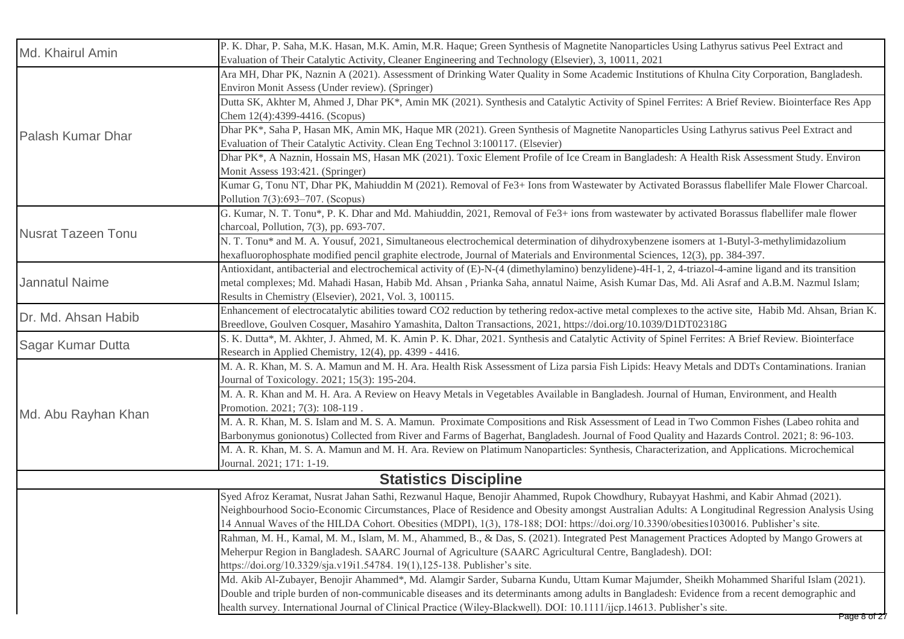| | |
|---|---|
| Md. Khairul Amin | P. K. Dhar, P. Saha, M.K. Hasan, M.K. Amin, M.R. Haque; Green Synthesis of Magnetite Nanoparticles Using Lathyrus sativus Peel Extract and Evaluation of Their Catalytic Activity, Cleaner Engineering and Technology (Elsevier), 3, 10011, 2021 |
| Palash Kumar Dhar | Ara MH, Dhar PK, Naznin A (2021). Assessment of Drinking Water Quality in Some Academic Institutions of Khulna City Corporation, Bangladesh. Environ Monit Assess (Under review). (Springer) |
| | Dutta SK, Akhter M, Ahmed J, Dhar PK*, Amin MK (2021). Synthesis and Catalytic Activity of Spinel Ferrites: A Brief Review. Biointerface Res App Chem 12(4):4399-4416. (Scopus) |
| | Dhar PK*, Saha P, Hasan MK, Amin MK, Haque MR (2021). Green Synthesis of Magnetite Nanoparticles Using Lathyrus sativus Peel Extract and Evaluation of Their Catalytic Activity. Clean Eng Technol 3:100117. (Elsevier) |
| | Dhar PK*, A Naznin, Hossain MS, Hasan MK (2021). Toxic Element Profile of Ice Cream in Bangladesh: A Health Risk Assessment Study. Environ Monit Assess 193:421. (Springer) |
| | Kumar G, Tonu NT, Dhar PK, Mahiuddin M (2021). Removal of $Fe^{3+}$ Ions from Wastewater by Activated Borassus flabellifer Male Flower Charcoal. Pollution 7(3):693–707. (Scopus) |
| Nusrat Tazeen Tonu | G. Kumar, N. T. Tonu*, P. K. Dhar and Md. Mahiuddin, 2021, Removal of $Fe^{3+}$ ions from wastewater by activated Borassus flabellifer male flower charcoal, Pollution, 7(3), pp. 693-707. |
| | N. T. Tonu* and M. A. Yousuf, 2021, Simultaneous electrochemical determination of dihydroxybenzene isomers at 1-Butyl-3-methylimidazolium hexafluorophosphate modified pencil graphite electrode, Journal of Materials and Environmental Sciences, 12(3), pp. 384-397. |
| Jannatul Naime | Antioxidant, antibacterial and electrochemical activity of (E)-N-(4 (dimethylamino) benzylidene)-4H-1, 2, 4-triazol-4-amine ligand and its transition metal complexes; Md. Mahadi Hasan, Habib Md. Ahsan , Prianka Saha, annatul Naime, Asish Kumar Das, Md. Ali Asraf and A.B.M. Nazmul Islam; Results in Chemistry (Elsevier), 2021, Vol. 3, 100115. |
| Dr. Md. Ahsan Habib | Enhancement of electrocatalytic abilities toward $CO_2$ reduction by tethering redox-active metal complexes to the active site, Habib Md. Ahsan, Brian K. Breedlove, Goulven Cosquer, Masahiro Yamashita, Dalton Transactions, 2021, https://doi.org/10.1039/D1DT02318G |
| Sagar Kumar Dutta | S. K. Dutta*, M. Akhter, J. Ahmed, M. K. Amin P. K. Dhar, 2021. Synthesis and Catalytic Activity of Spinel Ferrites: A Brief Review. Biointerface Research in Applied Chemistry, 12(4), pp. 4399 - 4416. |
| Md. Abu Rayhan Khan | M. A. R. Khan, M. S. A. Mamun and M. H. Ara. Health Risk Assessment of Liza parsia Fish Lipids: Heavy Metals and DDTs Contaminations. Iranian Journal of Toxicology. 2021; 15(3): 195-204. |
| | M. A. R. Khan and M. H. Ara. A Review on Heavy Metals in Vegetables Available in Bangladesh. Journal of Human, Environment, and Health Promotion. 2021; 7(3): 108-119 . |
| | M. A. R. Khan, M. S. Islam and M. S. A. Mamun. Proximate Compositions and Risk Assessment of Lead in Two Common Fishes (Labeo rohita and Barbonymus gonionotus) Collected from River and Farms of Bagerhat, Bangladesh. Journal of Food Quality and Hazards Control. 2021; 8: 96-103. |
| | M. A. R. Khan, M. S. A. Mamun and M. H. Ara. Review on Platimum Nanoparticles: Synthesis, Characterization, and Applications. Microchemical Journal. 2021; 171: 1-19. |
| **Statistics Discipline** | |
| | Syed Afroz Keramat, Nusrat Jahan Sathi, Rezwanul Haque, Benojir Ahammed, Rupok Chowdhury, Rubayyat Hashmi, and Kabir Ahmad (2021). Neighbourhood Socio-Economic Circumstances, Place of Residence and Obesity amongst Australian Adults: A Longitudinal Regression Analysis Using 14 Annual Waves of the HILDA Cohort. Obesities (MDPI), 1(3), 178-188; DOI: https://doi.org/10.3390/obesities1030016. Publisher's site. |
| | Rahman, M. H., Kamal, M. M., Islam, M. M., Ahammed, B., & Das, S. (2021). Integrated Pest Management Practices Adopted by Mango Growers at Meherpur Region in Bangladesh. SAARC Journal of Agriculture (SAARC Agricultural Centre, Bangladesh). DOI: https://doi.org/10.3329/sja.v19i1.54784. 19(1),125-138. Publisher's site. |
| | Md. Akib Al-Zubayer, Benojir Ahammed*, Md. Alamgir Sarder, Subarna Kundu, Uttam Kumar Majumder, Sheikh Mohammed Shariful Islam (2021). Double and triple burden of non-communicable diseases and its determinants among adults in Bangladesh: Evidence from a recent demographic and health survey. International Journal of Clinical Practice (Wiley-Blackwell). DOI: 10.1111/ijcp.14613. Publisher's site. |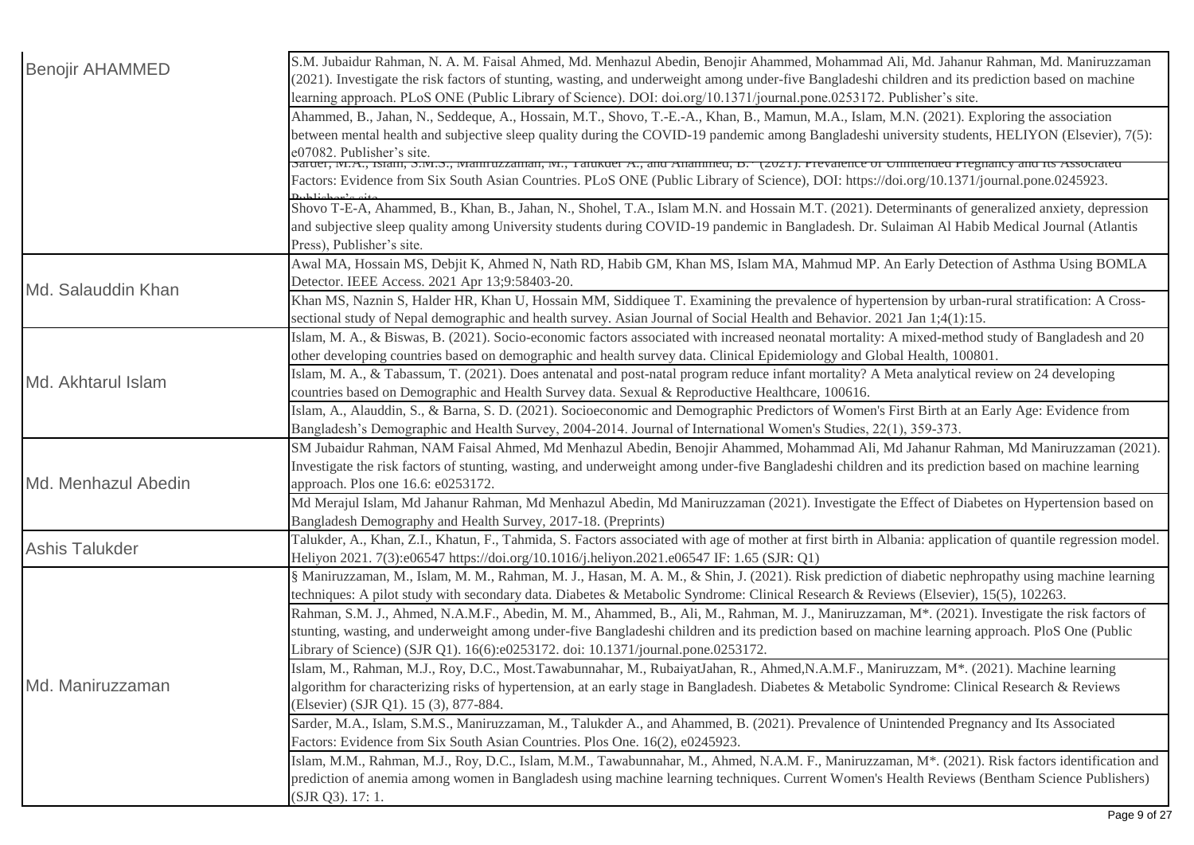| | |
|---|---|
| Benojir AHAMMED | S.M. Jubaidur Rahman, N. A. M. Faisal Ahmed, Md. Menhazul Abedin, Benojir Ahammed, Mohammad Ali, Md. Jahanur Rahman, Md. Maniruzzaman (2021). Investigate the risk factors of stunting, wasting, and underweight among under-five Bangladeshi children and its prediction based on machine learning approach. PLoS ONE (Public Library of Science). DOI: doi.org/10.1371/journal.pone.0253172. Publisher's site. |
| | Ahammed, B., Jahan, N., Seddeque, A., Hossain, M.T., Shovo, T.-E.-A., Khan, B., Mamun, M.A., Islam, M.N. (2021). Exploring the association between mental health and subjective sleep quality during the COVID-19 pandemic among Bangladeshi university students, HELIYON (Elsevier), 7(5): e07082. Publisher's site. |
| | Sarder, M.A., Islam, S.M.S., Maniruzzaman, M., Talukder A., and Ahammed, B.* (2021). Prevalence of Unintended Pregnancy and Its Associated Factors: Evidence from Six South Asian Countries. PLoS ONE (Public Library of Science), DOI: https://doi.org/10.1371/journal.pone.0245923. Publisher's site. |
| | Shovo T-E-A, Ahammed, B., Khan, B., Jahan, N., Shohel, T.A., Islam M.N. and Hossain M.T. (2021). Determinants of generalized anxiety, depression and subjective sleep quality among University students during COVID-19 pandemic in Bangladesh. Dr. Sulaiman Al Habib Medical Journal (Atlantis Press), Publisher's site. |
| Md. Salauddin Khan | Awal MA, Hossain MS, Debjit K, Ahmed N, Nath RD, Habib GM, Khan MS, Islam MA, Mahmud MP. An Early Detection of Asthma Using BOMLA Detector. IEEE Access. 2021 Apr 13;9:58403-20. |
| | Khan MS, Naznin S, Halder HR, Khan U, Hossain MM, Siddiquee T. Examining the prevalence of hypertension by urban-rural stratification: A Cross-sectional study of Nepal demographic and health survey. Asian Journal of Social Health and Behavior. 2021 Jan 1;4(1):15. |
| Md. Akhtarul Islam | Islam, M. A., & Biswas, B. (2021). Socio-economic factors associated with increased neonatal mortality: A mixed-method study of Bangladesh and 20 other developing countries based on demographic and health survey data. Clinical Epidemiology and Global Health, 100801. |
| | Islam, M. A., & Tabassum, T. (2021). Does antenatal and post-natal program reduce infant mortality? A Meta analytical review on 24 developing countries based on Demographic and Health Survey data. Sexual & Reproductive Healthcare, 100616. |
| | Islam, A., Alauddin, S., & Barna, S. D. (2021). Socioeconomic and Demographic Predictors of Women's First Birth at an Early Age: Evidence from Bangladesh's Demographic and Health Survey, 2004-2014. Journal of International Women's Studies, 22(1), 359-373. |
| Md. Menhazul Abedin | SM Jubaidur Rahman, NAM Faisal Ahmed, Md Menhazul Abedin, Benojir Ahammed, Mohammad Ali, Md Jahanur Rahman, Md Maniruzzaman (2021). Investigate the risk factors of stunting, wasting, and underweight among under-five Bangladeshi children and its prediction based on machine learning approach. Plos one 16.6: e0253172. |
| | Md Merajul Islam, Md Jahanur Rahman, Md Menhazul Abedin, Md Maniruzzaman (2021). Investigate the Effect of Diabetes on Hypertension based on Bangladesh Demography and Health Survey, 2017-18. (Preprints) |
| Ashis Talukder | Talukder, A., Khan, Z.I., Khatun, F., Tahmida, S. Factors associated with age of mother at first birth in Albania: application of quantile regression model. Heliyon 2021. 7(3):e06547 https://doi.org/10.1016/j.heliyon.2021.e06547 IF: 1.65 (SJR: Q1) |
| Md. Maniruzzaman | § Maniruzzaman, M., Islam, M. M., Rahman, M. J., Hasan, M. A. M., & Shin, J. (2021). Risk prediction of diabetic nephropathy using machine learning techniques: A pilot study with secondary data. Diabetes & Metabolic Syndrome: Clinical Research & Reviews (Elsevier), 15(5), 102263. |
| | Rahman, S.M. J., Ahmed, N.A.M.F., Abedin, M. M., Ahammed, B., Ali, M., Rahman, M. J., Maniruzzaman, M*. (2021). Investigate the risk factors of stunting, wasting, and underweight among under-five Bangladeshi children and its prediction based on machine learning approach. PloS One (Public Library of Science) (SJR Q1). 16(6):e0253172. doi: 10.1371/journal.pone.0253172. |
| | Islam, M., Rahman, M.J., Roy, D.C., Most.Tawabunnahar, M., RubaiyatJahan, R., Ahmed,N.A.M.F., Maniruzzam, M*. (2021). Machine learning algorithm for characterizing risks of hypertension, at an early stage in Bangladesh. Diabetes & Metabolic Syndrome: Clinical Research & Reviews (Elsevier) (SJR Q1). 15 (3), 877-884. |
| | Sarder, M.A., Islam, S.M.S., Maniruzzaman, M., Talukder A., and Ahammed, B. (2021). Prevalence of Unintended Pregnancy and Its Associated Factors: Evidence from Six South Asian Countries. Plos One. 16(2), e0245923. |
| | Islam, M.M., Rahman, M.J., Roy, D.C., Islam, M.M., Tawabunnahar, M., Ahmed, N.A.M. F., Maniruzzaman, M*. (2021). Risk factors identification and prediction of anemia among women in Bangladesh using machine learning techniques. Current Women's Health Reviews (Bentham Science Publishers) (SJR Q3). 17: 1. |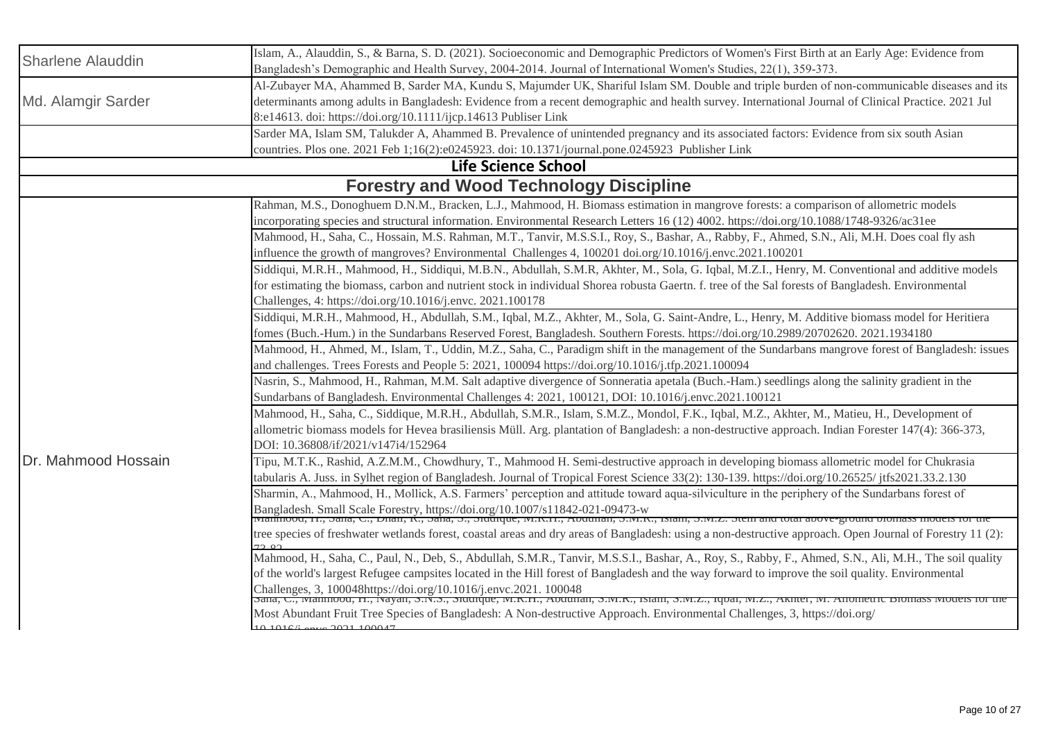| Sharlene Alauddin | Islam, A., Alauddin, S., & Barna, S. D. (2021). Socioeconomic and Demographic Predictors of Women's First Birth at an Early Age: Evidence from Bangladesh's Demographic and Health Survey, 2004-2014. Journal of International Women's Studies, 22(1), 359-373. |
|---|---|
| Md. Alamgir Sarder | Al-Zubayer MA, Ahammed B, Sarder MA, Kundu S, Majumder UK, Shariful Islam SM. Double and triple burden of non-communicable diseases and its determinants among adults in Bangladesh: Evidence from a recent demographic and health survey. International Journal of Clinical Practice. 2021 Jul 8:e14613. doi: https://doi.org/10.1111/ijcp.14613 Publiser Link |
| | Sarder MA, Islam SM, Talukder A, Ahammed B. Prevalence of unintended pregnancy and its associated factors: Evidence from six south Asian countries. Plos one. 2021 Feb 1;16(2):e0245923. doi: 10.1371/journal.pone.0245923 Publisher Link |
| **Life Science School** | |
| **Forestry and Wood Technology Discipline** | |
| Dr. Mahmood Hossain | Rahman, M.S., Donoghuem D.N.M., Bracken, L.J., Mahmood, H. Biomass estimation in mangrove forests: a comparison of allometric models incorporating species and structural information. Environmental Research Letters 16 (12) 4002. https://doi.org/10.1088/1748-9326/ac31ee |
| | Mahmood, H., Saha, C., Hossain, M.S. Rahman, M.T., Tanvir, M.S.S.I., Roy, S., Bashar, A., Rabby, F., Ahmed, S.N., Ali, M.H. Does coal fly ash influence the growth of mangroves? Environmental Challenges 4, 100201 doi.org/10.1016/j.envc.2021.100201 |
| | Siddiqui, M.R.H., Mahmood, H., Siddiqui, M.B.N., Abdullah, S.M.R, Akhter, M., Sola, G. Iqbal, M.Z.I., Henry, M. Conventional and additive models for estimating the biomass, carbon and nutrient stock in individual Shorea robusta Gaertn. f. tree of the Sal forests of Bangladesh. Environmental Challenges, 4: https://doi.org/10.1016/j.envc. 2021.100178 |
| | Siddiqui, M.R.H., Mahmood, H., Abdullah, S.M., Iqbal, M.Z., Akhter, M., Sola, G. Saint-Andre, L., Henry, M. Additive biomass model for Heritiera fomes (Buch.-Hum.) in the Sundarbans Reserved Forest, Bangladesh. Southern Forests. https://doi.org/10.2989/20702620. 2021.1934180 |
| | Mahmood, H., Ahmed, M., Islam, T., Uddin, M.Z., Saha, C., Paradigm shift in the management of the Sundarbans mangrove forest of Bangladesh: issues and challenges. Trees Forests and People 5: 2021, 100094 https://doi.org/10.1016/j.tfp.2021.100094 |
| | Nasrin, S., Mahmood, H., Rahman, M.M. Salt adaptive divergence of Sonneratia apetala (Buch.-Ham.) seedlings along the salinity gradient in the Sundarbans of Bangladesh. Environmental Challenges 4: 2021, 100121, DOI: 10.1016/j.envc.2021.100121 |
| | Mahmood, H., Saha, C., Siddique, M.R.H., Abdullah, S.M.R., Islam, S.M.Z., Mondol, F.K., Iqbal, M.Z., Akhter, M., Matieu, H., Development of allometric biomass models for Hevea brasiliensis Müll. Arg. plantation of Bangladesh: a non-destructive approach. Indian Forester 147(4): 366-373, DOI: 10.36808/if/2021/v147i4/152964 |
| | Tipu, M.T.K., Rashid, A.Z.M.M., Chowdhury, T., Mahmood H. Semi-destructive approach in developing biomass allometric model for Chukrasia tabularis A. Juss. in Sylhet region of Bangladesh. Journal of Tropical Forest Science 33(2): 130-139. https://doi.org/10.26525/ jtfs2021.33.2.130 |
| | Sharmin, A., Mahmood, H., Mollick, A.S. Farmers' perception and attitude toward aqua-silviculture in the periphery of the Sundarbans forest of Bangladesh. Small Scale Forestry, https://doi.org/10.1007/s11842-021-09473-w |
| | Mahmood, H., Saha, C., Dhali, R., Saha, S., Siddique, M.R.H., Abdullah, S.M.R., Islam, S.M.Z. Stem and total above-ground biomass models for the tree species of freshwater wetlands forest, coastal areas and dry areas of Bangladesh: using a non-destructive approach. Open Journal of Forestry 11 (2): 73-82 |
| | Mahmood, H., Saha, C., Paul, N., Deb, S., Abdullah, S.M.R., Tanvir, M.S.S.I., Bashar, A., Roy, S., Rabby, F., Ahmed, S.N., Ali, M.H., The soil quality of the world's largest Refugee campsites located in the Hill forest of Bangladesh and the way forward to improve the soil quality. Environmental Challenges, 3, 100048https://doi.org/10.1016/j.envc.2021. 100048 |
| | Saha, C., Mahmood, H., Nayan, S.N.S., Siddique, M.R.H., Abdullah, S.M.R., Islam, S.M.Z., Iqbal, M.Z., Akhter, M. Allometric Biomass Models for the Most Abundant Fruit Tree Species of Bangladesh: A Non-destructive Approach. Environmental Challenges, 3, https://doi.org/ 10.1016/j.envc.2021.100047 |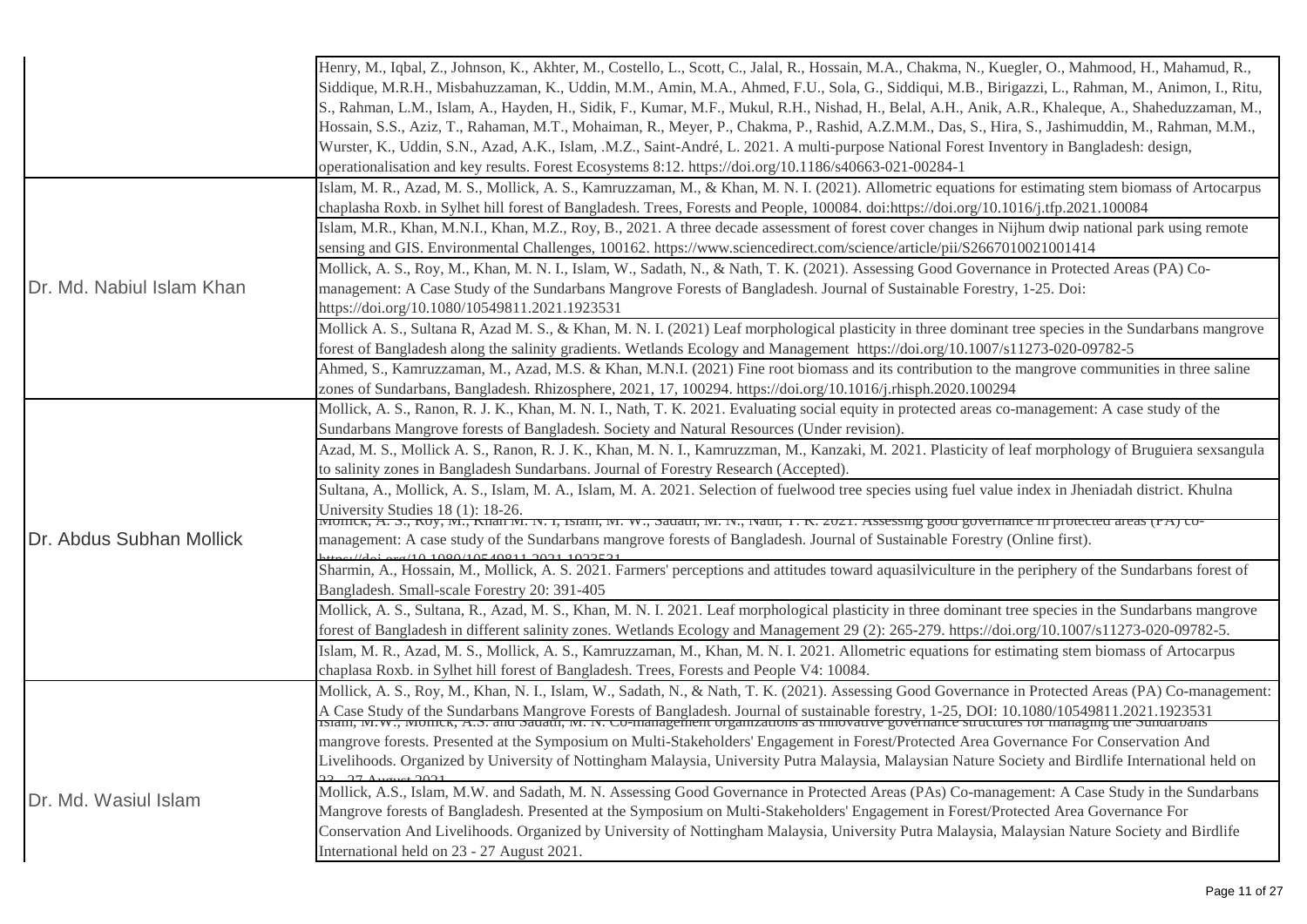| | |
|---|---|
| | Henry, M., Iqbal, Z., Johnson, K., Akhter, M., Costello, L., Scott, C., Jalal, R., Hossain, M.A., Chakma, N., Kuegler, O., Mahmood, H., Mahamud, R., Siddique, M.R.H., Misbahuzzaman, K., Uddin, M.M., Amin, M.A., Ahmed, F.U., Sola, G., Siddiqui, M.B., Birigazzi, L., Rahman, M., Animon, I., Ritu, S., Rahman, L.M., Islam, A., Hayden, H., Sidik, F., Kumar, M.F., Mukul, R.H., Nishad, H., Belal, A.H., Anik, A.R., Khaleque, A., Shaheduzzaman, M., Hossain, S.S., Aziz, T., Rahaman, M.T., Mohaiman, R., Meyer, P., Chakma, P., Rashid, A.Z.M.M., Das, S., Hira, S., Jashimuddin, M., Rahman, M.M., Wurster, K., Uddin, S.N., Azad, A.K., Islam, .M.Z., Saint-André, L. 2021. A multi-purpose National Forest Inventory in Bangladesh: design, operationalisation and key results. Forest Ecosystems 8:12. https://doi.org/10.1186/s40663-021-00284-1 |
| Dr. Md. Nabiul Islam Khan | Islam, M. R., Azad, M. S., Mollick, A. S., Kamruzzaman, M., & Khan, M. N. I. (2021). Allometric equations for estimating stem biomass of Artocarpus chaplasha Roxb. in Sylhet hill forest of Bangladesh. Trees, Forests and People, 100084. doi:https://doi.org/10.1016/j.tfp.2021.100084 |
| | Islam, M.R., Khan, M.N.I., Khan, M.Z., Roy, B., 2021. A three decade assessment of forest cover changes in Nijhum dwip national park using remote sensing and GIS. Environmental Challenges, 100162. https://www.sciencedirect.com/science/article/pii/S2667010021001414 |
| | Mollick, A. S., Roy, M., Khan, M. N. I., Islam, W., Sadath, N., & Nath, T. K. (2021). Assessing Good Governance in Protected Areas (PA) Co-management: A Case Study of the Sundarbans Mangrove Forests of Bangladesh. Journal of Sustainable Forestry, 1-25. Doi: https://doi.org/10.1080/10549811.2021.1923531 |
| | Mollick A. S., Sultana R, Azad M. S., & Khan, M. N. I. (2021) Leaf morphological plasticity in three dominant tree species in the Sundarbans mangrove forest of Bangladesh along the salinity gradients. Wetlands Ecology and Management https://doi.org/10.1007/s11273-020-09782-5 |
| | Ahmed, S., Kamruzzaman, M., Azad, M.S. & Khan, M.N.I. (2021) Fine root biomass and its contribution to the mangrove communities in three saline zones of Sundarbans, Bangladesh. Rhizosphere, 2021, 17, 100294. https://doi.org/10.1016/j.rhisph.2020.100294 |
| Dr. Abdus Subhan Mollick | Mollick, A. S., Ranon, R. J. K., Khan, M. N. I., Nath, T. K. 2021. Evaluating social equity in protected areas co-management: A case study of the Sundarbans Mangrove forests of Bangladesh. Society and Natural Resources (Under revision). |
| | Azad, M. S., Mollick A. S., Ranon, R. J. K., Khan, M. N. I., Kamruzzman, M., Kanzaki, M. 2021. Plasticity of leaf morphology of Bruguiera sexsangula to salinity zones in Bangladesh Sundarbans. Journal of Forestry Research (Accepted). |
| | Sultana, A., Mollick, A. S., Islam, M. A., Islam, M. A. 2021. Selection of fuelwood tree species using fuel value index in Jheniadah district. Khulna University Studies 18 (1): 18-26. |
| | Mollick, A. S., Roy, M., Khan M. N. I, Islam, M. W., Sadath, M. N., Nath, T. K. 2021. Assessing good governance in protected areas (PA) co-management: A case study of the Sundarbans mangrove forests of Bangladesh. Journal of Sustainable Forestry (Online first). https://doi.org/10.1080/10549811.2021.1923531 |
| | Sharmin, A., Hossain, M., Mollick, A. S. 2021. Farmers' perceptions and attitudes toward aquasilviculture in the periphery of the Sundarbans forest of Bangladesh. Small-scale Forestry 20: 391-405 |
| | Mollick, A. S., Sultana, R., Azad, M. S., Khan, M. N. I. 2021. Leaf morphological plasticity in three dominant tree species in the Sundarbans mangrove forest of Bangladesh in different salinity zones. Wetlands Ecology and Management 29 (2): 265-279. https://doi.org/10.1007/s11273-020-09782-5. |
| | Islam, M. R., Azad, M. S., Mollick, A. S., Kamruzzaman, M., Khan, M. N. I. 2021. Allometric equations for estimating stem biomass of Artocarpus chaplasa Roxb. in Sylhet hill forest of Bangladesh. Trees, Forests and People V4: 10084. |
| Dr. Md. Wasiul Islam | Mollick, A. S., Roy, M., Khan, N. I., Islam, W., Sadath, N., & Nath, T. K. (2021). Assessing Good Governance in Protected Areas (PA) Co-management: A Case Study of the Sundarbans Mangrove Forests of Bangladesh. Journal of sustainable forestry, 1-25, DOI: 10.1080/10549811.2021.1923531 |
| | Islam, M.W., Mollick, A.S. and Sadath, M. N. Co-management organizations as innovative governance structures for managing the Sundarbans mangrove forests. Presented at the Symposium on Multi-Stakeholders' Engagement in Forest/Protected Area Governance For Conservation And Livelihoods. Organized by University of Nottingham Malaysia, University Putra Malaysia, Malaysian Nature Society and Birdlife International held on 23 - 27 August 2021. |
| | Mollick, A.S., Islam, M.W. and Sadath, M. N. Assessing Good Governance in Protected Areas (PAs) Co-management: A Case Study in the Sundarbans Mangrove forests of Bangladesh. Presented at the Symposium on Multi-Stakeholders' Engagement in Forest/Protected Area Governance For Conservation And Livelihoods. Organized by University of Nottingham Malaysia, University Putra Malaysia, Malaysian Nature Society and Birdlife International held on 23 - 27 August 2021. |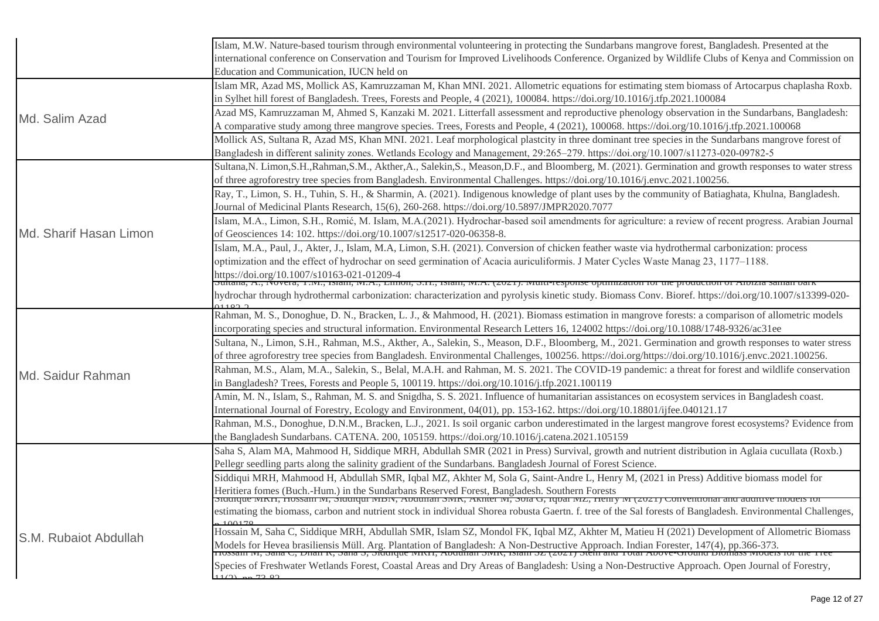| | |
|---|---|
| | Islam, M.W. Nature-based tourism through environmental volunteering in protecting the Sundarbans mangrove forest, Bangladesh. Presented at the international conference on Conservation and Tourism for Improved Livelihoods Conference. Organized by Wildlife Clubs of Kenya and Commission on Education and Communication, IUCN held on |
| Md. Salim Azad | Islam MR, Azad MS, Mollick AS, Kamruzzaman M, Khan MNI. 2021. Allometric equations for estimating stem biomass of Artocarpus chaplasha Roxb. in Sylhet hill forest of Bangladesh. Trees, Forests and People, 4 (2021), 100084. https://doi.org/10.1016/j.tfp.2021.100084 |
| | Azad MS, Kamruzzaman M, Ahmed S, Kanzaki M. 2021. Litterfall assessment and reproductive phenology observation in the Sundarbans, Bangladesh: A comparative study among three mangrove species. Trees, Forests and People, 4 (2021), 100068. https://doi.org/10.1016/j.tfp.2021.100068 |
| | Mollick AS, Sultana R, Azad MS, Khan MNI. 2021. Leaf morphological plastcity in three dominant tree species in the Sundarbans mangrove forest of Bangladesh in different salinity zones. Wetlands Ecology and Management, 29:265–279. https://doi.org/10.1007/s11273-020-09782-5 |
| Md. Sharif Hasan Limon | Sultana,N. Limon,S.H.,Rahman,S.M., Akther,A., Salekin,S., Meason,D.F., and Bloomberg, M. (2021). Germination and growth responses to water stress of three agroforestry tree species from Bangladesh. Environmental Challenges. https://doi.org/10.1016/j.envc.2021.100256. |
| | Ray, T., Limon, S. H., Tuhin, S. H., & Sharmin, A. (2021). Indigenous knowledge of plant uses by the community of Batiaghata, Khulna, Bangladesh. Journal of Medicinal Plants Research, 15(6), 260-268. https://doi.org/10.5897/JMPR2020.7077 |
| | Islam, M.A., Limon, S.H., Romić, M. Islam, M.A.(2021). Hydrochar-based soil amendments for agriculture: a review of recent progress. Arabian Journal of Geosciences 14: 102. https://doi.org/10.1007/s12517-020-06358-8. |
| | Islam, M.A., Paul, J., Akter, J., Islam, M.A, Limon, S.H. (2021). Conversion of chicken feather waste via hydrothermal carbonization: process optimization and the effect of hydrochar on seed germination of Acacia auriculiformis. J Mater Cycles Waste Manag 23, 1177–1188. https://doi.org/10.1007/s10163-021-01209-4 |
| | Sultana, A., Novera, T.M., Islam, M.A., Limon, S.H., Islam, M.A. (2021). Multi-response optimization for the production of Albizia saman bark hydrochar through hydrothermal carbonization: characterization and pyrolysis kinetic study. Biomass Conv. Bioref. https://doi.org/10.1007/s13399-020-01182-2 |
| Md. Saidur Rahman | Rahman, M. S., Donoghue, D. N., Bracken, L. J., & Mahmood, H. (2021). Biomass estimation in mangrove forests: a comparison of allometric models incorporating species and structural information. Environmental Research Letters 16, 124002 https://doi.org/10.1088/1748-9326/ac31ee |
| | Sultana, N., Limon, S.H., Rahman, M.S., Akther, A., Salekin, S., Meason, D.F., Bloomberg, M., 2021. Germination and growth responses to water stress of three agroforestry tree species from Bangladesh. Environmental Challenges, 100256. https://doi.org/https://doi.org/10.1016/j.envc.2021.100256. |
| | Rahman, M.S., Alam, M.A., Salekin, S., Belal, M.A.H. and Rahman, M. S. 2021. The COVID-19 pandemic: a threat for forest and wildlife conservation in Bangladesh? Trees, Forests and People 5, 100119. https://doi.org/10.1016/j.tfp.2021.100119 |
| | Amin, M. N., Islam, S., Rahman, M. S. and Snigdha, S. S. 2021. Influence of humanitarian assistances on ecosystem services in Bangladesh coast. International Journal of Forestry, Ecology and Environment, 04(01), pp. 153-162. https://doi.org/10.18801/ijfee.040121.17 |
| | Rahman, M.S., Donoghue, D.N.M., Bracken, L.J., 2021. Is soil organic carbon underestimated in the largest mangrove forest ecosystems? Evidence from the Bangladesh Sundarbans. CATENA. 200, 105159. https://doi.org/10.1016/j.catena.2021.105159 |
| S.M. Rubaiot Abdullah | Saha S, Alam MA, Mahmood H, Siddique MRH, Abdullah SMR (2021 in Press) Survival, growth and nutrient distribution in Aglaia cucullata (Roxb.) Pellegr seedling parts along the salinity gradient of the Sundarbans. Bangladesh Journal of Forest Science. |
| | Siddiqui MRH, Mahmood H, Abdullah SMR, Iqbal MZ, Akhter M, Sola G, Saint-Andre L, Henry M, (2021 in Press) Additive biomass model for Heritiera fomes (Buch.-Hum.) in the Sundarbans Reserved Forest, Bangladesh. Southern Forests |
| | Siddique MRH, Hossain M, Siddiqui MBN, Abdullah SMR, Akhter M, Sola G, Iqbal MZ, Henry M (2021) Conventional and additive models for estimating the biomass, carbon and nutrient stock in individual Shorea robusta Gaertn. f. tree of the Sal forests of Bangladesh. Environmental Challenges, p.100178 |
| | Hossain M, Saha C, Siddique MRH, Abdullah SMR, Islam SZ, Mondol FK, Iqbal MZ, Akhter M, Matieu H (2021) Development of Allometric Biomass Models for Hevea brasiliensis Müll. Arg. Plantation of Bangladesh: A Non-Destructive Approach. Indian Forester, 147(4), pp.366-373. |
| | Hossain M, Saha C, Dhali R, Saha S, Siddique MRH, Abdullah SMR, Islam SZ (2021) Stem and Total Above-Ground Biomass Models for the Tree Species of Freshwater Wetlands Forest, Coastal Areas and Dry Areas of Bangladesh: Using a Non-Destructive Approach. Open Journal of Forestry, 11(2), pp.72-82 |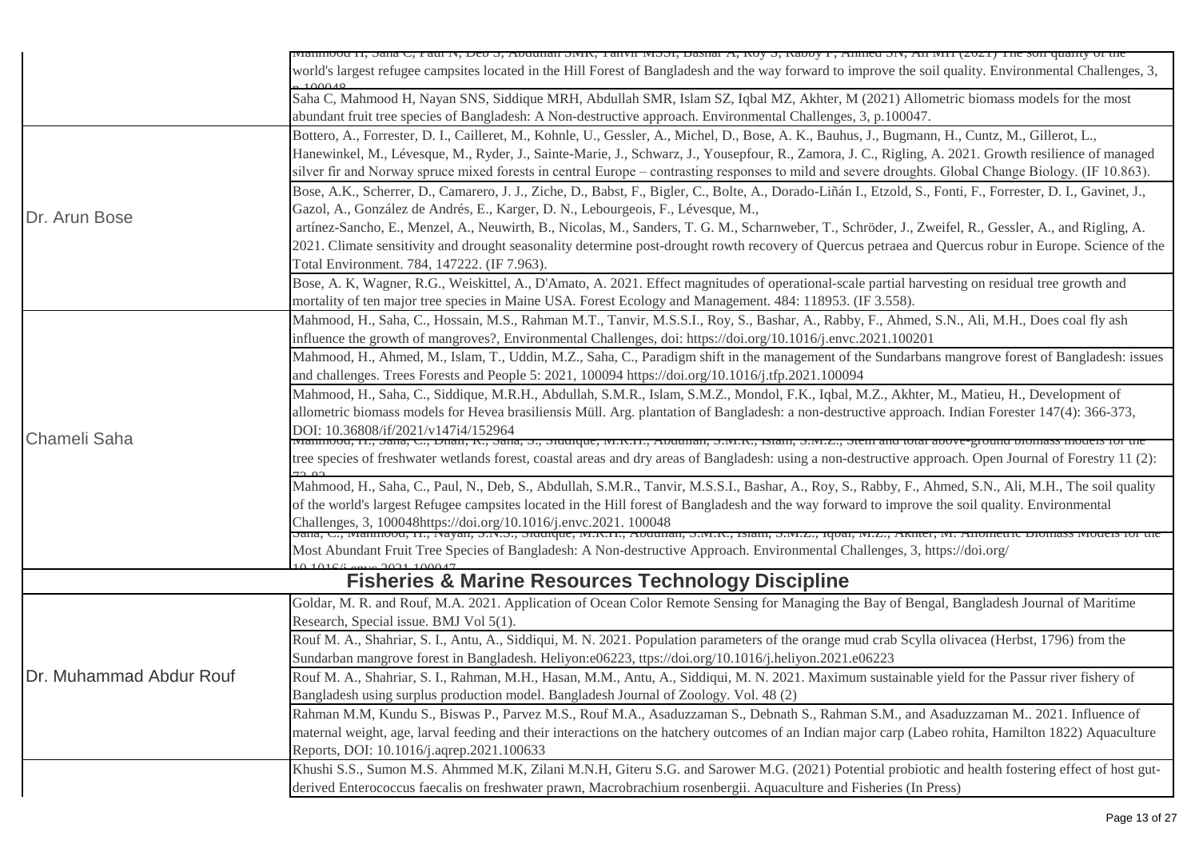| | |
|---|---|
| | Mahmood H, Saha C, Paul N, Deb S, Abdullah SMR, Tanvir MSSI, Bashar A, Roy S, Rabby F, Ahmed SN, Ali MH (2021) The soil quality of the world's largest refugee campsites located in the Hill Forest of Bangladesh and the way forward to improve the soil quality. Environmental Challenges, 3, p.100048 |
| | Saha C, Mahmood H, Nayan SNS, Siddique MRH, Abdullah SMR, Islam SZ, Iqbal MZ, Akhter, M (2021) Allometric biomass models for the most abundant fruit tree species of Bangladesh: A Non-destructive approach. Environmental Challenges, 3, p.100047. |
| Dr. Arun Bose | Bottero, A., Forrester, D. I., Cailleret, M., Kohnle, U., Gessler, A., Michel, D., Bose, A. K., Bauhus, J., Bugmann, H., Cuntz, M., Gillerot, L., Hanewinkel, M., Lévesque, M., Ryder, J., Sainte-Marie, J., Schwarz, J., Yousepfour, R., Zamora, J. C., Rigling, A. 2021. Growth resilience of managed silver fir and Norway spruce mixed forests in central Europe – contrasting responses to mild and severe droughts. Global Change Biology. (IF 10.863). |
| | Bose, A.K., Scherrer, D., Camarero, J. J., Ziche, D., Babst, F., Bigler, C., Bolte, A., Dorado-Liñán I., Etzold, S., Fonti, F., Forrester, D. I., Gavinet, J., Gazol, A., González de Andrés, E., Karger, D. N., Lebourgeois, F., Lévesque, M., artínez-Sancho, E., Menzel, A., Neuwirth, B., Nicolas, M., Sanders, T. G. M., Scharnweber, T., Schröder, J., Zweifel, R., Gessler, A., and Rigling, A. 2021. Climate sensitivity and drought seasonality determine post-drought rowth recovery of Quercus petraea and Quercus robur in Europe. Science of the Total Environment. 784, 147222. (IF 7.963). |
| | Bose, A. K, Wagner, R.G., Weiskittel, A., D'Amato, A. 2021. Effect magnitudes of operational-scale partial harvesting on residual tree growth and mortality of ten major tree species in Maine USA. Forest Ecology and Management. 484: 118953. (IF 3.558). |
| Chameli Saha | Mahmood, H., Saha, C., Hossain, M.S., Rahman M.T., Tanvir, M.S.S.I., Roy, S., Bashar, A., Rabby, F., Ahmed, S.N., Ali, M.H., Does coal fly ash influence the growth of mangroves?, Environmental Challenges, doi: https://doi.org/10.1016/j.envc.2021.100201 |
| | Mahmood, H., Ahmed, M., Islam, T., Uddin, M.Z., Saha, C., Paradigm shift in the management of the Sundarbans mangrove forest of Bangladesh: issues and challenges. Trees Forests and People 5: 2021, 100094 https://doi.org/10.1016/j.tfp.2021.100094 |
| | Mahmood, H., Saha, C., Siddique, M.R.H., Abdullah, S.M.R., Islam, S.M.Z., Mondol, F.K., Iqbal, M.Z., Akhter, M., Matieu, H., Development of allometric biomass models for Hevea brasiliensis Müll. Arg. plantation of Bangladesh: a non-destructive approach. Indian Forester 147(4): 366-373, DOI: 10.36808/if/2021/v147i4/152964 |
| | Mahmood, H., Saha, C., Dhali, R., Saha, S., Siddique, M.R.H., Abdullah, S.M.R., Islam, S.M.Z., Stem and total above-ground biomass models for the tree species of freshwater wetlands forest, coastal areas and dry areas of Bangladesh: using a non-destructive approach. Open Journal of Forestry 11 (2): 73-83 |
| | Mahmood, H., Saha, C., Paul, N., Deb, S., Abdullah, S.M.R., Tanvir, M.S.S.I., Bashar, A., Roy, S., Rabby, F., Ahmed, S.N., Ali, M.H., The soil quality of the world's largest Refugee campsites located in the Hill forest of Bangladesh and the way forward to improve the soil quality. Environmental Challenges, 3, 100048https://doi.org/10.1016/j.envc.2021. 100048 |
| | Saha, C., Mahmood, H., Nayan, S.N.S., Siddique, M.R.H., Abdullah, S.M.R., Islam, S.M.Z., Iqbal, M.Z., Akhter, M. Allometric Biomass Models for the Most Abundant Fruit Tree Species of Bangladesh: A Non-destructive Approach. Environmental Challenges, 3, https://doi.org/ 10.1016/j.envc.2021.100047 |
| **Fisheries & Marine Resources Technology Discipline** | |
| Dr. Muhammad Abdur Rouf | Goldar, M. R. and Rouf, M.A. 2021. Application of Ocean Color Remote Sensing for Managing the Bay of Bengal, Bangladesh Journal of Maritime Research, Special issue. BMJ Vol 5(1). |
| | Rouf M. A., Shahriar, S. I., Antu, A., Siddiqui, M. N. 2021. Population parameters of the orange mud crab Scylla olivacea (Herbst, 1796) from the Sundarban mangrove forest in Bangladesh. Heliyon:e06223, ttps://doi.org/10.1016/j.heliyon.2021.e06223 |
| | Rouf M. A., Shahriar, S. I., Rahman, M.H., Hasan, M.M., Antu, A., Siddiqui, M. N. 2021. Maximum sustainable yield for the Passur river fishery of Bangladesh using surplus production model. Bangladesh Journal of Zoology. Vol. 48 (2) |
| | Rahman M.M, Kundu S., Biswas P., Parvez M.S., Rouf M.A., Asaduzzaman S., Debnath S., Rahman S.M., and Asaduzzaman M.. 2021. Influence of maternal weight, age, larval feeding and their interactions on the hatchery outcomes of an Indian major carp (Labeo rohita, Hamilton 1822) Aquaculture Reports, DOI: 10.1016/j.aqrep.2021.100633 |
| | Khushi S.S., Sumon M.S. Ahmmed M.K, Zilani M.N.H, Giteru S.G. and Sarower M.G. (2021) Potential probiotic and health fostering effect of host gut-derived Enterococcus faecalis on freshwater prawn, Macrobrachium rosenbergii. Aquaculture and Fisheries (In Press) |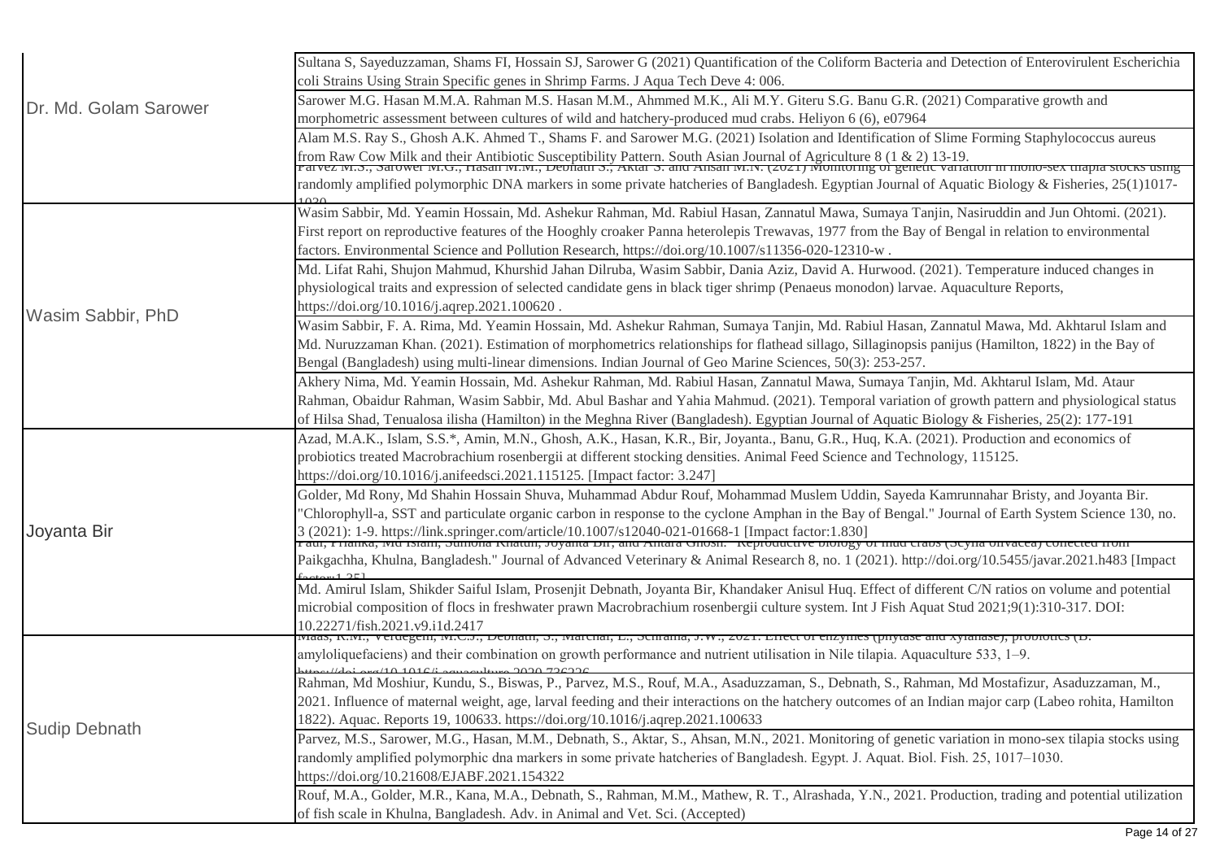| | |
|---|---|
| Dr. Md. Golam Sarower | Sultana S, Sayeduzzaman, Shams FI, Hossain SJ, Sarower G (2021) Quantification of the Coliform Bacteria and Detection of Enterovirulent Escherichia coli Strains Using Strain Specific genes in Shrimp Farms. J Aqua Tech Deve 4: 006. |
| | Sarower M.G. Hasan M.M.A. Rahman M.S. Hasan M.M., Ahmmed M.K., Ali M.Y. Giteru S.G. Banu G.R. (2021) Comparative growth and morphometric assessment between cultures of wild and hatchery-produced mud crabs. Heliyon 6 (6), e07964 |
| | Alam M.S. Ray S., Ghosh A.K. Ahmed T., Shams F. and Sarower M.G. (2021) Isolation and Identification of Slime Forming Staphylococcus aureus from Raw Cow Milk and their Antibiotic Susceptibility Pattern. South Asian Journal of Agriculture 8 (1 & 2) 13-19. |
| | Parvez M.S., Sarower M.G., Hasan M.M., Debnath S., Aktar S. and Ahsan M.N. (2021) Monitoring of genetic variation in mono-sex tilapia stocks using randomly amplified polymorphic DNA markers in some private hatcheries of Bangladesh. Egyptian Journal of Aquatic Biology & Fisheries, 25(1)1017-1030 |
| Wasim Sabbir, PhD | Wasim Sabbir, Md. Yeamin Hossain, Md. Ashekur Rahman, Md. Rabiul Hasan, Zannatul Mawa, Sumaya Tanjin, Nasiruddin and Jun Ohtomi. (2021). First report on reproductive features of the Hooghly croaker Panna heterolepis Trewavas, 1977 from the Bay of Bengal in relation to environmental factors. Environmental Science and Pollution Research, https://doi.org/10.1007/s11356-020-12310-w . |
| | Md. Lifat Rahi, Shujon Mahmud, Khurshid Jahan Dilruba, Wasim Sabbir, Dania Aziz, David A. Hurwood. (2021). Temperature induced changes in physiological traits and expression of selected candidate gens in black tiger shrimp (Penaeus monodon) larvae. Aquaculture Reports, https://doi.org/10.1016/j.aqrep.2021.100620 . |
| | Wasim Sabbir, F. A. Rima, Md. Yeamin Hossain, Md. Ashekur Rahman, Sumaya Tanjin, Md. Rabiul Hasan, Zannatul Mawa, Md. Akhtarul Islam and Md. Nuruzzaman Khan. (2021). Estimation of morphometrics relationships for flathead sillago, Sillaginopsis panijus (Hamilton, 1822) in the Bay of Bengal (Bangladesh) using multi-linear dimensions. Indian Journal of Geo Marine Sciences, 50(3): 253-257. |
| | Akhery Nima, Md. Yeamin Hossain, Md. Ashekur Rahman, Md. Rabiul Hasan, Zannatul Mawa, Sumaya Tanjin, Md. Akhtarul Islam, Md. Ataur Rahman, Obaidur Rahman, Wasim Sabbir, Md. Abul Bashar and Yahia Mahmud. (2021). Temporal variation of growth pattern and physiological status of Hilsa Shad, Tenualosa ilisha (Hamilton) in the Meghna River (Bangladesh). Egyptian Journal of Aquatic Biology & Fisheries, 25(2): 177-191 |
| Joyanta Bir | Azad, M.A.K., Islam, S.S.*, Amin, M.N., Ghosh, A.K., Hasan, K.R., Bir, Joyanta., Banu, G.R., Huq, K.A. (2021). Production and economics of probiotics treated Macrobrachium rosenbergii at different stocking densities. Animal Feed Science and Technology, 115125. https://doi.org/10.1016/j.anifeedsci.2021.115125. [Impact factor: 3.247] |
| | Golder, Md Rony, Md Shahin Hossain Shuva, Muhammad Abdur Rouf, Mohammad Muslem Uddin, Sayeda Kamrunnahar Bristy, and Joyanta Bir. "Chlorophyll-a, SST and particulate organic carbon in response to the cyclone Amphan in the Bay of Bengal." Journal of Earth System Science 130, no. 3 (2021): 1-9. https://link.springer.com/article/10.1007/s12040-021-01668-1 [Impact factor:1.830] |
| | Paul, Prianka, Md Islam, Sumona Khatun, Joyanta Bir, and Antara Ghosh. "Reproductive biology of mud crabs (Scylla olivacea) collected from Paikgachha, Khulna, Bangladesh." Journal of Advanced Veterinary & Animal Research 8, no. 1 (2021). http://doi.org/10.5455/javar.2021.h483 [Impact factor:1.35] |
| | Md. Amirul Islam, Shikder Saiful Islam, Prosenjit Debnath, Joyanta Bir, Khandaker Anisul Huq. Effect of different C/N ratios on volume and potential microbial composition of flocs in freshwater prawn Macrobrachium rosenbergii culture system. Int J Fish Aquat Stud 2021;9(1):310-317. DOI: 10.22271/fish.2021.v9.i1d.2417 |
| Sudip Debnath | Maas, R.M., Verdegem, M.C.J., Debnath, S., Marchal, L., Schrama, J.W., 2021. Effect of enzymes (phytase and xylanase), probiotics (B. amyloliquefaciens) and their combination on growth performance and nutrient utilisation in Nile tilapia. Aquaculture 533, 1–9. https://doi.org/10.1016/j.aquaculture.2020.736226 |
| | Rahman, Md Moshiur, Kundu, S., Biswas, P., Parvez, M.S., Rouf, M.A., Asaduzzaman, S., Debnath, S., Rahman, Md Mostafizur, Asaduzzaman, M., 2021. Influence of maternal weight, age, larval feeding and their interactions on the hatchery outcomes of an Indian major carp (Labeo rohita, Hamilton 1822). Aquac. Reports 19, 100633. https://doi.org/10.1016/j.aqrep.2021.100633 |
| | Parvez, M.S., Sarower, M.G., Hasan, M.M., Debnath, S., Aktar, S., Ahsan, M.N., 2021. Monitoring of genetic variation in mono-sex tilapia stocks using randomly amplified polymorphic dna markers in some private hatcheries of Bangladesh. Egypt. J. Aquat. Biol. Fish. 25, 1017–1030. https://doi.org/10.21608/EJABF.2021.154322 |
| | Rouf, M.A., Golder, M.R., Kana, M.A., Debnath, S., Rahman, M.M., Mathew, R. T., Alrashada, Y.N., 2021. Production, trading and potential utilization of fish scale in Khulna, Bangladesh. Adv. in Animal and Vet. Sci. (Accepted) |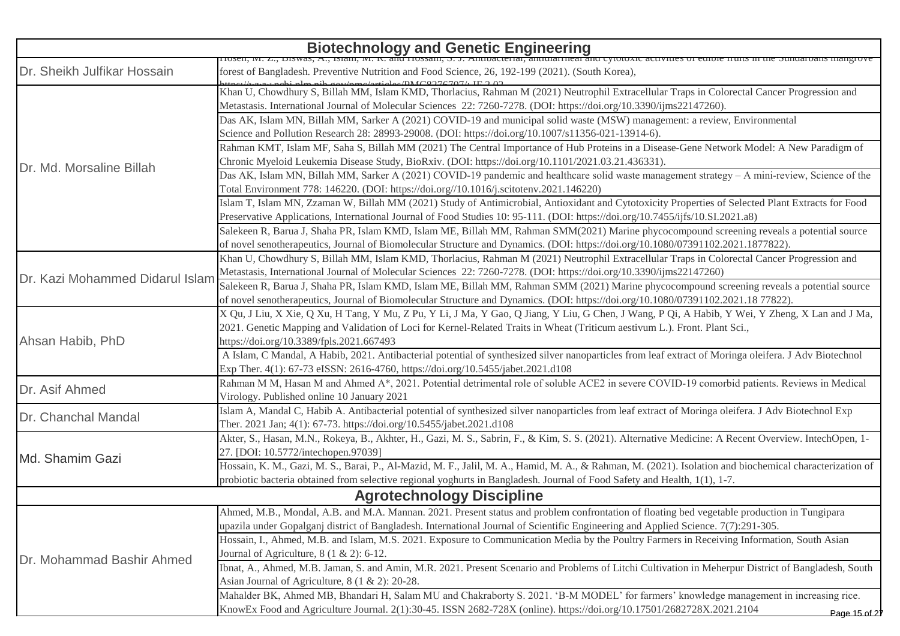## Biotechnology and Genetic Engineering

| | |
|---|---|
| Dr. Sheikh Julfikar Hossain | Hosen, M. Z., Biswas, A., Islam, M. R. and Hossain, S. J. Antibacterial, antidiarrheal and cytotoxic activities of edible fruits in the Sundarbans mangrove forest of Bangladesh. Preventive Nutrition and Food Science, 26, 192-199 (2021). (South Korea), https://www.ncbi.nlm.nih.gov/pmc/articles/PMC8276707/; IF 2.02 |
| Dr. Md. Morsaline Billah | Khan U, Chowdhury S, Billah MM, Islam KMD, Thorlacius, Rahman M (2021) Neutrophil Extracellular Traps in Colorectal Cancer Progression and Metastasis. International Journal of Molecular Sciences 22: 7260-7278. (DOI: https://doi.org/10.3390/ijms22147260). |
| | Das AK, Islam MN, Billah MM, Sarker A (2021) COVID-19 and municipal solid waste (MSW) management: a review, Environmental Science and Pollution Research 28: 28993-29008. (DOI: https://doi.org/10.1007/s11356-021-13914-6). |
| | Rahman KMT, Islam MF, Saha S, Billah MM (2021) The Central Importance of Hub Proteins in a Disease-Gene Network Model: A New Paradigm of Chronic Myeloid Leukemia Disease Study, BioRxiv. (DOI: https://doi.org/10.1101/2021.03.21.436331). |
| | Das AK, Islam MN, Billah MM, Sarker A (2021) COVID-19 pandemic and healthcare solid waste management strategy – A mini-review, Science of the Total Environment 778: 146220. (DOI: https://doi.org//10.1016/j.scitotenv.2021.146220) |
| | Islam T, Islam MN, Zzaman W, Billah MM (2021) Study of Antimicrobial, Antioxidant and Cytotoxicity Properties of Selected Plant Extracts for Food Preservative Applications, International Journal of Food Studies 10: 95-111. (DOI: https://doi.org/10.7455/ijfs/10.SI.2021.a8) |
| | Salekeen R, Barua J, Shaha PR, Islam KMD, Islam ME, Billah MM, Rahman SMM(2021) Marine phycocompound screening reveals a potential source of novel senotherapeutics, Journal of Biomolecular Structure and Dynamics. (DOI: https://doi.org/10.1080/07391102.2021.1877822). |
| Dr. Kazi Mohammed Didarul Islam | Khan U, Chowdhury S, Billah MM, Islam KMD, Thorlacius, Rahman M (2021) Neutrophil Extracellular Traps in Colorectal Cancer Progression and Metastasis. International Journal of Molecular Sciences 22: 7260-7278. (DOI: https://doi.org/10.3390/ijms22147260) |
| | Salekeen R, Barua J, Shaha PR, Islam KMD, Islam ME, Billah MM, Rahman SMM (2021) Marine phycocompound screening reveals a potential source of novel senotherapeutics, Journal of Biomolecular Structure and Dynamics. (DOI: https://doi.org/10.1080/07391102.2021.18 77822). |
| Ahsan Habib, PhD | X Qu, J Liu, X Xie, Q Xu, H Tang, Y Mu, Z Pu, Y Li, J Ma, Y Gao, Q Jiang, Y Liu, G Chen, J Wang, P Qi, A Habib, Y Wei, Y Zheng, X Lan and J Ma, 2021. Genetic Mapping and Validation of Loci for Kernel-Related Traits in Wheat (Triticum aestivum L.). Front. Plant Sci., https://doi.org/10.3389/fpls.2021.667493 |
| | A Islam, C Mandal, A Habib, 2021. Antibacterial potential of synthesized silver nanoparticles from leaf extract of Moringa oleifera. J Adv Biotechnol Exp Ther. 4(1): 67-73 eISSN: 2616-4760, https://doi.org/10.5455/jabet.2021.d108 |
| Dr. Asif Ahmed | Rahman M M, Hasan M and Ahmed A*, 2021. Potential detrimental role of soluble ACE2 in severe COVID-19 comorbid patients. Reviews in Medical Virology. Published online 10 January 2021 |
| Dr. Chanchal Mandal | Islam A, Mandal C, Habib A. Antibacterial potential of synthesized silver nanoparticles from leaf extract of Moringa oleifera. J Adv Biotechnol Exp Ther. 2021 Jan; 4(1): 67-73. https://doi.org/10.5455/jabet.2021.d108 |
| Md. Shamim Gazi | Akter, S., Hasan, M.N., Rokeya, B., Akhter, H., Gazi, M. S., Sabrin, F., & Kim, S. S. (2021). Alternative Medicine: A Recent Overview. IntechOpen, 1-27. [DOI: 10.5772/intechopen.97039] |
| | Hossain, K. M., Gazi, M. S., Barai, P., Al-Mazid, M. F., Jalil, M. A., Hamid, M. A., & Rahman, M. (2021). Isolation and biochemical characterization of probiotic bacteria obtained from selective regional yoghurts in Bangladesh. Journal of Food Safety and Health, 1(1), 1-7. |

## Agrotechnology Discipline

| | |
|---|---|
| Dr. Mohammad Bashir Ahmed | Ahmed, M.B., Mondal, A.B. and M.A. Mannan. 2021. Present status and problem confrontation of floating bed vegetable production in Tungipara upazila under Gopalganj district of Bangladesh. International Journal of Scientific Engineering and Applied Science. 7(7):291-305. |
| | Hossain, I., Ahmed, M.B. and Islam, M.S. 2021. Exposure to Communication Media by the Poultry Farmers in Receiving Information, South Asian Journal of Agriculture, 8 (1 & 2): 6-12. |
| | Ibnat, A., Ahmed, M.B. Jaman, S. and Amin, M.R. 2021. Present Scenario and Problems of Litchi Cultivation in Meherpur District of Bangladesh, South Asian Journal of Agriculture, 8 (1 & 2): 20-28. |
| | Mahalder BK, Ahmed MB, Bhandari H, Salam MU and Chakraborty S. 2021. 'B-M MODEL' for farmers' knowledge management in increasing rice. KnowEx Food and Agriculture Journal. 2(1):30-45. ISSN 2682-728X (online). https://doi.org/10.17501/2682728X.2021.2104 |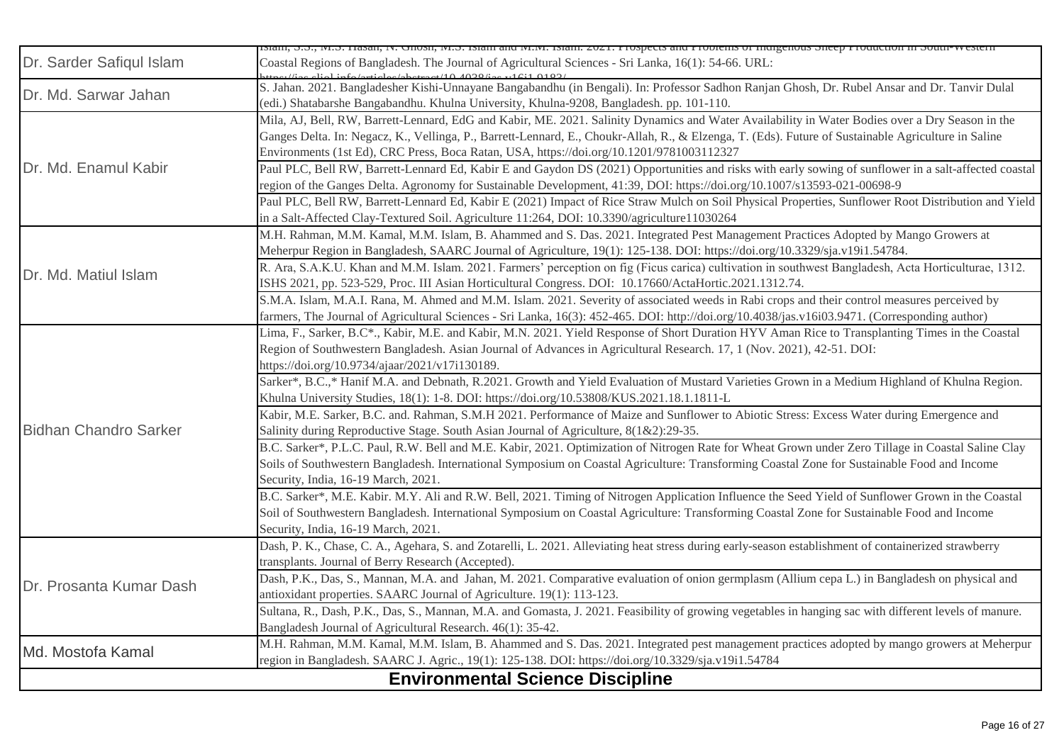| | |
|---|---|
| Dr. Sarder Safiqul Islam | Islam, S.S., M.S. Hasan, N. Ghosh, M.S. Islam and M.M. Islam. 2021. Prospects and Problems of Indigenous Sheep Production in South-Western Coastal Regions of Bangladesh. The Journal of Agricultural Sciences - Sri Lanka, 16(1): 54-66. URL: https://jas.sljol.info/articles/abstract/10.4038/jas.v16i1.9183/ |
| Dr. Md. Sarwar Jahan | S. Jahan. 2021. Bangladesher Kishi-Unnayane Bangabandhu (in Bengali). In: Professor Sadhon Ranjan Ghosh, Dr. Rubel Ansar and Dr. Tanvir Dulal (edi.) Shatabarshe Bangabandhu. Khulna University, Khulna-9208, Bangladesh. pp. 101-110. |
| Dr. Md. Enamul Kabir | Mila, AJ, Bell, RW, Barrett-Lennard, EdG and Kabir, ME. 2021. Salinity Dynamics and Water Availability in Water Bodies over a Dry Season in the Ganges Delta. In: Negacz, K., Vellinga, P., Barrett-Lennard, E., Choukr-Allah, R., & Elzenga, T. (Eds). Future of Sustainable Agriculture in Saline Environments (1st Ed), CRC Press, Boca Ratan, USA, https://doi.org/10.1201/9781003112327 |
| | Paul PLC, Bell RW, Barrett-Lennard Ed, Kabir E and Gaydon DS (2021) Opportunities and risks with early sowing of sunflower in a salt-affected coastal region of the Ganges Delta. Agronomy for Sustainable Development, 41:39, DOI: https://doi.org/10.1007/s13593-021-00698-9 |
| | Paul PLC, Bell RW, Barrett-Lennard Ed, Kabir E (2021) Impact of Rice Straw Mulch on Soil Physical Properties, Sunflower Root Distribution and Yield in a Salt-Affected Clay-Textured Soil. Agriculture 11:264, DOI: 10.3390/agriculture11030264 |
| Dr. Md. Matiul Islam | M.H. Rahman, M.M. Kamal, M.M. Islam, B. Ahammed and S. Das. 2021. Integrated Pest Management Practices Adopted by Mango Growers at Meherpur Region in Bangladesh, SAARC Journal of Agriculture, 19(1): 125-138. DOI: https://doi.org/10.3329/sja.v19i1.54784. |
| | R. Ara, S.A.K.U. Khan and M.M. Islam. 2021. Farmers' perception on fig (Ficus carica) cultivation in southwest Bangladesh, Acta Horticulturae, 1312. ISHS 2021, pp. 523-529, Proc. III Asian Horticultural Congress. DOI: 10.17660/ActaHortic.2021.1312.74. |
| | S.M.A. Islam, M.A.I. Rana, M. Ahmed and M.M. Islam. 2021. Severity of associated weeds in Rabi crops and their control measures perceived by farmers, The Journal of Agricultural Sciences - Sri Lanka, 16(3): 452-465. DOI: http://doi.org/10.4038/jas.v16i03.9471. (Corresponding author) |
| Bidhan Chandro Sarker | Lima, F., Sarker, B.C*., Kabir, M.E. and Kabir, M.N. 2021. Yield Response of Short Duration HYV Aman Rice to Transplanting Times in the Coastal Region of Southwestern Bangladesh. Asian Journal of Advances in Agricultural Research. 17, 1 (Nov. 2021), 42-51. DOI: https://doi.org/10.9734/ajaar/2021/v17i130189. |
| | Sarker*, B.C.,* Hanif M.A. and Debnath, R.2021. Growth and Yield Evaluation of Mustard Varieties Grown in a Medium Highland of Khulna Region. Khulna University Studies, 18(1): 1-8. DOI: https://doi.org/10.53808/KUS.2021.18.1.1811-L |
| | Kabir, M.E. Sarker, B.C. and. Rahman, S.M.H 2021. Performance of Maize and Sunflower to Abiotic Stress: Excess Water during Emergence and Salinity during Reproductive Stage. South Asian Journal of Agriculture, 8(1&2):29-35. |
| | B.C. Sarker*, P.L.C. Paul, R.W. Bell and M.E. Kabir, 2021. Optimization of Nitrogen Rate for Wheat Grown under Zero Tillage in Coastal Saline Clay Soils of Southwestern Bangladesh. International Symposium on Coastal Agriculture: Transforming Coastal Zone for Sustainable Food and Income Security, India, 16-19 March, 2021. |
| | B.C. Sarker*, M.E. Kabir. M.Y. Ali and R.W. Bell, 2021. Timing of Nitrogen Application Influence the Seed Yield of Sunflower Grown in the Coastal Soil of Southwestern Bangladesh. International Symposium on Coastal Agriculture: Transforming Coastal Zone for Sustainable Food and Income Security, India, 16-19 March, 2021. |
| Dr. Prosanta Kumar Dash | Dash, P. K., Chase, C. A., Agehara, S. and Zotarelli, L. 2021. Alleviating heat stress during early-season establishment of containerized strawberry transplants. Journal of Berry Research (Accepted). |
| | Dash, P.K., Das, S., Mannan, M.A. and Jahan, M. 2021. Comparative evaluation of onion germplasm (Allium cepa L.) in Bangladesh on physical and antioxidant properties. SAARC Journal of Agriculture. 19(1): 113-123. |
| | Sultana, R., Dash, P.K., Das, S., Mannan, M.A. and Gomasta, J. 2021. Feasibility of growing vegetables in hanging sac with different levels of manure. Bangladesh Journal of Agricultural Research. 46(1): 35-42. |
| Md. Mostofa Kamal | M.H. Rahman, M.M. Kamal, M.M. Islam, B. Ahammed and S. Das. 2021. Integrated pest management practices adopted by mango growers at Meherpur region in Bangladesh. SAARC J. Agric., 19(1): 125-138. DOI: https://doi.org/10.3329/sja.v19i1.54784 |
| **Environmental Science Discipline** | |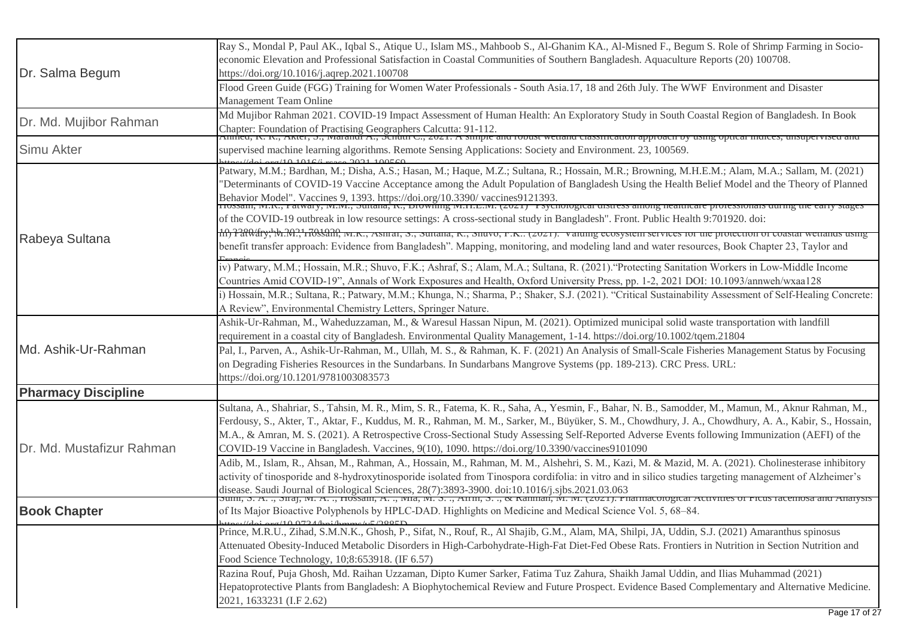| | |
|---|---|
| Dr. Salma Begum | Ray S., Mondal P, Paul AK., Iqbal S., Atique U., Islam MS., Mahboob S., Al-Ghanim KA., Al-Misned F., Begum S. Role of Shrimp Farming in Socio-economic Elevation and Professional Satisfaction in Coastal Communities of Southern Bangladesh. Aquaculture Reports (20) 100708. https://doi.org/10.1016/j.aqrep.2021.100708 |
| | Flood Green Guide (FGG) Training for Women Water Professionals - South Asia.17, 18 and 26th July. The WWF Environment and Disaster Management Team Online |
| Dr. Md. Mujibor Rahman | Md Mujibor Rahman 2021. COVID-19 Impact Assessment of Human Health: An Exploratory Study in South Coastal Region of Bangladesh. In Book Chapter: Foundation of Practising Geographers Calcutta: 91-112. |
| Simu Akter | Ahmed, K. R., Akter, S., Marandi A., Schuth C., 2021. A simple and robust wetland classification approach by using optical indices, unsupervised and supervised machine learning algorithms. Remote Sensing Applications: Society and Environment. 23, 100569. https://doi.org/10.1016/j.rsase.2021.100569 |
| Rabeya Sultana | Patwary, M.M.; Bardhan, M.; Disha, A.S.; Hasan, M.; Haque, M.Z.; Sultana, R.; Hossain, M.R.; Browning, M.H.E.M.; Alam, M.A.; Sallam, M. (2021) "Determinants of COVID-19 Vaccine Acceptance among the Adult Population of Bangladesh Using the Health Belief Model and the Theory of Planned Behavior Model". Vaccines 9, 1393. https://doi.org/10.3390/ vaccines9121393. |
| | Hossain, M.R., Patwary, M.M., Sultana, R., Browning M.H.E.M. (2021) "Psychological distress among healthcare professionals during the early stages of the COVID-19 outbreak in low resource settings: A cross-sectional study in Bangladesh". Front. Public Health 9:701920. doi: 10.3389/fpubh.2021.701920 |
| | iii) Patwary, M.M., Hossain, M.R., Ashraf, S., Sultana, R., Shuvo, F.K.. (2021). "Valuing ecosystem services for the protection of coastal wetlands using benefit transfer approach: Evidence from Bangladesh". Mapping, monitoring, and modeling land and water resources, Book Chapter 23, Taylor and Francis |
| | iv) Patwary, M.M.; Hossain, M.R.; Shuvo, F.K.; Ashraf, S.; Alam, M.A.; Sultana, R. (2021)."Protecting Sanitation Workers in Low-Middle Income Countries Amid COVID-19", Annals of Work Exposures and Health, Oxford University Press, pp. 1-2, 2021 DOI: 10.1093/annweh/wxaa128 |
| | i) Hossain, M.R.; Sultana, R.; Patwary, M.M.; Khunga, N.; Sharma, P.; Shaker, S.J. (2021). "Critical Sustainability Assessment of Self-Healing Concrete: A Review", Environmental Chemistry Letters, Springer Nature. |
| Md. Ashik-Ur-Rahman | Ashik-Ur-Rahman, M., Waheduzzaman, M., & Waresul Hassan Nipun, M. (2021). Optimized municipal solid waste transportation with landfill requirement in a coastal city of Bangladesh. Environmental Quality Management, 1-14. https://doi.org/10.1002/tqem.21804 |
| | Pal, I., Parven, A., Ashik-Ur-Rahman, M., Ullah, M. S., & Rahman, K. F. (2021) An Analysis of Small-Scale Fisheries Management Status by Focusing on Degrading Fisheries Resources in the Sundarbans. In Sundarbans Mangrove Systems (pp. 189-213). CRC Press. URL: https://doi.org/10.1201/9781003083573 |
| **Pharmacy Discipline** | |
| Dr. Md. Mustafizur Rahman | Sultana, A., Shahriar, S., Tahsin, M. R., Mim, S. R., Fatema, K. R., Saha, A., Yesmin, F., Bahar, N. B., Samodder, M., Mamun, M., Aknur Rahman, M., Ferdousy, S., Akter, T., Aktar, F., Kuddus, M. R., Rahman, M. M., Sarker, M., Büyüker, S. M., Chowdhury, J. A., Chowdhury, A. A., Kabir, S., Hossain, M.A., & Amran, M. S. (2021). A Retrospective Cross-Sectional Study Assessing Self-Reported Adverse Events following Immunization (AEFI) of the COVID-19 Vaccine in Bangladesh. Vaccines, 9(10), 1090. https://doi.org/10.3390/vaccines9101090 |
| | Adib, M., Islam, R., Ahsan, M., Rahman, A., Hossain, M., Rahman, M. M., Alshehri, S. M., Kazi, M. & Mazid, M. A. (2021). Cholinesterase inhibitory activity of tinosporide and 8-hydroxytinosporide isolated from Tinospora cordifolia: in vitro and in silico studies targeting management of Alzheimer's disease. Saudi Journal of Biological Sciences, 28(7):3893-3900. doi:10.1016/j.sjbs.2021.03.063 |
| **Book Chapter** | Sumi, S. A. ., Siraj, M. A. ., Hossain, A. ., Mia, M. S. ., Afrin, S. ., & Rahman, M. M. (2021). Pharmacological Activities of Ficus racemosa and Analysis of Its Major Bioactive Polyphenols by HPLC-DAD. Highlights on Medicine and Medical Science Vol. 5, 68–84. https://doi.org/10.9734/bpi/hmms/v5/2885D |
| | Prince, M.R.U., Zihad, S.M.N.K., Ghosh, P., Sifat, N., Rouf, R., Al Shajib, G.M., Alam, MA, Shilpi, JA, Uddin, S.J. (2021) Amaranthus spinosus Attenuated Obesity-Induced Metabolic Disorders in High-Carbohydrate-High-Fat Diet-Fed Obese Rats. Frontiers in Nutrition in Section Nutrition and Food Science Technology, 10;8:653918. (IF 6.57) |
| | Razina Rouf, Puja Ghosh, Md. Raihan Uzzaman, Dipto Kumer Sarker, Fatima Tuz Zahura, Shaikh Jamal Uddin, and Ilias Muhammad (2021) Hepatoprotective Plants from Bangladesh: A Biophytochemical Review and Future Prospect. Evidence Based Complementary and Alternative Medicine. 2021, 1633231 (I.F 2.62) |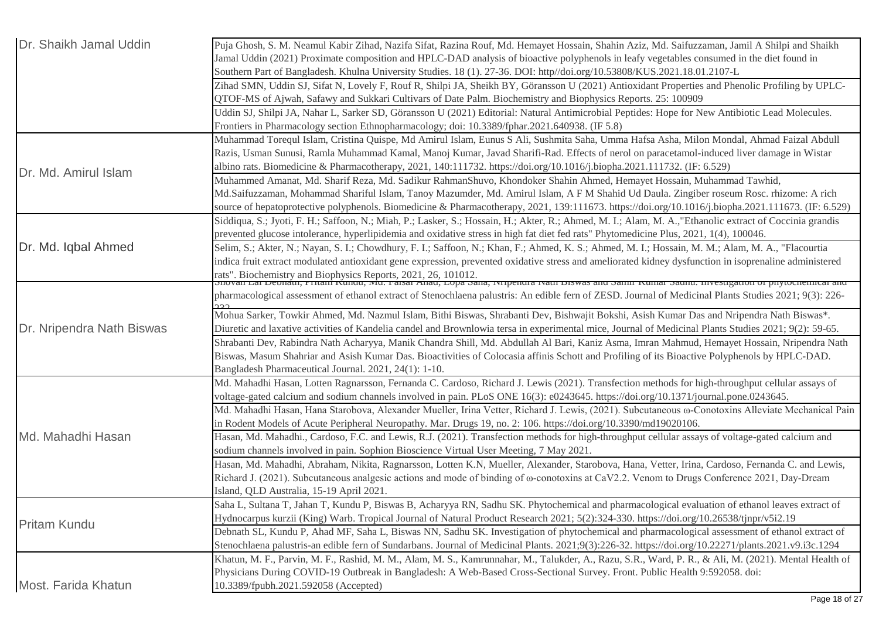| | |
|---|---|
| Dr. Shaikh Jamal Uddin | Puja Ghosh, S. M. Neamul Kabir Zihad, Nazifa Sifat, Razina Rouf, Md. Hemayet Hossain, Shahin Aziz, Md. Saifuzzaman, Jamil A Shilpi and Shaikh Jamal Uddin (2021) Proximate composition and HPLC-DAD analysis of bioactive polyphenols in leafy vegetables consumed in the diet found in Southern Part of Bangladesh. Khulna University Studies. 18 (1). 27-36. DOI: http//doi.org/10.53808/KUS.2021.18.01.2107-L |
| | Zihad SMN, Uddin SJ, Sifat N, Lovely F, Rouf R, Shilpi JA, Sheikh BY, Göransson U (2021) Antioxidant Properties and Phenolic Profiling by UPLC-QTOF-MS of Ajwah, Safawy and Sukkari Cultivars of Date Palm. Biochemistry and Biophysics Reports. 25: 100909 |
| | Uddin SJ, Shilpi JA, Nahar L, Sarker SD, Göransson U (2021) Editorial: Natural Antimicrobial Peptides: Hope for New Antibiotic Lead Molecules. Frontiers in Pharmacology section Ethnopharmacology; doi: 10.3389/fphar.2021.640938. (IF 5.8) |
| Dr. Md. Amirul Islam | Muhammad Torequl Islam, Cristina Quispe, Md Amirul Islam, Eunus S Ali, Sushmita Saha, Umma Hafsa Asha, Milon Mondal, Ahmad Faizal Abdull Razis, Usman Sunusi, Ramla Muhammad Kamal, Manoj Kumar, Javad Sharifi-Rad. Effects of nerol on paracetamol-induced liver damage in Wistar albino rats. Biomedicine & Pharmacotherapy, 2021, 140:111732. https://doi.org/10.1016/j.biopha.2021.111732. (IF: 6.529) |
| | Muhammed Amanat, Md. Sharif Reza, Md. Sadikur RahmanShuvo, Khondoker Shahin Ahmed, Hemayet Hossain, Muhammad Tawhid, Md.Saifuzzaman, Mohammad Shariful Islam, Tanoy Mazumder, Md. Amirul Islam, A F M Shahid Ud Daula. Zingiber roseum Rosc. rhizome: A rich source of hepatoprotective polyphenols. Biomedicine & Pharmacotherapy, 2021, 139:111673. https://doi.org/10.1016/j.biopha.2021.111673. (IF: 6.529) |
| Dr. Md. Iqbal Ahmed | Siddiqua, S.; Jyoti, F. H.; Saffoon, N.; Miah, P.; Lasker, S.; Hossain, H.; Akter, R.; Ahmed, M. I.; Alam, M. A.,"Ethanolic extract of Coccinia grandis prevented glucose intolerance, hyperlipidemia and oxidative stress in high fat diet fed rats" Phytomedicine Plus, 2021, 1(4), 100046. |
| | Selim, S.; Akter, N.; Nayan, S. I.; Chowdhury, F. I.; Saffoon, N.; Khan, F.; Ahmed, K. S.; Ahmed, M. I.; Hossain, M. M.; Alam, M. A., "Flacourtia indica fruit extract modulated antioxidant gene expression, prevented oxidative stress and ameliorated kidney dysfunction in isoprenaline administered rats". Biochemistry and Biophysics Reports, 2021, 26, 101012. |
| Dr. Nripendra Nath Biswas | Shovan Lal Debnath, Pritam Kundu, Md. Faisal Ahad, Lopa Saha, Nripendra Nath Biswas and Samir Kumar Sadhu. Investigation of phytochemical and pharmacological assessment of ethanol extract of Stenochlaena palustris: An edible fern of ZESD. Journal of Medicinal Plants Studies 2021; 9(3): 226-232 |
| | Mohua Sarker, Towkir Ahmed, Md. Nazmul Islam, Bithi Biswas, Shrabanti Dev, Bishwajit Bokshi, Asish Kumar Das and Nripendra Nath Biswas*. Diuretic and laxative activities of Kandelia candel and Brownlowia tersa in experimental mice, Journal of Medicinal Plants Studies 2021; 9(2): 59-65. |
| | Shrabanti Dev, Rabindra Nath Acharyya, Manik Chandra Shill, Md. Abdullah Al Bari, Kaniz Asma, Imran Mahmud, Hemayet Hossain, Nripendra Nath Biswas, Masum Shahriar and Asish Kumar Das. Bioactivities of Colocasia affinis Schott and Profiling of its Bioactive Polyphenols by HPLC-DAD. Bangladesh Pharmaceutical Journal. 2021, 24(1): 1-10. |
| Md. Mahadhi Hasan | Md. Mahadhi Hasan, Lotten Ragnarsson, Fernanda C. Cardoso, Richard J. Lewis (2021). Transfection methods for high-throughput cellular assays of voltage-gated calcium and sodium channels involved in pain. PLoS ONE 16(3): e0243645. https://doi.org/10.1371/journal.pone.0243645. |
| | Md. Mahadhi Hasan, Hana Starobova, Alexander Mueller, Irina Vetter, Richard J. Lewis, (2021). Subcutaneous ω-Conotoxins Alleviate Mechanical Pain in Rodent Models of Acute Peripheral Neuropathy. Mar. Drugs 19, no. 2: 106. https://doi.org/10.3390/md19020106. |
| | Hasan, Md. Mahadhi., Cardoso, F.C. and Lewis, R.J. (2021). Transfection methods for high-throughput cellular assays of voltage-gated calcium and sodium channels involved in pain. Sophion Bioscience Virtual User Meeting, 7 May 2021. |
| | Hasan, Md. Mahadhi, Abraham, Nikita, Ragnarsson, Lotten K.N, Mueller, Alexander, Starobova, Hana, Vetter, Irina, Cardoso, Fernanda C. and Lewis, Richard J. (2021). Subcutaneous analgesic actions and mode of binding of ω-conotoxins at CaV2.2. Venom to Drugs Conference 2021, Day-Dream Island, QLD Australia, 15-19 April 2021. |
| Pritam Kundu | Saha L, Sultana T, Jahan T, Kundu P, Biswas B, Acharyya RN, Sadhu SK. Phytochemical and pharmacological evaluation of ethanol leaves extract of Hydnocarpus kurzii (King) Warb. Tropical Journal of Natural Product Research 2021; 5(2):324-330. https://doi.org/10.26538/tjnpr/v5i2.19 |
| | Debnath SL, Kundu P, Ahad MF, Saha L, Biswas NN, Sadhu SK. Investigation of phytochemical and pharmacological assessment of ethanol extract of Stenochlaena palustris-an edible fern of Sundarbans. Journal of Medicinal Plants. 2021;9(3):226-32. https://doi.org/10.22271/plants.2021.v9.i3c.1294 |
| Most. Farida Khatun | Khatun, M. F., Parvin, M. F., Rashid, M. M., Alam, M. S., Kamrunnahar, M., Talukder, A., Razu, S.R., Ward, P. R., & Ali, M. (2021). Mental Health of Physicians During COVID-19 Outbreak in Bangladesh: A Web-Based Cross-Sectional Survey. Front. Public Health 9:592058. doi: 10.3389/fpubh.2021.592058 (Accepted) |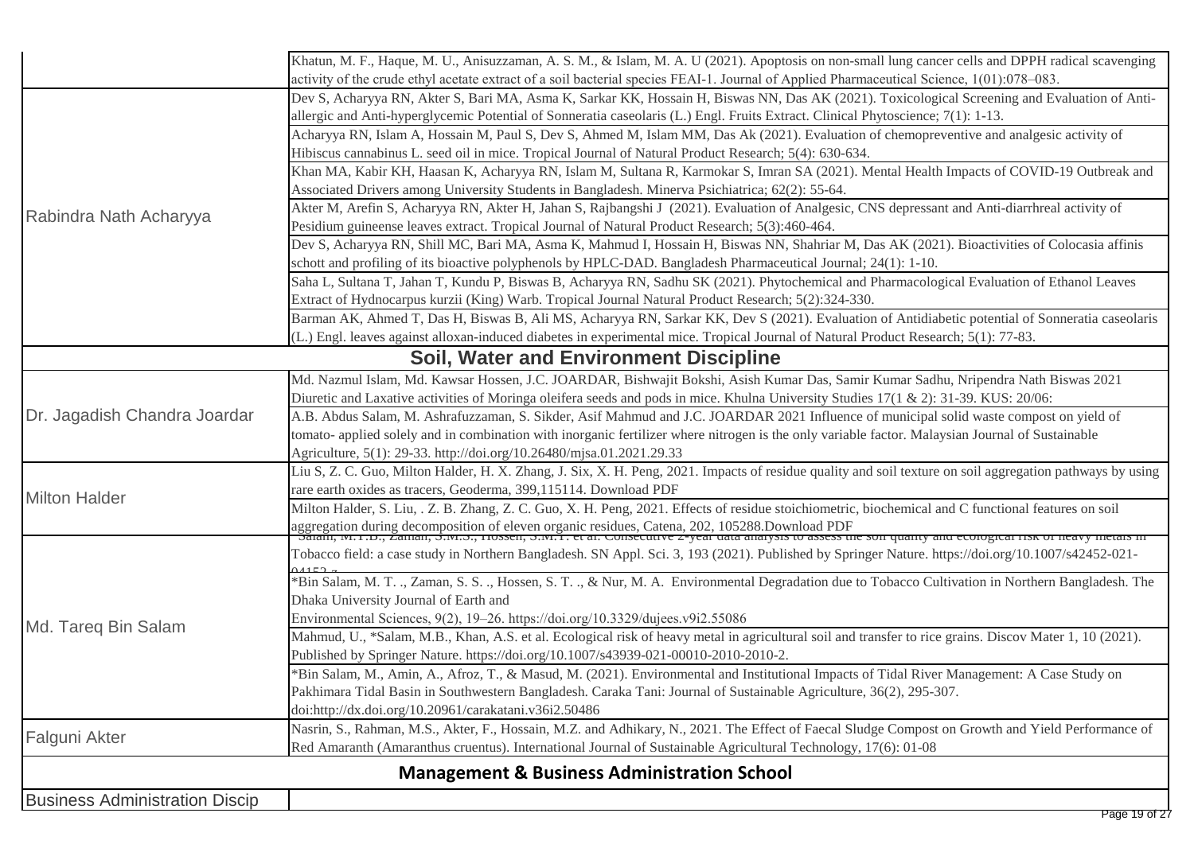| | |
|---|---|
| | Khatun, M. F., Haque, M. U., Anisuzzaman, A. S. M., & Islam, M. A. U (2021). Apoptosis on non-small lung cancer cells and DPPH radical scavenging activity of the crude ethyl acetate extract of a soil bacterial species FEAI-1. Journal of Applied Pharmaceutical Science, 1(01):078–083. |
| Rabindra Nath Acharyya | Dev S, Acharyya RN, Akter S, Bari MA, Asma K, Sarkar KK, Hossain H, Biswas NN, Das AK (2021). Toxicological Screening and Evaluation of Anti-allergic and Anti-hyperglycemic Potential of Sonneratia caseolaris (L.) Engl. Fruits Extract. Clinical Phytoscience; 7(1): 1-13. |
| | Acharyya RN, Islam A, Hossain M, Paul S, Dev S, Ahmed M, Islam MM, Das Ak (2021). Evaluation of chemopreventive and analgesic activity of Hibiscus cannabinus L. seed oil in mice. Tropical Journal of Natural Product Research; 5(4): 630-634. |
| | Khan MA, Kabir KH, Haasan K, Acharyya RN, Islam M, Sultana R, Karmokar S, Imran SA (2021). Mental Health Impacts of COVID-19 Outbreak and Associated Drivers among University Students in Bangladesh. Minerva Psichiatrica; 62(2): 55-64. |
| | Akter M, Arefin S, Acharyya RN, Akter H, Jahan S, Rajbangshi J (2021). Evaluation of Analgesic, CNS depressant and Anti-diarrhreal activity of Pesidium guineense leaves extract. Tropical Journal of Natural Product Research; 5(3):460-464. |
| | Dev S, Acharyya RN, Shill MC, Bari MA, Asma K, Mahmud I, Hossain H, Biswas NN, Shahriar M, Das AK (2021). Bioactivities of Colocasia affinis schott and profiling of its bioactive polyphenols by HPLC-DAD. Bangladesh Pharmaceutical Journal; 24(1): 1-10. |
| | Saha L, Sultana T, Jahan T, Kundu P, Biswas B, Acharyya RN, Sadhu SK (2021). Phytochemical and Pharmacological Evaluation of Ethanol Leaves Extract of Hydnocarpus kurzii (King) Warb. Tropical Journal Natural Product Research; 5(2):324-330. |
| | Barman AK, Ahmed T, Das H, Biswas B, Ali MS, Acharyya RN, Sarkar KK, Dev S (2021). Evaluation of Antidiabetic potential of Sonneratia caseolaris (L.) Engl. leaves against alloxan-induced diabetes in experimental mice. Tropical Journal of Natural Product Research; 5(1): 77-83. |
| **Soil, Water and Environment Discipline** | |
| Dr. Jagadish Chandra Joardar | Md. Nazmul Islam, Md. Kawsar Hossen, J.C. JOARDAR, Bishwajit Bokshi, Asish Kumar Das, Samir Kumar Sadhu, Nripendra Nath Biswas 2021 Diuretic and Laxative activities of Moringa oleifera seeds and pods in mice. Khulna University Studies 17(1 & 2): 31-39. KUS: 20/06: |
| | A.B. Abdus Salam, M. Ashrafuzzaman, S. Sikder, Asif Mahmud and J.C. JOARDAR 2021 Influence of municipal solid waste compost on yield of tomato- applied solely and in combination with inorganic fertilizer where nitrogen is the only variable factor. Malaysian Journal of Sustainable Agriculture, 5(1): 29-33. http://doi.org/10.26480/mjsa.01.2021.29.33 |
| Milton Halder | Liu S, Z. C. Guo, Milton Halder, H. X. Zhang, J. Six, X. H. Peng, 2021. Impacts of residue quality and soil texture on soil aggregation pathways by using rare earth oxides as tracers, Geoderma, 399,115114. Download PDF |
| | Milton Halder, S. Liu, . Z. B. Zhang, Z. C. Guo, X. H. Peng, 2021. Effects of residue stoichiometric, biochemical and C functional features on soil aggregation during decomposition of eleven organic residues, Catena, 202, 105288.Download PDF |
| Md. Tareq Bin Salam | *Salam, M.T.B., Zaman, S.M.S., Hossen, S.M.T. et al. Consecutive 2-year data analysis to assess the soil quality and ecological risk of heavy metals in Tobacco field: a case study in Northern Bangladesh. SN Appl. Sci. 3, 193 (2021). Published by Springer Nature. https://doi.org/10.1007/s42452-021-04152-z |
| | *Bin Salam, M. T. ., Zaman, S. S. ., Hossen, S. T. ., & Nur, M. A. Environmental Degradation due to Tobacco Cultivation in Northern Bangladesh. The Dhaka University Journal of Earth and Environmental Sciences, 9(2), 19–26. https://doi.org/10.3329/dujees.v9i2.55086 |
| | Mahmud, U., *Salam, M.B., Khan, A.S. et al. Ecological risk of heavy metal in agricultural soil and transfer to rice grains. Discov Mater 1, 10 (2021). Published by Springer Nature. https://doi.org/10.1007/s43939-021-00010-2010-2010-2. |
| | *Bin Salam, M., Amin, A., Afroz, T., & Masud, M. (2021). Environmental and Institutional Impacts of Tidal River Management: A Case Study on Pakhimara Tidal Basin in Southwestern Bangladesh. Caraka Tani: Journal of Sustainable Agriculture, 36(2), 295-307. doi:http://dx.doi.org/10.20961/carakatani.v36i2.50486 |
| Falguni Akter | Nasrin, S., Rahman, M.S., Akter, F., Hossain, M.Z. and Adhikary, N., 2021. The Effect of Faecal Sludge Compost on Growth and Yield Performance of Red Amaranth (Amaranthus cruentus). International Journal of Sustainable Agricultural Technology, 17(6): 01-08 |
| **Management & Business Administration School** | |
| Business Administration Discip | |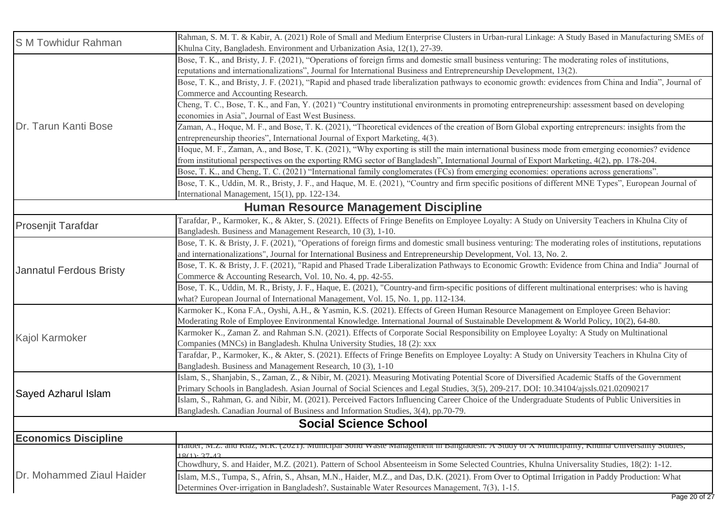| Name | Publication |
|---|---|
| S M Towhidur Rahman | Rahman, S. M. T. & Kabir, A. (2021) Role of Small and Medium Enterprise Clusters in Urban-rural Linkage: A Study Based in Manufacturing SMEs of Khulna City, Bangladesh. Environment and Urbanization Asia, 12(1), 27-39. |
| Dr. Tarun Kanti Bose | Bose, T. K., and Bristy, J. F. (2021), "Operations of foreign firms and domestic small business venturing: The moderating roles of institutions, reputations and internationalizations", Journal for International Business and Entrepreneurship Development, 13(2). |
| | Bose, T. K., and Bristy, J. F. (2021), "Rapid and phased trade liberalization pathways to economic growth: evidences from China and India", Journal of Commerce and Accounting Research. |
| | Cheng, T. C., Bose, T. K., and Fan, Y. (2021) "Country institutional environments in promoting entrepreneurship: assessment based on developing economies in Asia", Journal of East West Business. |
| | Zaman, A., Hoque, M. F., and Bose, T. K. (2021), "Theoretical evidences of the creation of Born Global exporting entrepreneurs: insights from the entrepreneurship theories", International Journal of Export Marketing, 4(3). |
| | Hoque, M. F., Zaman, A., and Bose, T. K. (2021), "Why exporting is still the main international business mode from emerging economies? evidence from institutional perspectives on the exporting RMG sector of Bangladesh", International Journal of Export Marketing, 4(2), pp. 178-204. |
| | Bose, T. K., and Cheng, T. C. (2021) "International family conglomerates (FCs) from emerging economies: operations across generations". |
| | Bose, T. K., Uddin, M. R., Bristy, J. F., and Haque, M. E. (2021), "Country and firm specific positions of different MNE Types", European Journal of International Management, 15(1), pp. 122-134. |
| **Human Resource Management Discipline** | |
| Prosenjit Tarafdar | Tarafdar, P., Karmoker, K., & Akter, S. (2021). Effects of Fringe Benefits on Employee Loyalty: A Study on University Teachers in Khulna City of Bangladesh. Business and Management Research, 10 (3), 1-10. |
| Jannatul Ferdous Bristy | Bose, T. K. & Bristy, J. F. (2021), "Operations of foreign firms and domestic small business venturing: The moderating roles of institutions, reputations and internationalizations", Journal for International Business and Entrepreneurship Development, Vol. 13, No. 2. |
| | Bose, T. K. & Bristy, J. F. (2021), "Rapid and Phased Trade Liberalization Pathways to Economic Growth: Evidence from China and India" Journal of Commerce & Accounting Research, Vol. 10, No. 4, pp. 42-55. |
| | Bose, T. K., Uddin, M. R., Bristy, J. F., Haque, E. (2021), "Country-and firm-specific positions of different multinational enterprises: who is having what? European Journal of International Management, Vol. 15, No. 1, pp. 112-134. |
| Kajol Karmoker | Karmoker K., Kona F.A., Oyshi, A.H., & Yasmin, K.S. (2021). Effects of Green Human Resource Management on Employee Green Behavior: Moderating Role of Employee Environmental Knowledge. International Journal of Sustainable Development & World Policy, 10(2), 64-80. |
| | Karmoker K., Zaman Z. and Rahman S.N. (2021). Effects of Corporate Social Responsibility on Employee Loyalty: A Study on Multinational Companies (MNCs) in Bangladesh. Khulna University Studies, 18 (2): xxx |
| | Tarafdar, P., Karmoker, K., & Akter, S. (2021). Effects of Fringe Benefits on Employee Loyalty: A Study on University Teachers in Khulna City of Bangladesh. Business and Management Research, 10 (3), 1-10 |
| Sayed Azharul Islam | Islam, S., Shanjabin, S., Zaman, Z., & Nibir, M. (2021). Measuring Motivating Potential Score of Diversified Academic Staffs of the Government Primary Schools in Bangladesh. Asian Journal of Social Sciences and Legal Studies, 3(5), 209-217. DOI: 10.34104/ajssls.021.02090217 |
| | Islam, S., Rahman, G. and Nibir, M. (2021). Perceived Factors Influencing Career Choice of the Undergraduate Students of Public Universities in Bangladesh. Canadian Journal of Business and Information Studies, 3(4), pp.70-79. |
| **Social Science School** | |
| **Economics Discipline** | |
| Dr. Mohammed Ziaul Haider | Haider, M.Z. and Riaz, M.R. (2021). Municipal Solid Waste Management in Bangladesh: A Study of X Municipality, Khulna Universality Studies, 18(1): 37-43 |
| | Chowdhury, S. and Haider, M.Z. (2021). Pattern of School Absenteeism in Some Selected Countries, Khulna Universality Studies, 18(2): 1-12. |
| | Islam, M.S., Tumpa, S., Afrin, S., Ahsan, M.N., Haider, M.Z., and Das, D.K. (2021). From Over to Optimal Irrigation in Paddy Production: What Determines Over-irrigation in Bangladesh?, Sustainable Water Resources Management, 7(3), 1-15. |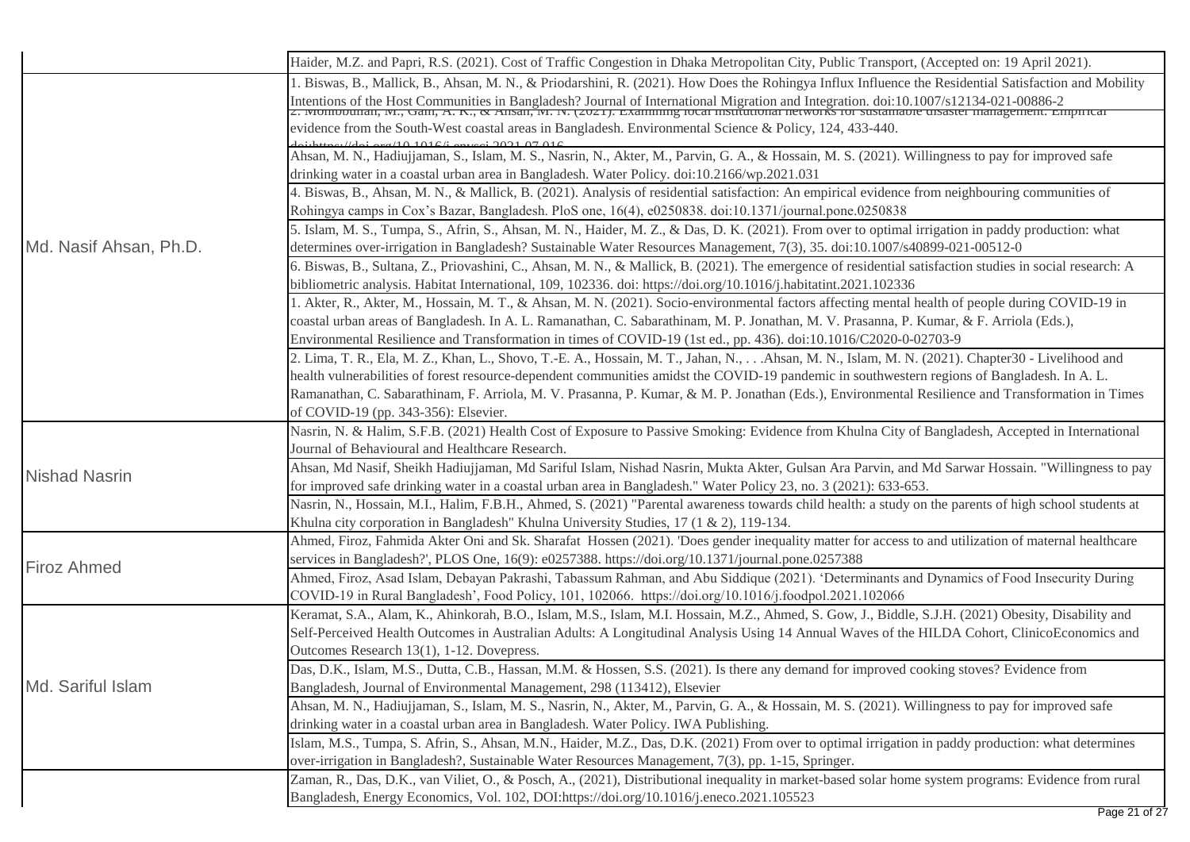| | |
|---|---|
| | Haider, M.Z. and Papri, R.S. (2021). Cost of Traffic Congestion in Dhaka Metropolitan City, Public Transport, (Accepted on: 19 April 2021). |
| Md. Nasif Ahsan, Ph.D. | 1. Biswas, B., Mallick, B., Ahsan, M. N., & Priodarshini, R. (2021). How Does the Rohingya Influx Influence the Residential Satisfaction and Mobility Intentions of the Host Communities in Bangladesh? Journal of International Migration and Integration. doi:10.1007/s12134-021-00886-2 |
| | 2. Mohibbullah, M., Gain, A. K., & Ahsan, M. N. (2021). Examining local institutional networks for sustainable disaster management: Empirical evidence from the South-West coastal areas in Bangladesh. Environmental Science & Policy, 124, 433-440. doi:https://doi.org/10.1016/j.envsci.2021.07.016 |
| | Ahsan, M. N., Hadiujjaman, S., Islam, M. S., Nasrin, N., Akter, M., Parvin, G. A., & Hossain, M. S. (2021). Willingness to pay for improved safe drinking water in a coastal urban area in Bangladesh. Water Policy. doi:10.2166/wp.2021.031 |
| | 4. Biswas, B., Ahsan, M. N., & Mallick, B. (2021). Analysis of residential satisfaction: An empirical evidence from neighbouring communities of Rohingya camps in Cox's Bazar, Bangladesh. PloS one, 16(4), e0250838. doi:10.1371/journal.pone.0250838 |
| | 5. Islam, M. S., Tumpa, S., Afrin, S., Ahsan, M. N., Haider, M. Z., & Das, D. K. (2021). From over to optimal irrigation in paddy production: what determines over-irrigation in Bangladesh? Sustainable Water Resources Management, 7(3), 35. doi:10.1007/s40899-021-00512-0 |
| | 6. Biswas, B., Sultana, Z., Priovashini, C., Ahsan, M. N., & Mallick, B. (2021). The emergence of residential satisfaction studies in social research: A bibliometric analysis. Habitat International, 109, 102336. doi: https://doi.org/10.1016/j.habitatint.2021.102336 |
| | 1. Akter, R., Akter, M., Hossain, M. T., & Ahsan, M. N. (2021). Socio-environmental factors affecting mental health of people during COVID-19 in coastal urban areas of Bangladesh. In A. L. Ramanathan, C. Sabarathinam, M. P. Jonathan, M. V. Prasanna, P. Kumar, & F. Arriola (Eds.), Environmental Resilience and Transformation in times of COVID-19 (1st ed., pp. 436). doi:10.1016/C2020-0-02703-9 |
| | 2. Lima, T. R., Ela, M. Z., Khan, L., Shovo, T.-E. A., Hossain, M. T., Jahan, N., . . .Ahsan, M. N., Islam, M. N. (2021). Chapter30 - Livelihood and health vulnerabilities of forest resource-dependent communities amidst the COVID-19 pandemic in southwestern regions of Bangladesh. In A. L. Ramanathan, C. Sabarathinam, F. Arriola, M. V. Prasanna, P. Kumar, & M. P. Jonathan (Eds.), Environmental Resilience and Transformation in Times of COVID-19 (pp. 343-356): Elsevier. |
| Nishad Nasrin | Nasrin, N. & Halim, S.F.B. (2021) Health Cost of Exposure to Passive Smoking: Evidence from Khulna City of Bangladesh, Accepted in International Journal of Behavioural and Healthcare Research. |
| | Ahsan, Md Nasif, Sheikh Hadiujjaman, Md Sariful Islam, Nishad Nasrin, Mukta Akter, Gulsan Ara Parvin, and Md Sarwar Hossain. "Willingness to pay for improved safe drinking water in a coastal urban area in Bangladesh." Water Policy 23, no. 3 (2021): 633-653. |
| | Nasrin, N., Hossain, M.I., Halim, F.B.H., Ahmed, S. (2021) "Parental awareness towards child health: a study on the parents of high school students at Khulna city corporation in Bangladesh" Khulna University Studies, 17 (1 & 2), 119-134. |
| Firoz Ahmed | Ahmed, Firoz, Fahmida Akter Oni and Sk. Sharafat Hossen (2021). 'Does gender inequality matter for access to and utilization of maternal healthcare services in Bangladesh?', PLOS One, 16(9): e0257388. https://doi.org/10.1371/journal.pone.0257388 |
| | Ahmed, Firoz, Asad Islam, Debayan Pakrashi, Tabassum Rahman, and Abu Siddique (2021). 'Determinants and Dynamics of Food Insecurity During COVID-19 in Rural Bangladesh', Food Policy, 101, 102066. https://doi.org/10.1016/j.foodpol.2021.102066 |
| Md. Sariful Islam | Keramat, S.A., Alam, K., Ahinkorah, B.O., Islam, M.S., Islam, M.I. Hossain, M.Z., Ahmed, S. Gow, J., Biddle, S.J.H. (2021) Obesity, Disability and Self-Perceived Health Outcomes in Australian Adults: A Longitudinal Analysis Using 14 Annual Waves of the HILDA Cohort, ClinicoEconomics and Outcomes Research 13(1), 1-12. Dovepress. |
| | Das, D.K., Islam, M.S., Dutta, C.B., Hassan, M.M. & Hossen, S.S. (2021). Is there any demand for improved cooking stoves? Evidence from Bangladesh, Journal of Environmental Management, 298 (113412), Elsevier |
| | Ahsan, M. N., Hadiujjaman, S., Islam, M. S., Nasrin, N., Akter, M., Parvin, G. A., & Hossain, M. S. (2021). Willingness to pay for improved safe drinking water in a coastal urban area in Bangladesh. Water Policy. IWA Publishing. |
| | Islam, M.S., Tumpa, S. Afrin, S., Ahsan, M.N., Haider, M.Z., Das, D.K. (2021) From over to optimal irrigation in paddy production: what determines over-irrigation in Bangladesh?, Sustainable Water Resources Management, 7(3), pp. 1-15, Springer. |
| | Zaman, R., Das, D.K., van Viliet, O., & Posch, A., (2021), Distributional inequality in market-based solar home system programs: Evidence from rural Bangladesh, Energy Economics, Vol. 102, DOI:https://doi.org/10.1016/j.eneco.2021.105523 |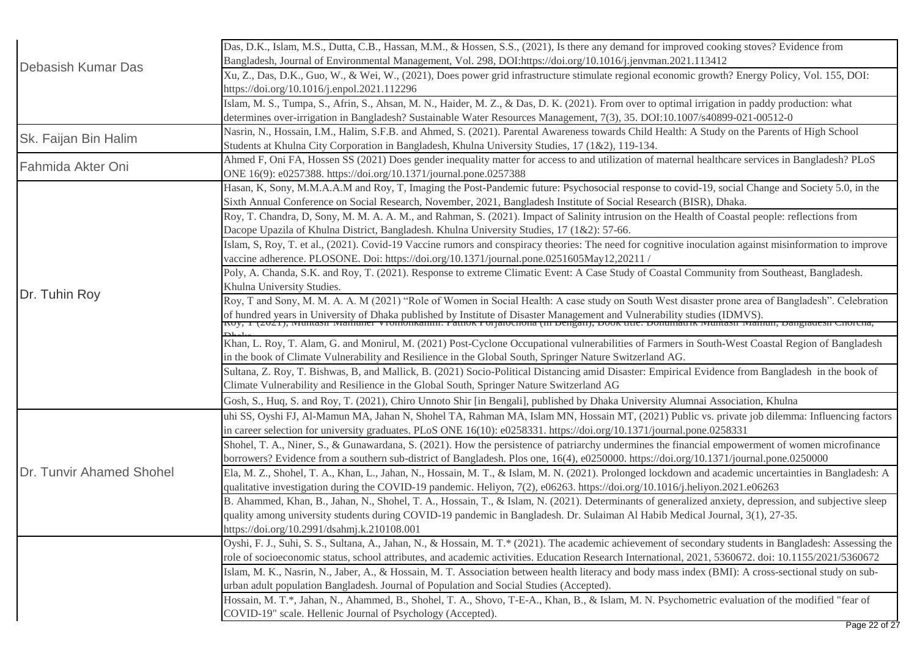| | |
|---|---|
| Debasish Kumar Das | Das, D.K., Islam, M.S., Dutta, C.B., Hassan, M.M., & Hossen, S.S., (2021), Is there any demand for improved cooking stoves? Evidence from Bangladesh, Journal of Environmental Management, Vol. 298, DOI:https://doi.org/10.1016/j.jenvman.2021.113412 |
| | Xu, Z., Das, D.K., Guo, W., & Wei, W., (2021), Does power grid infrastructure stimulate regional economic growth? Energy Policy, Vol. 155, DOI: https://doi.org/10.1016/j.enpol.2021.112296 |
| | Islam, M. S., Tumpa, S., Afrin, S., Ahsan, M. N., Haider, M. Z., & Das, D. K. (2021). From over to optimal irrigation in paddy production: what determines over-irrigation in Bangladesh? Sustainable Water Resources Management, 7(3), 35. DOI:10.1007/s40899-021-00512-0 |
| Sk. Faijan Bin Halim | Nasrin, N., Hossain, I.M., Halim, S.F.B. and Ahmed, S. (2021). Parental Awareness towards Child Health: A Study on the Parents of High School Students at Khulna City Corporation in Bangladesh, Khulna University Studies, 17 (1&2), 119-134. |
| Fahmida Akter Oni | Ahmed F, Oni FA, Hossen SS (2021) Does gender inequality matter for access to and utilization of maternal healthcare services in Bangladesh? PLoS ONE 16(9): e0257388. https://doi.org/10.1371/journal.pone.0257388 |
| Dr. Tuhin Roy | Hasan, K, Sony, M.M.A.A.M and Roy, T, Imaging the Post-Pandemic future: Psychosocial response to covid-19, social Change and Society 5.0, in the Sixth Annual Conference on Social Research, November, 2021, Bangladesh Institute of Social Research (BISR), Dhaka. |
| | Roy, T. Chandra, D, Sony, M. M. A. A. M., and Rahman, S. (2021). Impact of Salinity intrusion on the Health of Coastal people: reflections from Dacope Upazila of Khulna District, Bangladesh. Khulna University Studies, 17 (1&2): 57-66. |
| | Islam, S, Roy, T. et al., (2021). Covid-19 Vaccine rumors and conspiracy theories: The need for cognitive inoculation against misinformation to improve vaccine adherence. PLOSONE. Doi: https://doi.org/10.1371/journal.pone.0251605May12,20211 / |
| | Poly, A. Chanda, S.K. and Roy, T. (2021). Response to extreme Climatic Event: A Case Study of Coastal Community from Southeast, Bangladesh. Khulna University Studies. |
| | Roy, T and Sony, M. M. A. A. M (2021) "Role of Women in Social Health: A case study on South West disaster prone area of Bangladesh". Celebration of hundred years in University of Dhaka published by Institute of Disaster Management and Vulnerability studies (IDMVS). |
| | Roy, T (2021), Muntasir Mamuner Vromonkahini: Pathok Porjalochona (in Bengali), Book title: Bohumatrik Muntasir Mamun, Bangladesh Chorcha, Dhaka |
| | Khan, L. Roy, T. Alam, G. and Monirul, M. (2021) Post-Cyclone Occupational vulnerabilities of Farmers in South-West Coastal Region of Bangladesh in the book of Climate Vulnerability and Resilience in the Global South, Springer Nature Switzerland AG. |
| | Sultana, Z. Roy, T. Bishwas, B, and Mallick, B. (2021) Socio-Political Distancing amid Disaster: Empirical Evidence from Bangladesh in the book of Climate Vulnerability and Resilience in the Global South, Springer Nature Switzerland AG |
| | Gosh, S., Huq, S. and Roy, T. (2021), Chiro Unnoto Shir [in Bengali], published by Dhaka University Alumnai Association, Khulna |
| Dr. Tunvir Ahamed Shohel | uhi SS, Oyshi FJ, Al-Mamun MA, Jahan N, Shohel TA, Rahman MA, Islam MN, Hossain MT, (2021) Public vs. private job dilemma: Influencing factors in career selection for university graduates. PLoS ONE 16(10): e0258331. https://doi.org/10.1371/journal.pone.0258331 |
| | Shohel, T. A., Niner, S., & Gunawardana, S. (2021). How the persistence of patriarchy undermines the financial empowerment of women microfinance borrowers? Evidence from a southern sub-district of Bangladesh. Plos one, 16(4), e0250000. https://doi.org/10.1371/journal.pone.0250000 |
| | Ela, M. Z., Shohel, T. A., Khan, L., Jahan, N., Hossain, M. T., & Islam, M. N. (2021). Prolonged lockdown and academic uncertainties in Bangladesh: A qualitative investigation during the COVID-19 pandemic. Heliyon, 7(2), e06263. https://doi.org/10.1016/j.heliyon.2021.e06263 |
| | B. Ahammed, Khan, B., Jahan, N., Shohel, T. A., Hossain, T., & Islam, N. (2021). Determinants of generalized anxiety, depression, and subjective sleep quality among university students during COVID-19 pandemic in Bangladesh. Dr. Sulaiman Al Habib Medical Journal, 3(1), 27-35. https://doi.org/10.2991/dsahmj.k.210108.001 |
| | Oyshi, F. J., Suhi, S. S., Sultana, A., Jahan, N., & Hossain, M. T.* (2021). The academic achievement of secondary students in Bangladesh: Assessing the role of socioeconomic status, school attributes, and academic activities. Education Research International, 2021, 5360672. doi: 10.1155/2021/5360672 |
| | Islam, M. K., Nasrin, N., Jaber, A., & Hossain, M. T. Association between health literacy and body mass index (BMI): A cross-sectional study on sub-urban adult population Bangladesh. Journal of Population and Social Studies (Accepted). |
| | Hossain, M. T.*, Jahan, N., Ahammed, B., Shohel, T. A., Shovo, T-E-A., Khan, B., & Islam, M. N. Psychometric evaluation of the modified "fear of COVID-19" scale. Hellenic Journal of Psychology (Accepted). |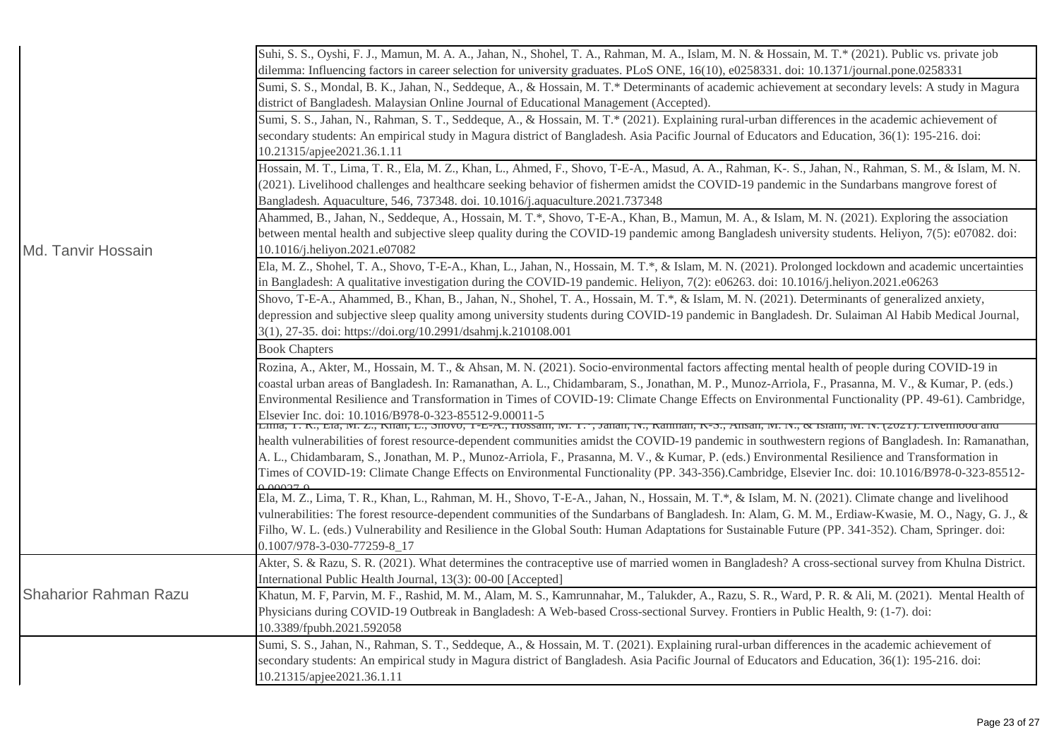| | |
|---|---|
| Md. Tanvir Hossain | Suhi, S. S., Oyshi, F. J., Mamun, M. A. A., Jahan, N., Shohel, T. A., Rahman, M. A., Islam, M. N. & Hossain, M. T.* (2021). Public vs. private job dilemma: Influencing factors in career selection for university graduates. PLoS ONE, 16(10), e0258331. doi: 10.1371/journal.pone.0258331 |
| | Sumi, S. S., Mondal, B. K., Jahan, N., Seddeque, A., & Hossain, M. T.* Determinants of academic achievement at secondary levels: A study in Magura district of Bangladesh. Malaysian Online Journal of Educational Management (Accepted). |
| | Sumi, S. S., Jahan, N., Rahman, S. T., Seddeque, A., & Hossain, M. T.* (2021). Explaining rural-urban differences in the academic achievement of secondary students: An empirical study in Magura district of Bangladesh. Asia Pacific Journal of Educators and Education, 36(1): 195-216. doi: 10.21315/apjee2021.36.1.11 |
| | Hossain, M. T., Lima, T. R., Ela, M. Z., Khan, L., Ahmed, F., Shovo, T-E-A., Masud, A. A., Rahman, K-. S., Jahan, N., Rahman, S. M., & Islam, M. N. (2021). Livelihood challenges and healthcare seeking behavior of fishermen amidst the COVID-19 pandemic in the Sundarbans mangrove forest of Bangladesh. Aquaculture, 546, 737348. doi. 10.1016/j.aquaculture.2021.737348 |
| | Ahammed, B., Jahan, N., Seddeque, A., Hossain, M. T.*, Shovo, T-E-A., Khan, B., Mamun, M. A., & Islam, M. N. (2021). Exploring the association between mental health and subjective sleep quality during the COVID-19 pandemic among Bangladesh university students. Heliyon, 7(5): e07082. doi: 10.1016/j.heliyon.2021.e07082 |
| | Ela, M. Z., Shohel, T. A., Shovo, T-E-A., Khan, L., Jahan, N., Hossain, M. T.*, & Islam, M. N. (2021). Prolonged lockdown and academic uncertainties in Bangladesh: A qualitative investigation during the COVID-19 pandemic. Heliyon, 7(2): e06263. doi: 10.1016/j.heliyon.2021.e06263 |
| | Shovo, T-E-A., Ahammed, B., Khan, B., Jahan, N., Shohel, T. A., Hossain, M. T.*, & Islam, M. N. (2021). Determinants of generalized anxiety, depression and subjective sleep quality among university students during COVID-19 pandemic in Bangladesh. Dr. Sulaiman Al Habib Medical Journal, 3(1), 27-35. doi: https://doi.org/10.2991/dsahmj.k.210108.001 |
| | Book Chapters |
| | Rozina, A., Akter, M., Hossain, M. T., & Ahsan, M. N. (2021). Socio-environmental factors affecting mental health of people during COVID-19 in coastal urban areas of Bangladesh. In: Ramanathan, A. L., Chidambaram, S., Jonathan, M. P., Munoz-Arriola, F., Prasanna, M. V., & Kumar, P. (eds.) Environmental Resilience and Transformation in Times of COVID-19: Climate Change Effects on Environmental Functionality (PP. 49-61). Cambridge, Elsevier Inc. doi: 10.1016/B978-0-323-85512-9.00011-5 |
| | Lima, T. R., Ela, M. Z., Khan, L., Shovo, T-E-A., Hossain, M. T.*, Jahan, N., Rahman, K-S., Ahsan, M. N., & Islam, M. N. (2021). Livelihood and health vulnerabilities of forest resource-dependent communities amidst the COVID-19 pandemic in southwestern regions of Bangladesh. In: Ramanathan, A. L., Chidambaram, S., Jonathan, M. P., Munoz-Arriola, F., Prasanna, M. V., & Kumar, P. (eds.) Environmental Resilience and Transformation in Times of COVID-19: Climate Change Effects on Environmental Functionality (PP. 343-356).Cambridge, Elsevier Inc. doi: 10.1016/B978-0-323-85512-9.00027-9 |
| | Ela, M. Z., Lima, T. R., Khan, L., Rahman, M. H., Shovo, T-E-A., Jahan, N., Hossain, M. T.*, & Islam, M. N. (2021). Climate change and livelihood vulnerabilities: The forest resource-dependent communities of the Sundarbans of Bangladesh. In: Alam, G. M. M., Erdiaw-Kwasie, M. O., Nagy, G. J., & Filho, W. L. (eds.) Vulnerability and Resilience in the Global South: Human Adaptations for Sustainable Future (PP. 341-352). Cham, Springer. doi: 0.1007/978-3-030-77259-8_17 |
| Shaharior Rahman Razu | Akter, S. & Razu, S. R. (2021). What determines the contraceptive use of married women in Bangladesh? A cross-sectional survey from Khulna District. International Public Health Journal, 13(3): 00-00 [Accepted] |
| | Khatun, M. F, Parvin, M. F., Rashid, M. M., Alam, M. S., Kamrunnahar, M., Talukder, A., Razu, S. R., Ward, P. R. & Ali, M. (2021). Mental Health of Physicians during COVID-19 Outbreak in Bangladesh: A Web-based Cross-sectional Survey. Frontiers in Public Health, 9: (1-7). doi: 10.3389/fpubh.2021.592058 |
| | Sumi, S. S., Jahan, N., Rahman, S. T., Seddeque, A., & Hossain, M. T. (2021). Explaining rural-urban differences in the academic achievement of secondary students: An empirical study in Magura district of Bangladesh. Asia Pacific Journal of Educators and Education, 36(1): 195-216. doi: 10.21315/apjee2021.36.1.11 |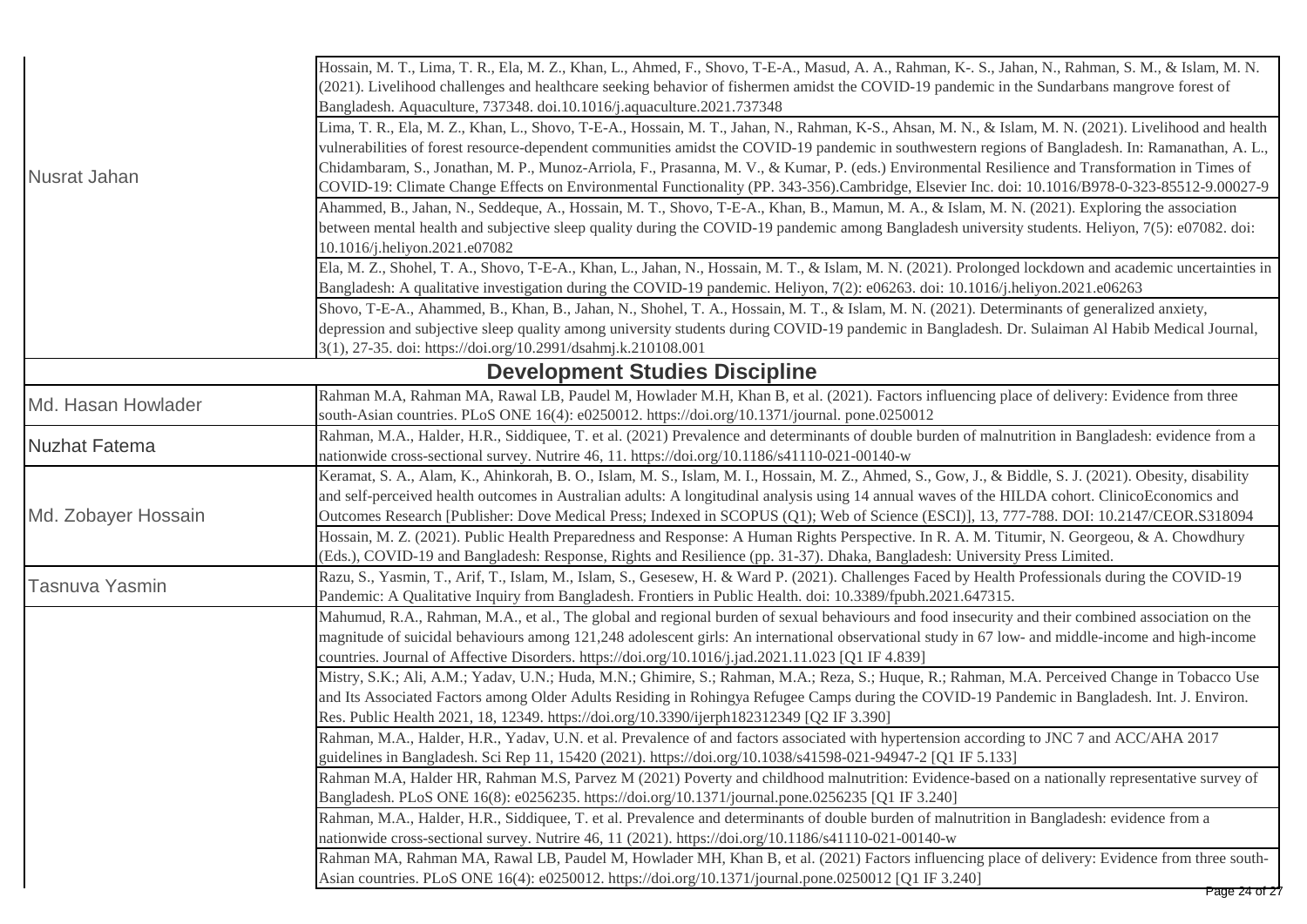| | |
|---|---|
| Nusrat Jahan | Hossain, M. T., Lima, T. R., Ela, M. Z., Khan, L., Ahmed, F., Shovo, T-E-A., Masud, A. A., Rahman, K-. S., Jahan, N., Rahman, S. M., & Islam, M. N. (2021). Livelihood challenges and healthcare seeking behavior of fishermen amidst the COVID-19 pandemic in the Sundarbans mangrove forest of Bangladesh. Aquaculture, 737348. doi.10.1016/j.aquaculture.2021.737348 |
| | Lima, T. R., Ela, M. Z., Khan, L., Shovo, T-E-A., Hossain, M. T., Jahan, N., Rahman, K-S., Ahsan, M. N., & Islam, M. N. (2021). Livelihood and health vulnerabilities of forest resource-dependent communities amidst the COVID-19 pandemic in southwestern regions of Bangladesh. In: Ramanathan, A. L., Chidambaram, S., Jonathan, M. P., Munoz-Arriola, F., Prasanna, M. V., & Kumar, P. (eds.) Environmental Resilience and Transformation in Times of COVID-19: Climate Change Effects on Environmental Functionality (PP. 343-356).Cambridge, Elsevier Inc. doi: 10.1016/B978-0-323-85512-9.00027-9 |
| | Ahammed, B., Jahan, N., Seddeque, A., Hossain, M. T., Shovo, T-E-A., Khan, B., Mamun, M. A., & Islam, M. N. (2021). Exploring the association between mental health and subjective sleep quality during the COVID-19 pandemic among Bangladesh university students. Heliyon, 7(5): e07082. doi: 10.1016/j.heliyon.2021.e07082 |
| | Ela, M. Z., Shohel, T. A., Shovo, T-E-A., Khan, L., Jahan, N., Hossain, M. T., & Islam, M. N. (2021). Prolonged lockdown and academic uncertainties in Bangladesh: A qualitative investigation during the COVID-19 pandemic. Heliyon, 7(2): e06263. doi: 10.1016/j.heliyon.2021.e06263 |
| | Shovo, T-E-A., Ahammed, B., Khan, B., Jahan, N., Shohel, T. A., Hossain, M. T., & Islam, M. N. (2021). Determinants of generalized anxiety, depression and subjective sleep quality among university students during COVID-19 pandemic in Bangladesh. Dr. Sulaiman Al Habib Medical Journal, 3(1), 27-35. doi: https://doi.org/10.2991/dsahmj.k.210108.001 |
| **Development Studies Discipline** | |
| Md. Hasan Howlader | Rahman M.A, Rahman MA, Rawal LB, Paudel M, Howlader M.H, Khan B, et al. (2021). Factors influencing place of delivery: Evidence from three south-Asian countries. PLoS ONE 16(4): e0250012. https://doi.org/10.1371/journal. pone.0250012 |
| Nuzhat Fatema | Rahman, M.A., Halder, H.R., Siddiquee, T. et al. (2021) Prevalence and determinants of double burden of malnutrition in Bangladesh: evidence from a nationwide cross-sectional survey. Nutrire 46, 11. https://doi.org/10.1186/s41110-021-00140-w |
| Md. Zobayer Hossain | Keramat, S. A., Alam, K., Ahinkorah, B. O., Islam, M. S., Islam, M. I., Hossain, M. Z., Ahmed, S., Gow, J., & Biddle, S. J. (2021). Obesity, disability and self-perceived health outcomes in Australian adults: A longitudinal analysis using 14 annual waves of the HILDA cohort. ClinicoEconomics and Outcomes Research [Publisher: Dove Medical Press; Indexed in SCOPUS (Q1); Web of Science (ESCI)], 13, 777-788. DOI: 10.2147/CEOR.S318094 |
| | Hossain, M. Z. (2021). Public Health Preparedness and Response: A Human Rights Perspective. In R. A. M. Titumir, N. Georgeou, & A. Chowdhury (Eds.), COVID-19 and Bangladesh: Response, Rights and Resilience (pp. 31-37). Dhaka, Bangladesh: University Press Limited. |
| Tasnuva Yasmin | Razu, S., Yasmin, T., Arif, T., Islam, M., Islam, S., Gesesew, H. & Ward P. (2021). Challenges Faced by Health Professionals during the COVID-19 Pandemic: A Qualitative Inquiry from Bangladesh. Frontiers in Public Health. doi: 10.3389/fpubh.2021.647315. |
| | Mahumud, R.A., Rahman, M.A., et al., The global and regional burden of sexual behaviours and food insecurity and their combined association on the magnitude of suicidal behaviours among 121,248 adolescent girls: An international observational study in 67 low- and middle-income and high-income countries. Journal of Affective Disorders. https://doi.org/10.1016/j.jad.2021.11.023 [Q1 IF 4.839] |
| | Mistry, S.K.; Ali, A.M.; Yadav, U.N.; Huda, M.N.; Ghimire, S.; Rahman, M.A.; Reza, S.; Huque, R.; Rahman, M.A. Perceived Change in Tobacco Use and Its Associated Factors among Older Adults Residing in Rohingya Refugee Camps during the COVID-19 Pandemic in Bangladesh. Int. J. Environ. Res. Public Health 2021, 18, 12349. https://doi.org/10.3390/ijerph182312349 [Q2 IF 3.390] |
| | Rahman, M.A., Halder, H.R., Yadav, U.N. et al. Prevalence of and factors associated with hypertension according to JNC 7 and ACC/AHA 2017 guidelines in Bangladesh. Sci Rep 11, 15420 (2021). https://doi.org/10.1038/s41598-021-94947-2 [Q1 IF 5.133] |
| | Rahman M.A, Halder HR, Rahman M.S, Parvez M (2021) Poverty and childhood malnutrition: Evidence-based on a nationally representative survey of Bangladesh. PLoS ONE 16(8): e0256235. https://doi.org/10.1371/journal.pone.0256235 [Q1 IF 3.240] |
| | Rahman, M.A., Halder, H.R., Siddiquee, T. et al. Prevalence and determinants of double burden of malnutrition in Bangladesh: evidence from a nationwide cross-sectional survey. Nutrire 46, 11 (2021). https://doi.org/10.1186/s41110-021-00140-w |
| | Rahman MA, Rahman MA, Rawal LB, Paudel M, Howlader MH, Khan B, et al. (2021) Factors influencing place of delivery: Evidence from three south-Asian countries. PLoS ONE 16(4): e0250012. https://doi.org/10.1371/journal.pone.0250012 [Q1 IF 3.240] |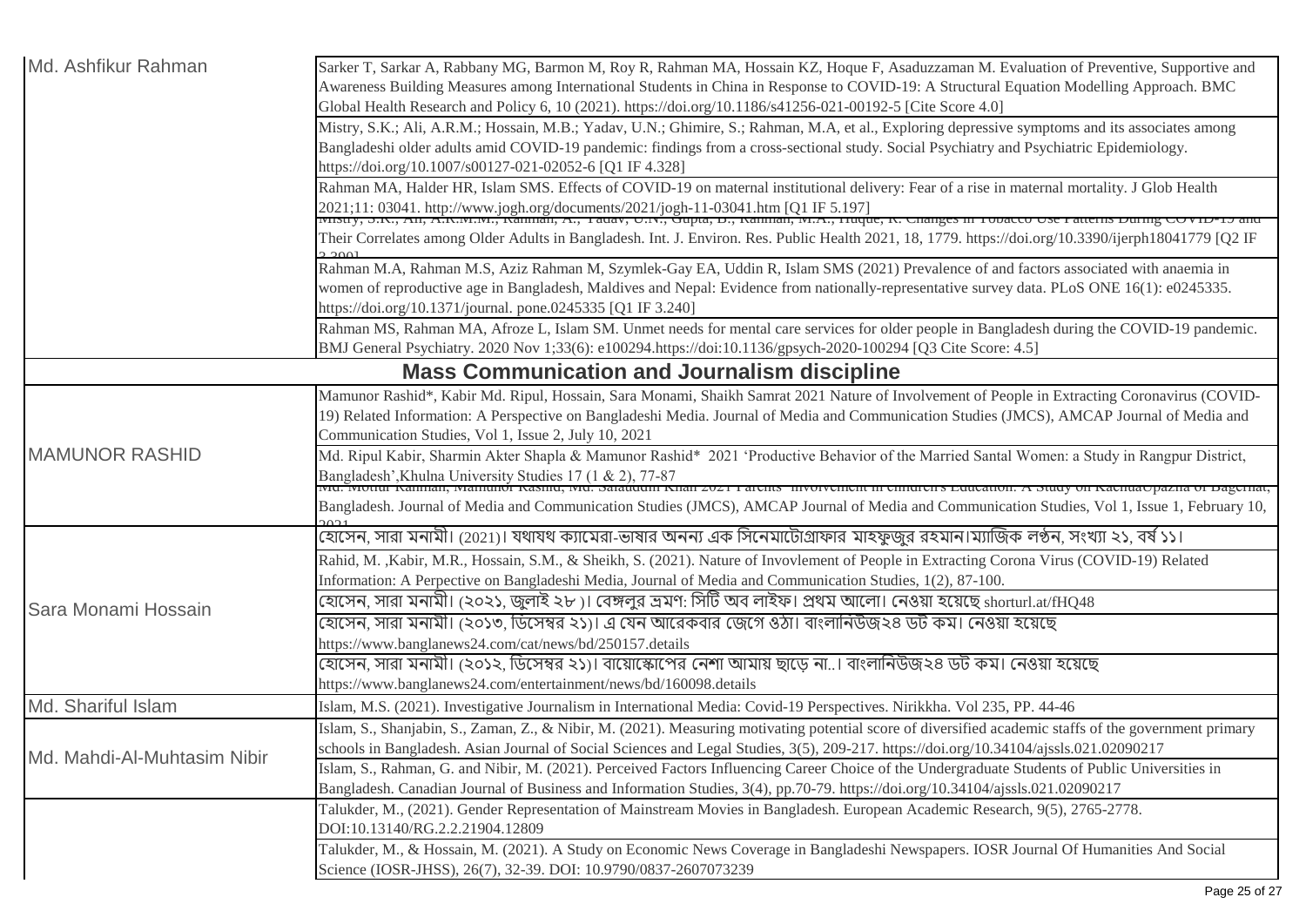| | |
|---|---|
| Md. Ashfikur Rahman | Sarker T, Sarkar A, Rabbany MG, Barmon M, Roy R, Rahman MA, Hossain KZ, Hoque F, Asaduzzaman M. Evaluation of Preventive, Supportive and Awareness Building Measures among International Students in China in Response to COVID-19: A Structural Equation Modelling Approach. BMC Global Health Research and Policy 6, 10 (2021). https://doi.org/10.1186/s41256-021-00192-5 [Cite Score 4.0] |
| | Mistry, S.K.; Ali, A.R.M.; Hossain, M.B.; Yadav, U.N.; Ghimire, S.; Rahman, M.A, et al., Exploring depressive symptoms and its associates among Bangladeshi older adults amid COVID-19 pandemic: findings from a cross-sectional study. Social Psychiatry and Psychiatric Epidemiology. https://doi.org/10.1007/s00127-021-02052-6 [Q1 IF 4.328] |
| | Rahman MA, Halder HR, Islam SMS. Effects of COVID-19 on maternal institutional delivery: Fear of a rise in maternal mortality. J Glob Health 2021;11: 03041. http://www.jogh.org/documents/2021/jogh-11-03041.htm [Q1 IF 5.197] |
| | Mistry, S.K.; Ali, A.R.M.M.; Rahman, A.; Yadav, U.N.; Gupta, B.; Rahman, M.A.; Huque, R. Changes in Tobacco Use Patterns During COVID-19 and Their Correlates among Older Adults in Bangladesh. Int. J. Environ. Res. Public Health 2021, 18, 1779. https://doi.org/10.3390/ijerph18041779 [Q2 IF 3.390] |
| | Rahman M.A, Rahman M.S, Aziz Rahman M, Szymlek-Gay EA, Uddin R, Islam SMS (2021) Prevalence of and factors associated with anaemia in women of reproductive age in Bangladesh, Maldives and Nepal: Evidence from nationally-representative survey data. PLoS ONE 16(1): e0245335. https://doi.org/10.1371/journal. pone.0245335 [Q1 IF 3.240] |
| | Rahman MS, Rahman MA, Afroze L, Islam SM. Unmet needs for mental care services for older people in Bangladesh during the COVID-19 pandemic. BMJ General Psychiatry. 2020 Nov 1;33(6): e100294.https://doi:10.1136/gpsych-2020-100294 [Q3 Cite Score: 4.5] |
| **Mass Communication and Journalism discipline** | |
| MAMUNOR RASHID | Mamunor Rashid*, Kabir Md. Ripul, Hossain, Sara Monami, Shaikh Samrat 2021 Nature of Involvement of People in Extracting Coronavirus (COVID-19) Related Information: A Perspective on Bangladeshi Media. Journal of Media and Communication Studies (JMCS), AMCAP Journal of Media and Communication Studies, Vol 1, Issue 2, July 10, 2021 |
| | Md. Ripul Kabir, Sharmin Akter Shapla & Mamunor Rashid* 2021 'Productive Behavior of the Married Santal Women: a Study in Rangpur District, Bangladesh',Khulna University Studies 17 (1 & 2), 77-87 |
| | Md. Motiur Rahman, Mamunor Rashid, Md. Salauddin Khan 2021 Parents' Involvement in Children's Education: A Study on KachuaUpazila of Bagerhat, Bangladesh. Journal of Media and Communication Studies (JMCS), AMCAP Journal of Media and Communication Studies, Vol 1, Issue 1, February 10, 2021 |
| Sara Monami Hossain | হোসেন, সারা মনামী। (2021)। যথাযথ ক্যামেরা-ভাষার অনন্য এক সিনেমাটোগ্রাফার মাহফুজুর রহমান।ম্যাজিক লণ্ঠন, সংখ্যা ২১, বর্ষ ১১। |
| | Rahid, M. ,Kabir, M.R., Hossain, S.M., & Sheikh, S. (2021). Nature of Invovlement of People in Extracting Corona Virus (COVID-19) Related Information: A Perpective on Bangladeshi Media, Journal of Media and Communication Studies, 1(2), 87-100. |
| | হোসেন, সারা মনামী। (২০২১, জুলাই ২৮ )। বেঙ্গলুর ভ্রমণ: সিটি অব লাইফ। প্রথম আলো। নেওয়া হয়েছে shorturl.at/fHQ48 |
| | হোসেন, সারা মনামী। (২০১৩, ডিসেম্বর ২১)। এ যেন আরেকবার জেগে ওঠা। বাংলানিউজ২৪ ডট কম। নেওয়া হয়েছে https://www.banglanews24.com/cat/news/bd/250157.details |
| | হোসেন, সারা মনামী। (২০১২, ডিসেম্বর ২১)। বায়োস্কোপের নেশা আমায় ছাড়ে না..। বাংলানিউজ২৪ ডট কম। নেওয়া হয়েছে https://www.banglanews24.com/entertainment/news/bd/160098.details |
| Md. Shariful Islam | Islam, M.S. (2021). Investigative Journalism in International Media: Covid-19 Perspectives. Nirikkha. Vol 235, PP. 44-46 |
| Md. Mahdi-Al-Muhtasim Nibir | Islam, S., Shanjabin, S., Zaman, Z., & Nibir, M. (2021). Measuring motivating potential score of diversified academic staffs of the government primary schools in Bangladesh. Asian Journal of Social Sciences and Legal Studies, 3(5), 209-217. https://doi.org/10.34104/ajssls.021.02090217 |
| | Islam, S., Rahman, G. and Nibir, M. (2021). Perceived Factors Influencing Career Choice of the Undergraduate Students of Public Universities in Bangladesh. Canadian Journal of Business and Information Studies, 3(4), pp.70-79. https://doi.org/10.34104/ajssls.021.02090217 |
| | Talukder, M., (2021). Gender Representation of Mainstream Movies in Bangladesh. European Academic Research, 9(5), 2765-2778. DOI:10.13140/RG.2.2.21904.12809 |
| | Talukder, M., & Hossain, M. (2021). A Study on Economic News Coverage in Bangladeshi Newspapers. IOSR Journal Of Humanities And Social Science (IOSR-JHSS), 26(7), 32-39. DOI: 10.9790/0837-2607073239 |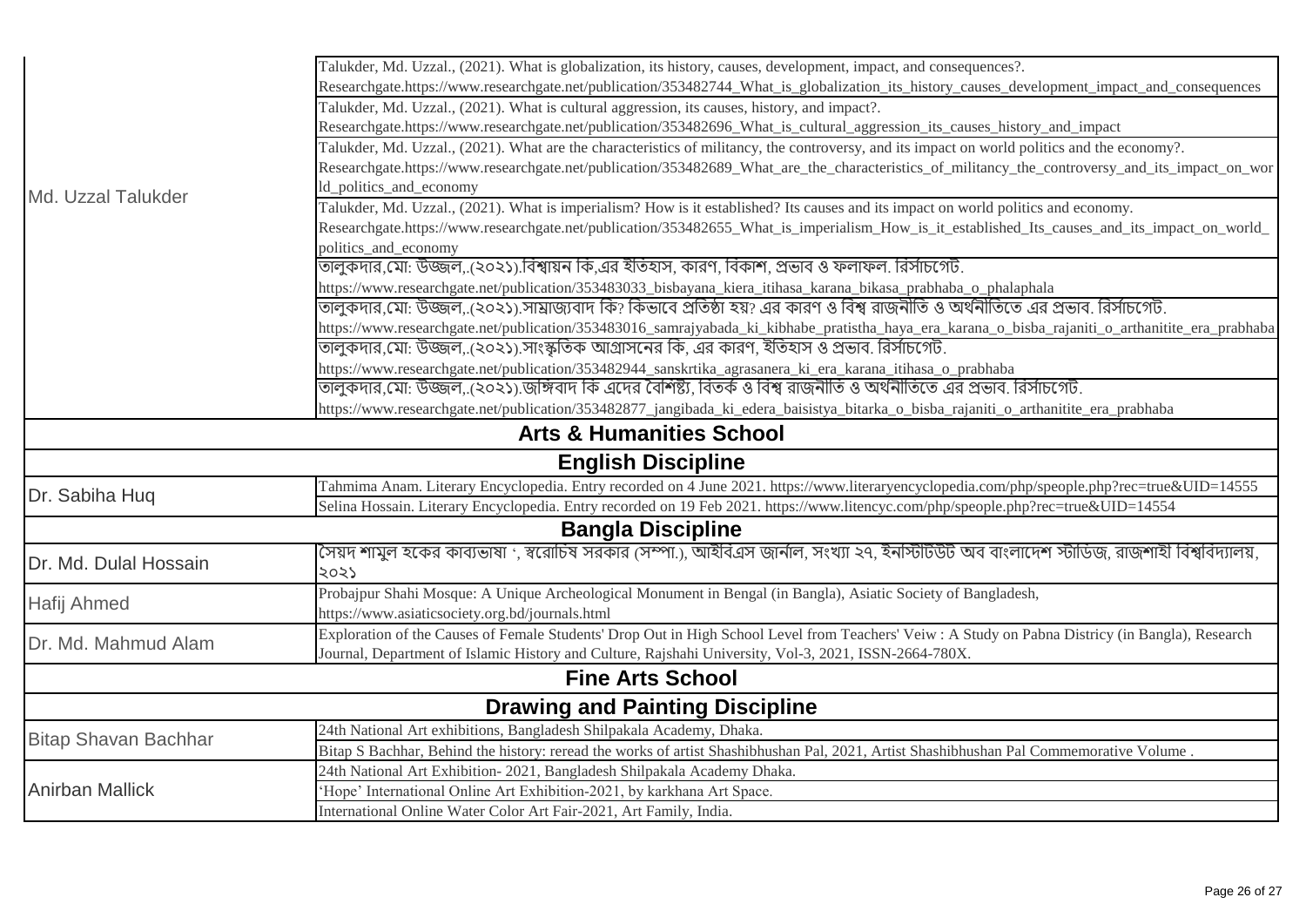| | |
|---|---|
| Md. Uzzal Talukder | Talukder, Md. Uzzal., (2021). What is globalization, its history, causes, development, impact, and consequences?. Researchgate.https://www.researchgate.net/publication/353482744_What_is_globalization_its_history_causes_development_impact_and_consequences |
| | Talukder, Md. Uzzal., (2021). What is cultural aggression, its causes, history, and impact?. Researchgate.https://www.researchgate.net/publication/353482696_What_is_cultural_aggression_its_causes_history_and_impact |
| | Talukder, Md. Uzzal., (2021). What are the characteristics of militancy, the controversy, and its impact on world politics and the economy?. Researchgate.https://www.researchgate.net/publication/353482689_What_are_the_characteristics_of_militancy_the_controversy_and_its_impact_on_world_politics_and_economy |
| | Talukder, Md. Uzzal., (2021). What is imperialism? How is it established? Its causes and its impact on world politics and economy. Researchgate.https://www.researchgate.net/publication/353482655_What_is_imperialism_How_is_it_established_Its_causes_and_its_impact_on_world_politics_and_economy |
| | তালুকদার,মো: উজ্জল,.(২০২১).বিশ্বায়ন কি,এর ইতিহাস, কারণ, বিকাশ, প্রভাব ও ফলাফল. রির্সাচগেট. https://www.researchgate.net/publication/353483033_bisbayana_kiera_itihasa_karana_bikasa_prabhaba_o_phalaphala |
| | তালুকদার,মো: উজ্জল,.(২০২১).সাম্রাজ্যবাদ কি? কিভাবে প্রতিষ্ঠা হয়? এর কারণ ও বিশ্ব রাজনীতি ও অর্থনীতিতে এর প্রভাব. রির্সাচগেট. https://www.researchgate.net/publication/353483016_samrajyabada_ki_kibhabe_pratistha_haya_era_karana_o_bisba_rajaniti_o_arthanitite_era_prabhaba |
| | তালুকদার,মো: উজ্জল,.(২০২১).সাংস্কৃতিক আগ্রাসনের কি, এর কারণ, ইতিহাস ও প্রভাব. রির্সাচগেট. https://www.researchgate.net/publication/353482944_sanskrtika_agrasanera_ki_era_karana_itihasa_o_prabhaba |
| | তালুকদার,মো: উজ্জল,.(২০২১).জঙ্গিবাদ কি এদের বৈশিষ্ট্য, বিতর্ক ও বিশ্ব রাজনীতি ও অর্থনীতিতে এর প্রভাব. রির্সাচগেট. https://www.researchgate.net/publication/353482877_jangibada_ki_edera_baisistya_bitarka_o_bisba_rajaniti_o_arthanitite_era_prabhaba |
| **Arts & Humanities School** | |
| **English Discipline** | |
| Dr. Sabiha Huq | Tahmima Anam. Literary Encyclopedia. Entry recorded on 4 June 2021. https://www.literaryencyclopedia.com/php/speople.php?rec=true&UID=14555 |
| | Selina Hossain. Literary Encyclopedia. Entry recorded on 19 Feb 2021. https://www.litencyc.com/php/speople.php?rec=true&UID=14554 |
| **Bangla Discipline** | |
| Dr. Md. Dulal Hossain | সৈয়দ শামুল হকের কাব্যভাষা ', স্বরোচিষ সরকার (সম্পা.), আইবিএস জার্নাল, সংখ্যা ২৭, ইনস্টিটিউট অব বাংলাদেশ স্টাডিজ, রাজশাহী বিশ্ববিদ্যালয়, ২০২১ |
| Hafij Ahmed | Probajpur Shahi Mosque: A Unique Archeological Monument in Bengal (in Bangla), Asiatic Society of Bangladesh, https://www.asiaticsociety.org.bd/journals.html |
| Dr. Md. Mahmud Alam | Exploration of the Causes of Female Students' Drop Out in High School Level from Teachers' Veiw : A Study on Pabna Districy (in Bangla), Research Journal, Department of Islamic History and Culture, Rajshahi University, Vol-3, 2021, ISSN-2664-780X. |
| **Fine Arts School** | |
| **Drawing and Painting Discipline** | |
| Bitap Shavan Bachhar | 24th National Art exhibitions, Bangladesh Shilpakala Academy, Dhaka. |
| | Bitap S Bachhar, Behind the history: reread the works of artist Shashibhushan Pal, 2021, Artist Shashibhushan Pal Commemorative Volume . |
| Anirban Mallick | 24th National Art Exhibition- 2021, Bangladesh Shilpakala Academy Dhaka. |
| | 'Hope' International Online Art Exhibition-2021, by karkhana Art Space. |
| | International Online Water Color Art Fair-2021, Art Family, India. |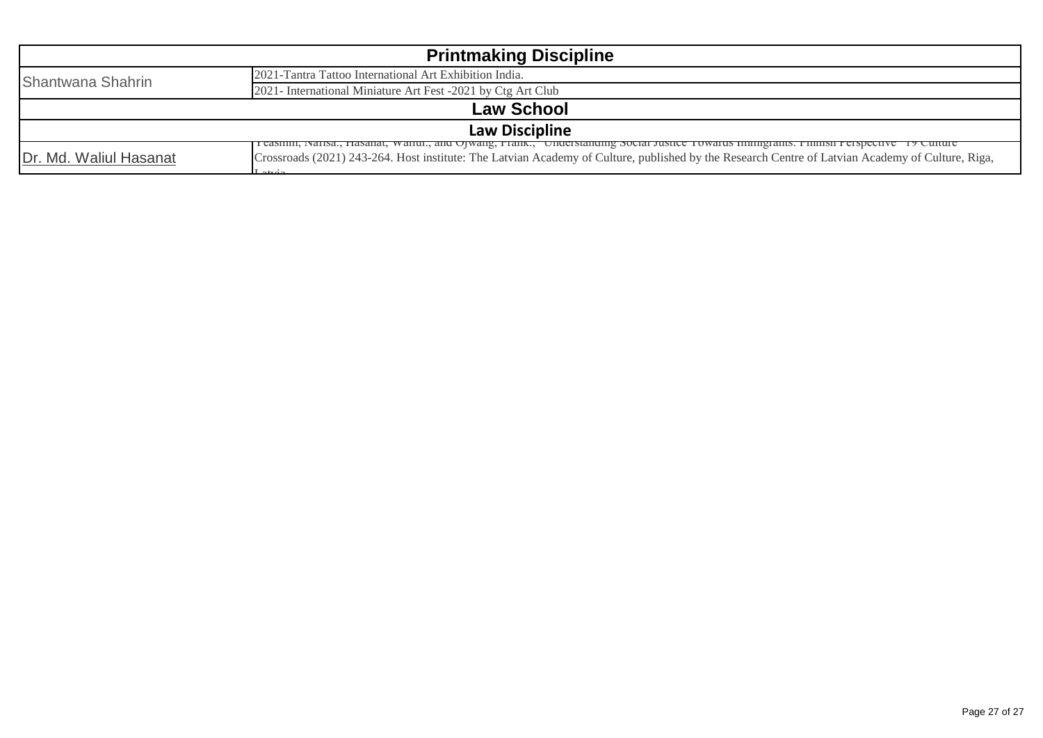| | |
|---|---|
| **Printmaking Discipline** | |
| Shantwana Shahrin | 2021-Tantra Tattoo International Art Exhibition India. |
| | 2021- International Miniature Art Fest -2021 by Ctg Art Club |
| **Law School** | |
| **Law Discipline** | |
| Dr. Md. Waliul Hasanat | Teashini, Nafisa., Hasanat, Waliul., and Ojwang, Frank., "Understanding Social Justice Towards Immigrants: Finnish Perspective" 19 Culture Crossroads (2021) 243-264. Host institute: The Latvian Academy of Culture, published by the Research Centre of Latvian Academy of Culture, Riga, Latvia. |